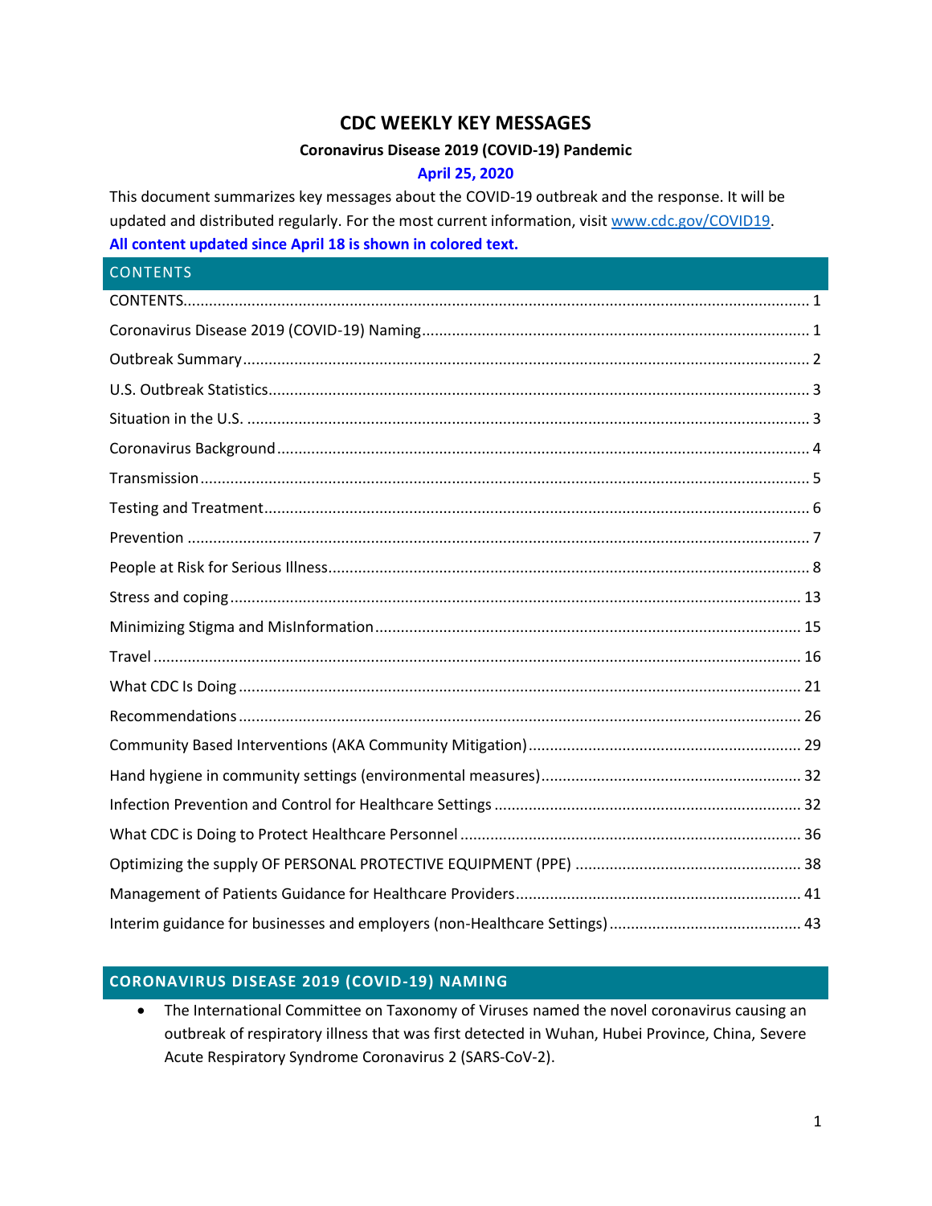# CDC WEEKLY KEY MESSAGES

**Coronavirus Disease 2019 (COVID-19) Pandemic**

**April 25, 2020**

This document summarizes key messages about the COVID-19 outbreak and the response. It will be updated and distributed regularly. For the most current information, visit www.cdc.gov/COVID19.

**All content updated since April 18 is shown in colored text.**

## CONTENTS

CONTENTS................................................................................................................................... 1

Coronavirus Disease 2019 (COVID-19) Naming.............................................................................. 1

Outbreak Summary.......................................................................................................................... 2

U.S. Outbreak Statistics.................................................................................................................. 3

Situation in the U.S. ........................................................................................................................ 3

Coronavirus Background.................................................................................................................. 4

Transmission.................................................................................................................................... 5

Testing and Treatment...................................................................................................................... 6

Prevention ....................................................................................................................................... 7

People at Risk for Serious Illness..................................................................................................... 8

Stress and coping........................................................................................................................... 13

Minimizing Stigma and MisInformation........................................................................................... 15

Travel ............................................................................................................................................. 16

What CDC Is Doing ........................................................................................................................ 21

Recommendations.......................................................................................................................... 26

Community Based Interventions (AKA Community Mitigation)........................................................ 29

Hand hygiene in community settings (environmental measures)..................................................... 32

Infection Prevention and Control for Healthcare Settings ................................................................ 32

What CDC is Doing to Protect Healthcare Personnel ...................................................................... 36

Optimizing the supply OF PERSONAL PROTECTIVE EQUIPMENT (PPE) ..................................... 38

Management of Patients Guidance for Healthcare Providers............................................................ 41

Interim guidance for businesses and employers (non-Healthcare Settings)...................................... 43

## CORONAVIRUS DISEASE 2019 (COVID-19) NAMING

- The International Committee on Taxonomy of Viruses named the novel coronavirus causing an outbreak of respiratory illness that was first detected in Wuhan, Hubei Province, China, Severe Acute Respiratory Syndrome Coronavirus 2 (SARS-CoV-2).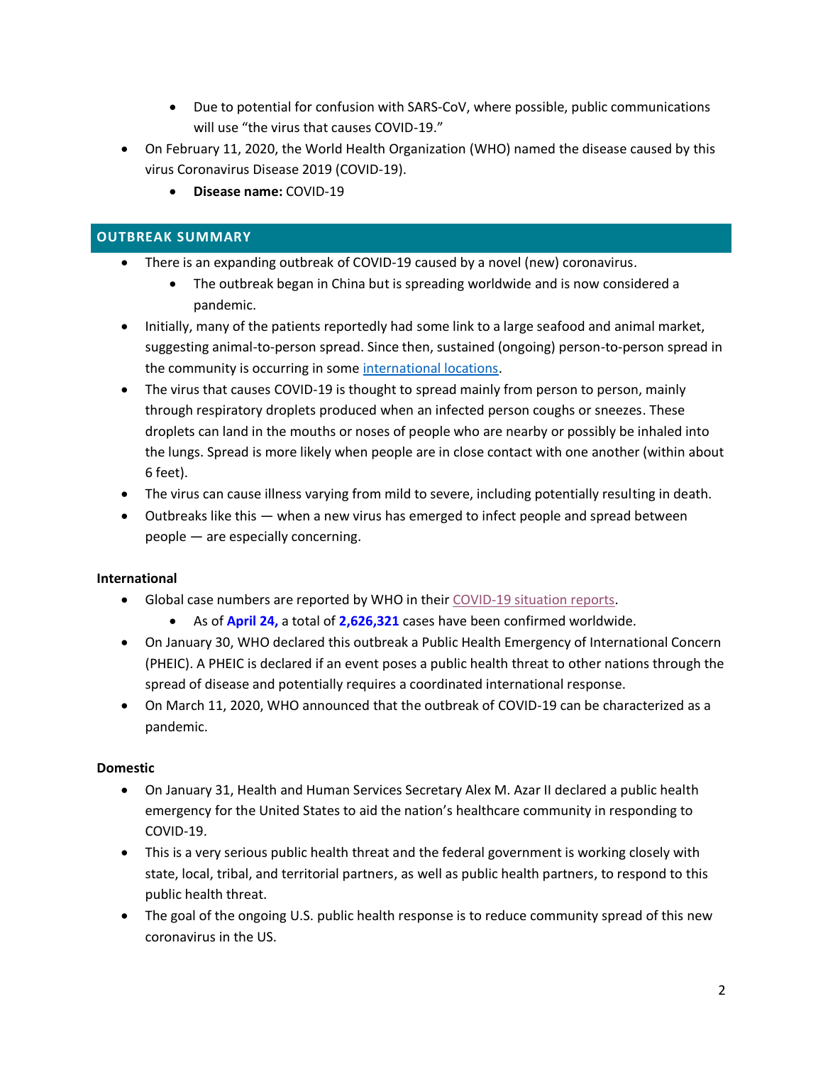- Due to potential for confusion with SARS-CoV, where possible, public communications will use "the virus that causes COVID-19."
- On February 11, 2020, the World Health Organization (WHO) named the disease caused by this virus Coronavirus Disease 2019 (COVID-19).
  - **Disease name:** COVID-19

## OUTBREAK SUMMARY

- There is an expanding outbreak of COVID-19 caused by a novel (new) coronavirus.
  - The outbreak began in China but is spreading worldwide and is now considered a pandemic.
- Initially, many of the patients reportedly had some link to a large seafood and animal market, suggesting animal-to-person spread. Since then, sustained (ongoing) person-to-person spread in the community is occurring in some international locations.
- The virus that causes COVID-19 is thought to spread mainly from person to person, mainly through respiratory droplets produced when an infected person coughs or sneezes. These droplets can land in the mouths or noses of people who are nearby or possibly be inhaled into the lungs. Spread is more likely when people are in close contact with one another (within about 6 feet).
- The virus can cause illness varying from mild to severe, including potentially resulting in death.
- Outbreaks like this — when a new virus has emerged to infect people and spread between people — are especially concerning.

### International

- Global case numbers are reported by WHO in their COVID-19 situation reports.
  - As of **April 24,** a total of **2,626,321** cases have been confirmed worldwide.
- On January 30, WHO declared this outbreak a Public Health Emergency of International Concern (PHEIC). A PHEIC is declared if an event poses a public health threat to other nations through the spread of disease and potentially requires a coordinated international response.
- On March 11, 2020, WHO announced that the outbreak of COVID-19 can be characterized as a pandemic.

### Domestic

- On January 31, Health and Human Services Secretary Alex M. Azar II declared a public health emergency for the United States to aid the nation's healthcare community in responding to COVID-19.
- This is a very serious public health threat and the federal government is working closely with state, local, tribal, and territorial partners, as well as public health partners, to respond to this public health threat.
- The goal of the ongoing U.S. public health response is to reduce community spread of this new coronavirus in the US.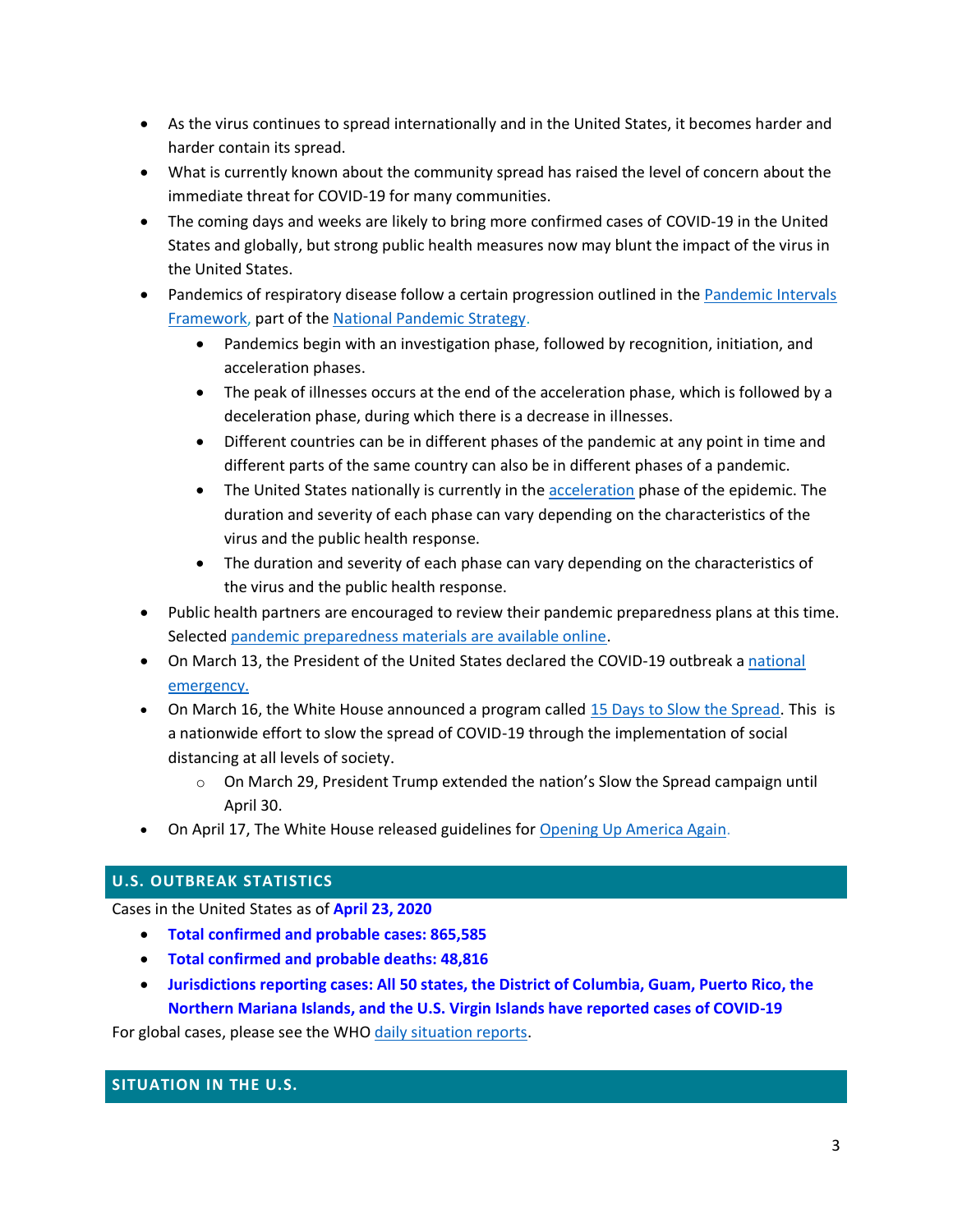- As the virus continues to spread internationally and in the United States, it becomes harder and harder contain its spread.
- What is currently known about the community spread has raised the level of concern about the immediate threat for COVID-19 for many communities.
- The coming days and weeks are likely to bring more confirmed cases of COVID-19 in the United States and globally, but strong public health measures now may blunt the impact of the virus in the United States.
- Pandemics of respiratory disease follow a certain progression outlined in the Pandemic Intervals Framework, part of the National Pandemic Strategy.
    - Pandemics begin with an investigation phase, followed by recognition, initiation, and acceleration phases.
    - The peak of illnesses occurs at the end of the acceleration phase, which is followed by a deceleration phase, during which there is a decrease in illnesses.
    - Different countries can be in different phases of the pandemic at any point in time and different parts of the same country can also be in different phases of a pandemic.
    - The United States nationally is currently in the acceleration phase of the epidemic. The duration and severity of each phase can vary depending on the characteristics of the virus and the public health response.
    - The duration and severity of each phase can vary depending on the characteristics of the virus and the public health response.
- Public health partners are encouraged to review their pandemic preparedness plans at this time. Selected pandemic preparedness materials are available online.
- On March 13, the President of the United States declared the COVID-19 outbreak a national emergency.
- On March 16, the White House announced a program called 15 Days to Slow the Spread. This is a nationwide effort to slow the spread of COVID-19 through the implementation of social distancing at all levels of society.
    - On March 29, President Trump extended the nation's Slow the Spread campaign until April 30.
- On April 17, The White House released guidelines for Opening Up America Again.

## U.S. OUTBREAK STATISTICS

Cases in the United States as of **April 23, 2020**

- **Total confirmed and probable cases: 865,585**
- **Total confirmed and probable deaths: 48,816**
- **Jurisdictions reporting cases: All 50 states, the District of Columbia, Guam, Puerto Rico, the Northern Mariana Islands, and the U.S. Virgin Islands have reported cases of COVID-19**

For global cases, please see the WHO daily situation reports.

## SITUATION IN THE U.S.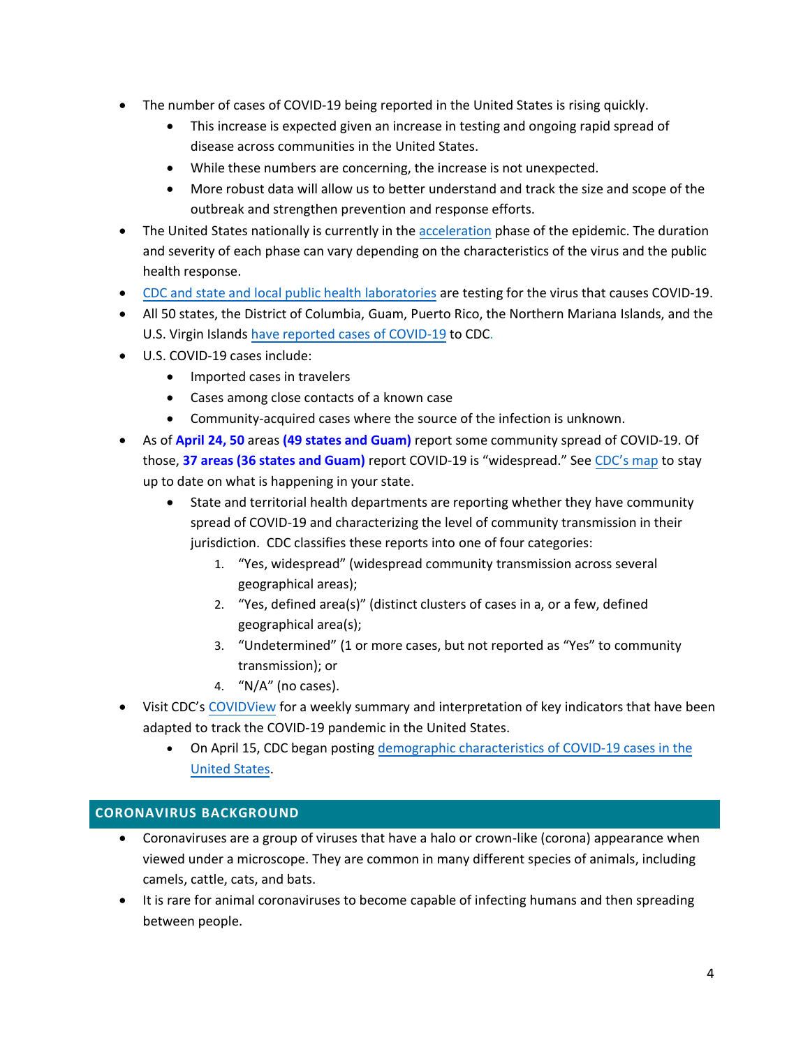- The number of cases of COVID-19 being reported in the United States is rising quickly.
  - This increase is expected given an increase in testing and ongoing rapid spread of disease across communities in the United States.
  - While these numbers are concerning, the increase is not unexpected.
  - More robust data will allow us to better understand and track the size and scope of the outbreak and strengthen prevention and response efforts.
- The United States nationally is currently in the acceleration phase of the epidemic. The duration and severity of each phase can vary depending on the characteristics of the virus and the public health response.
- CDC and state and local public health laboratories are testing for the virus that causes COVID-19.
- All 50 states, the District of Columbia, Guam, Puerto Rico, the Northern Mariana Islands, and the U.S. Virgin Islands have reported cases of COVID-19 to CDC.
- U.S. COVID-19 cases include:
  - Imported cases in travelers
  - Cases among close contacts of a known case
  - Community-acquired cases where the source of the infection is unknown.
- As of **April 24, 50** areas **(49 states and Guam)** report some community spread of COVID-19. Of those, **37 areas (36 states and Guam)** report COVID-19 is "widespread." See CDC's map to stay up to date on what is happening in your state.
  - State and territorial health departments are reporting whether they have community spread of COVID-19 and characterizing the level of community transmission in their jurisdiction. CDC classifies these reports into one of four categories:
    1. "Yes, widespread" (widespread community transmission across several geographical areas);
    2. "Yes, defined area(s)" (distinct clusters of cases in a, or a few, defined geographical area(s);
    3. "Undetermined" (1 or more cases, but not reported as "Yes" to community transmission); or
    4. "N/A" (no cases).
- Visit CDC's COVIDView for a weekly summary and interpretation of key indicators that have been adapted to track the COVID-19 pandemic in the United States.
  - On April 15, CDC began posting demographic characteristics of COVID-19 cases in the United States.

## CORONAVIRUS BACKGROUND

- Coronaviruses are a group of viruses that have a halo or crown-like (corona) appearance when viewed under a microscope. They are common in many different species of animals, including camels, cattle, cats, and bats.
- It is rare for animal coronaviruses to become capable of infecting humans and then spreading between people.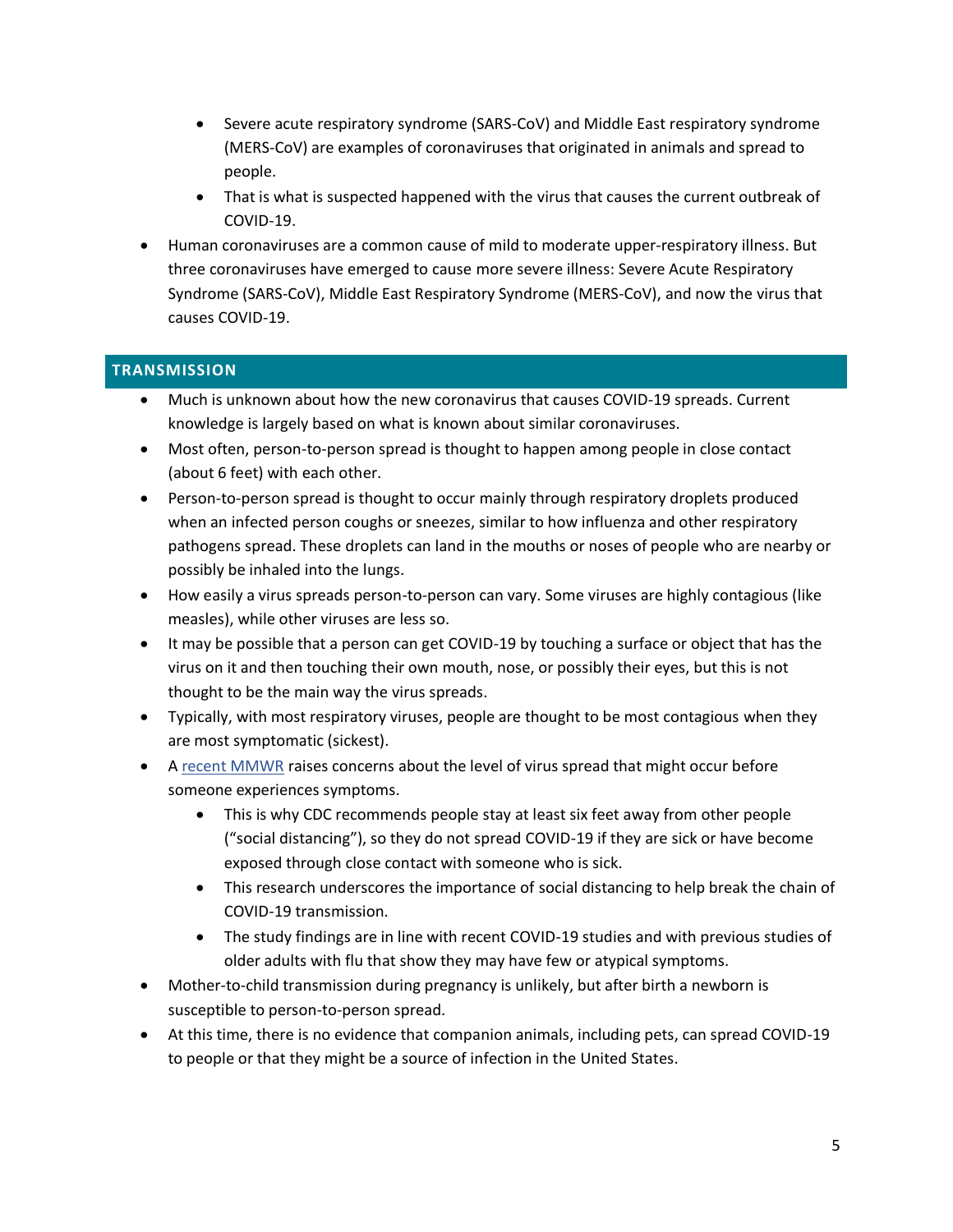- Severe acute respiratory syndrome (SARS-CoV) and Middle East respiratory syndrome (MERS-CoV) are examples of coronaviruses that originated in animals and spread to people.
  - That is what is suspected happened with the virus that causes the current outbreak of COVID-19.
- Human coronaviruses are a common cause of mild to moderate upper-respiratory illness. But three coronaviruses have emerged to cause more severe illness: Severe Acute Respiratory Syndrome (SARS-CoV), Middle East Respiratory Syndrome (MERS-CoV), and now the virus that causes COVID-19.

## TRANSMISSION

- Much is unknown about how the new coronavirus that causes COVID-19 spreads. Current knowledge is largely based on what is known about similar coronaviruses.
- Most often, person-to-person spread is thought to happen among people in close contact (about 6 feet) with each other.
- Person-to-person spread is thought to occur mainly through respiratory droplets produced when an infected person coughs or sneezes, similar to how influenza and other respiratory pathogens spread. These droplets can land in the mouths or noses of people who are nearby or possibly be inhaled into the lungs.
- How easily a virus spreads person-to-person can vary. Some viruses are highly contagious (like measles), while other viruses are less so.
- It may be possible that a person can get COVID-19 by touching a surface or object that has the virus on it and then touching their own mouth, nose, or possibly their eyes, but this is not thought to be the main way the virus spreads.
- Typically, with most respiratory viruses, people are thought to be most contagious when they are most symptomatic (sickest).
- A recent MMWR raises concerns about the level of virus spread that might occur before someone experiences symptoms.
  - This is why CDC recommends people stay at least six feet away from other people ("social distancing"), so they do not spread COVID-19 if they are sick or have become exposed through close contact with someone who is sick.
  - This research underscores the importance of social distancing to help break the chain of COVID-19 transmission.
  - The study findings are in line with recent COVID-19 studies and with previous studies of older adults with flu that show they may have few or atypical symptoms.
- Mother-to-child transmission during pregnancy is unlikely, but after birth a newborn is susceptible to person-to-person spread.
- At this time, there is no evidence that companion animals, including pets, can spread COVID-19 to people or that they might be a source of infection in the United States.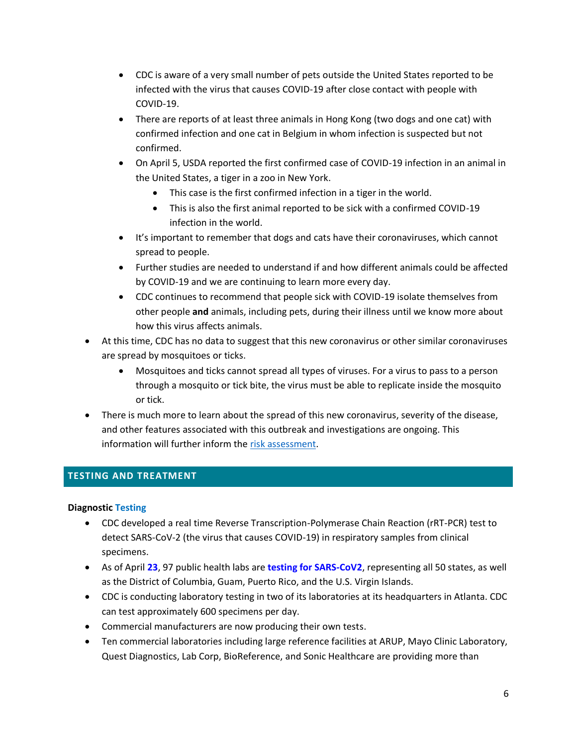- CDC is aware of a very small number of pets outside the United States reported to be infected with the virus that causes COVID-19 after close contact with people with COVID-19.
    - There are reports of at least three animals in Hong Kong (two dogs and one cat) with confirmed infection and one cat in Belgium in whom infection is suspected but not confirmed.
    - On April 5, USDA reported the first confirmed case of COVID-19 infection in an animal in the United States, a tiger in a zoo in New York.
        - This case is the first confirmed infection in a tiger in the world.
        - This is also the first animal reported to be sick with a confirmed COVID-19 infection in the world.
    - It's important to remember that dogs and cats have their coronaviruses, which cannot spread to people.
    - Further studies are needed to understand if and how different animals could be affected by COVID-19 and we are continuing to learn more every day.
    - CDC continues to recommend that people sick with COVID-19 isolate themselves from other people **and** animals, including pets, during their illness until we know more about how this virus affects animals.
- At this time, CDC has no data to suggest that this new coronavirus or other similar coronaviruses are spread by mosquitoes or ticks.
    - Mosquitoes and ticks cannot spread all types of viruses. For a virus to pass to a person through a mosquito or tick bite, the virus must be able to replicate inside the mosquito or tick.
- There is much more to learn about the spread of this new coronavirus, severity of the disease, and other features associated with this outbreak and investigations are ongoing. This information will further inform the [risk assessment](risk assessment).

## TESTING AND TREATMENT

**Diagnostic Testing**

- CDC developed a real time Reverse Transcription-Polymerase Chain Reaction (rRT-PCR) test to detect SARS-CoV-2 (the virus that causes COVID-19) in respiratory samples from clinical specimens.
- As of April **23**, 97 public health labs are **testing for SARS-CoV2**, representing all 50 states, as well as the District of Columbia, Guam, Puerto Rico, and the U.S. Virgin Islands.
- CDC is conducting laboratory testing in two of its laboratories at its headquarters in Atlanta. CDC can test approximately 600 specimens per day.
- Commercial manufacturers are now producing their own tests.
- Ten commercial laboratories including large reference facilities at ARUP, Mayo Clinic Laboratory, Quest Diagnostics, Lab Corp, BioReference, and Sonic Healthcare are providing more than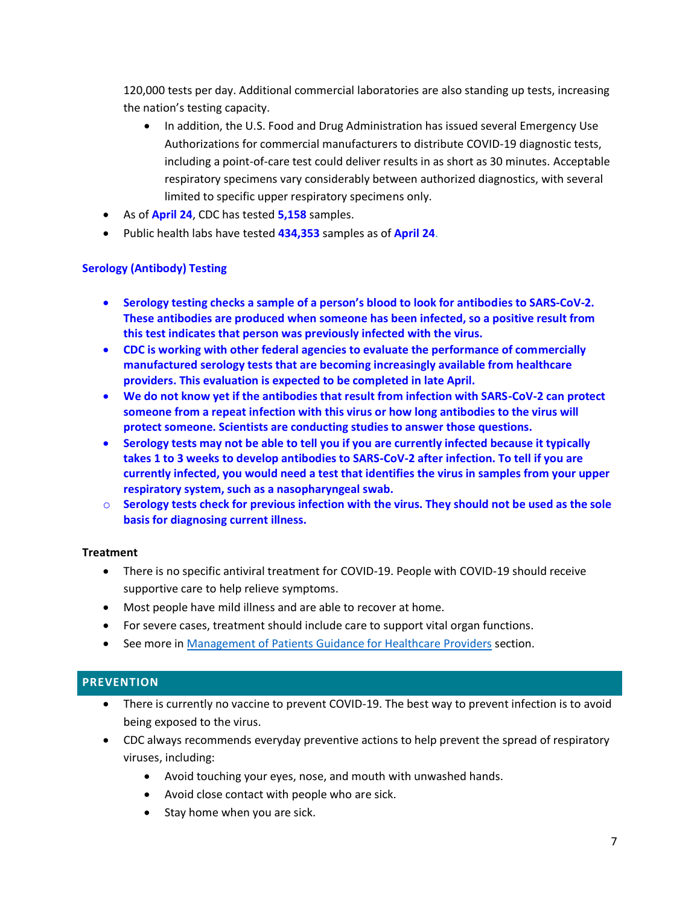120,000 tests per day. Additional commercial laboratories are also standing up tests, increasing the nation's testing capacity.

- In addition, the U.S. Food and Drug Administration has issued several Emergency Use Authorizations for commercial manufacturers to distribute COVID-19 diagnostic tests, including a point-of-care test could deliver results in as short as 30 minutes. Acceptable respiratory specimens vary considerably between authorized diagnostics, with several limited to specific upper respiratory specimens only.

- As of **April 24**, CDC has tested **5,158** samples.
- Public health labs have tested **434,353** samples as of **April 24**.

### Serology (Antibody) Testing

- **Serology testing checks a sample of a person's blood to look for antibodies to SARS-CoV-2. These antibodies are produced when someone has been infected, so a positive result from this test indicates that person was previously infected with the virus.**
- **CDC is working with other federal agencies to evaluate the performance of commercially manufactured serology tests that are becoming increasingly available from healthcare providers. This evaluation is expected to be completed in late April.**
- **We do not know yet if the antibodies that result from infection with SARS-CoV-2 can protect someone from a repeat infection with this virus or how long antibodies to the virus will protect someone. Scientists are conducting studies to answer those questions.**
- **Serology tests may not be able to tell you if you are currently infected because it typically takes 1 to 3 weeks to develop antibodies to SARS-CoV-2 after infection. To tell if you are currently infected, you would need a test that identifies the virus in samples from your upper respiratory system, such as a nasopharyngeal swab.**
  - **Serology tests check for previous infection with the virus. They should not be used as the sole basis for diagnosing current illness.**

### Treatment

- There is no specific antiviral treatment for COVID-19. People with COVID-19 should receive supportive care to help relieve symptoms.
- Most people have mild illness and are able to recover at home.
- For severe cases, treatment should include care to support vital organ functions.
- See more in Management of Patients Guidance for Healthcare Providers section.

## PREVENTION

- There is currently no vaccine to prevent COVID-19. The best way to prevent infection is to avoid being exposed to the virus.
- CDC always recommends everyday preventive actions to help prevent the spread of respiratory viruses, including:
  - Avoid touching your eyes, nose, and mouth with unwashed hands.
  - Avoid close contact with people who are sick.
  - Stay home when you are sick.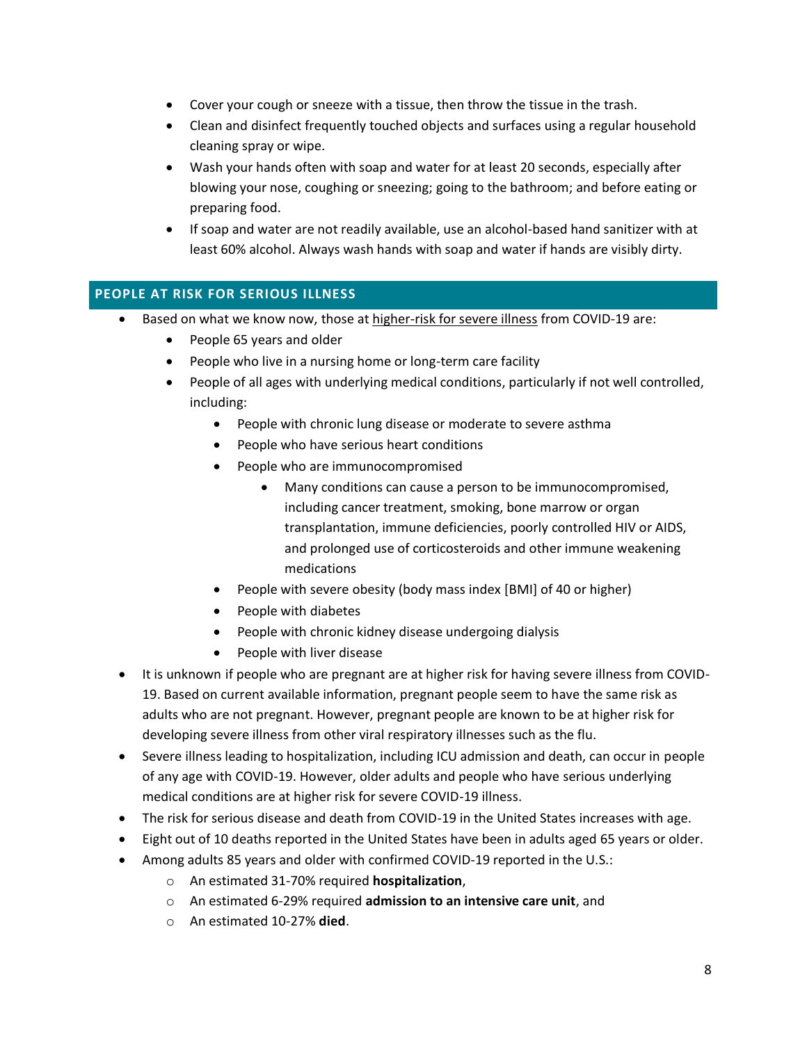- Cover your cough or sneeze with a tissue, then throw the tissue in the trash.
- Clean and disinfect frequently touched objects and surfaces using a regular household cleaning spray or wipe.
- Wash your hands often with soap and water for at least 20 seconds, especially after blowing your nose, coughing or sneezing; going to the bathroom; and before eating or preparing food.
- If soap and water are not readily available, use an alcohol-based hand sanitizer with at least 60% alcohol. Always wash hands with soap and water if hands are visibly dirty.

## PEOPLE AT RISK FOR SERIOUS ILLNESS

- Based on what we know now, those at higher-risk for severe illness from COVID-19 are:
  - People 65 years and older
  - People who live in a nursing home or long-term care facility
  - People of all ages with underlying medical conditions, particularly if not well controlled, including:
    - People with chronic lung disease or moderate to severe asthma
    - People who have serious heart conditions
    - People who are immunocompromised
      - Many conditions can cause a person to be immunocompromised, including cancer treatment, smoking, bone marrow or organ transplantation, immune deficiencies, poorly controlled HIV or AIDS, and prolonged use of corticosteroids and other immune weakening medications
    - People with severe obesity (body mass index [BMI] of 40 or higher)
    - People with diabetes
    - People with chronic kidney disease undergoing dialysis
    - People with liver disease
- It is unknown if people who are pregnant are at higher risk for having severe illness from COVID-19. Based on current available information, pregnant people seem to have the same risk as adults who are not pregnant. However, pregnant people are known to be at higher risk for developing severe illness from other viral respiratory illnesses such as the flu.
- Severe illness leading to hospitalization, including ICU admission and death, can occur in people of any age with COVID-19. However, older adults and people who have serious underlying medical conditions are at higher risk for severe COVID-19 illness.
- The risk for serious disease and death from COVID-19 in the United States increases with age.
- Eight out of 10 deaths reported in the United States have been in adults aged 65 years or older.
- Among adults 85 years and older with confirmed COVID-19 reported in the U.S.:
  - An estimated 31-70% required **hospitalization**,
  - An estimated 6-29% required **admission to an intensive care unit**, and
  - An estimated 10-27% **died**.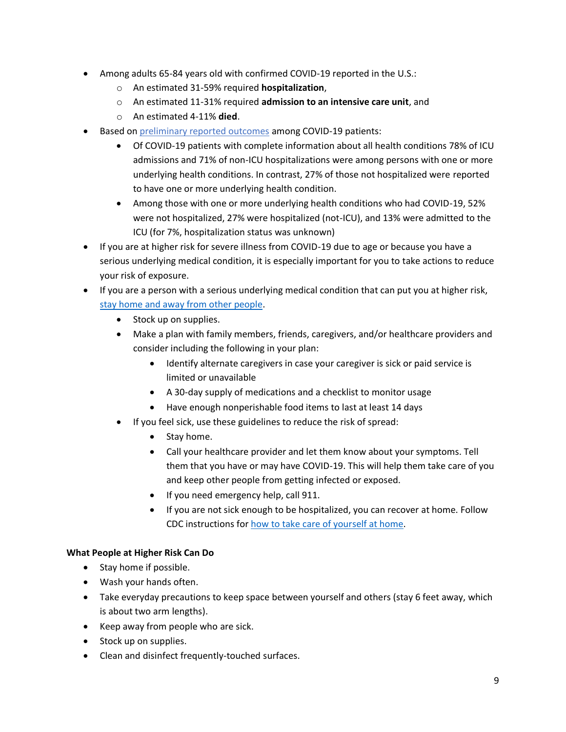- Among adults 65-84 years old with confirmed COVID-19 reported in the U.S.:
  - An estimated 31-59% required **hospitalization**,
  - An estimated 11-31% required **admission to an intensive care unit**, and
  - An estimated 4-11% **died**.
- Based on [preliminary reported outcomes]() among COVID-19 patients:
  - Of COVID-19 patients with complete information about all health conditions 78% of ICU admissions and 71% of non-ICU hospitalizations were among persons with one or more underlying health conditions. In contrast, 27% of those not hospitalized were reported to have one or more underlying health condition.
  - Among those with one or more underlying health conditions who had COVID-19, 52% were not hospitalized, 27% were hospitalized (not-ICU), and 13% were admitted to the ICU (for 7%, hospitalization status was unknown)
- If you are at higher risk for severe illness from COVID-19 due to age or because you have a serious underlying medical condition, it is especially important for you to take actions to reduce your risk of exposure.
- If you are a person with a serious underlying medical condition that can put you at higher risk, [stay home and away from other people]().
  - Stock up on supplies.
  - Make a plan with family members, friends, caregivers, and/or healthcare providers and consider including the following in your plan:
    - Identify alternate caregivers in case your caregiver is sick or paid service is limited or unavailable
    - A 30-day supply of medications and a checklist to monitor usage
    - Have enough nonperishable food items to last at least 14 days
  - If you feel sick, use these guidelines to reduce the risk of spread:
    - Stay home.
    - Call your healthcare provider and let them know about your symptoms. Tell them that you have or may have COVID-19. This will help them take care of you and keep other people from getting infected or exposed.
    - If you need emergency help, call 911.
    - If you are not sick enough to be hospitalized, you can recover at home. Follow CDC instructions for [how to take care of yourself at home]().

**What People at Higher Risk Can Do**

- Stay home if possible.
- Wash your hands often.
- Take everyday precautions to keep space between yourself and others (stay 6 feet away, which is about two arm lengths).
- Keep away from people who are sick.
- Stock up on supplies.
- Clean and disinfect frequently-touched surfaces.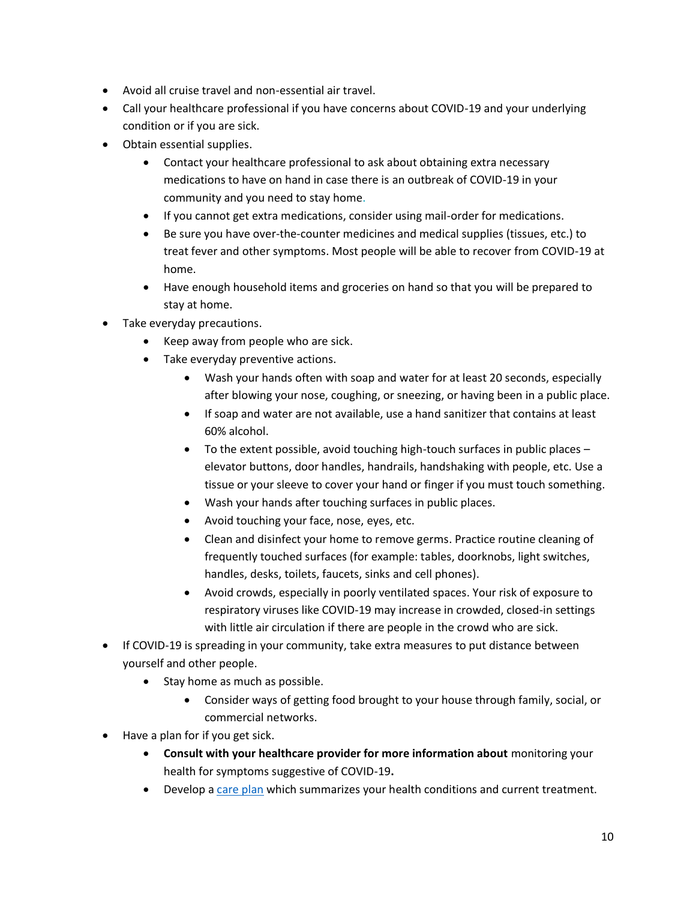- Avoid all cruise travel and non-essential air travel.
- Call your healthcare professional if you have concerns about COVID-19 and your underlying condition or if you are sick.
- Obtain essential supplies.
    - Contact your healthcare professional to ask about obtaining extra necessary medications to have on hand in case there is an outbreak of COVID-19 in your community and you need to stay home.
    - If you cannot get extra medications, consider using mail-order for medications.
    - Be sure you have over-the-counter medicines and medical supplies (tissues, etc.) to treat fever and other symptoms. Most people will be able to recover from COVID-19 at home.
    - Have enough household items and groceries on hand so that you will be prepared to stay at home.
- Take everyday precautions.
    - Keep away from people who are sick.
    - Take everyday preventive actions.
        - Wash your hands often with soap and water for at least 20 seconds, especially after blowing your nose, coughing, or sneezing, or having been in a public place.
        - If soap and water are not available, use a hand sanitizer that contains at least 60% alcohol.
        - To the extent possible, avoid touching high-touch surfaces in public places – elevator buttons, door handles, handrails, handshaking with people, etc. Use a tissue or your sleeve to cover your hand or finger if you must touch something.
        - Wash your hands after touching surfaces in public places.
        - Avoid touching your face, nose, eyes, etc.
        - Clean and disinfect your home to remove germs. Practice routine cleaning of frequently touched surfaces (for example: tables, doorknobs, light switches, handles, desks, toilets, faucets, sinks and cell phones).
        - Avoid crowds, especially in poorly ventilated spaces. Your risk of exposure to respiratory viruses like COVID-19 may increase in crowded, closed-in settings with little air circulation if there are people in the crowd who are sick.
- If COVID-19 is spreading in your community, take extra measures to put distance between yourself and other people.
    - Stay home as much as possible.
        - Consider ways of getting food brought to your house through family, social, or commercial networks.
- Have a plan for if you get sick.
    - **Consult with your healthcare provider for more information about** monitoring your health for symptoms suggestive of COVID-19**.**
    - Develop a care plan which summarizes your health conditions and current treatment.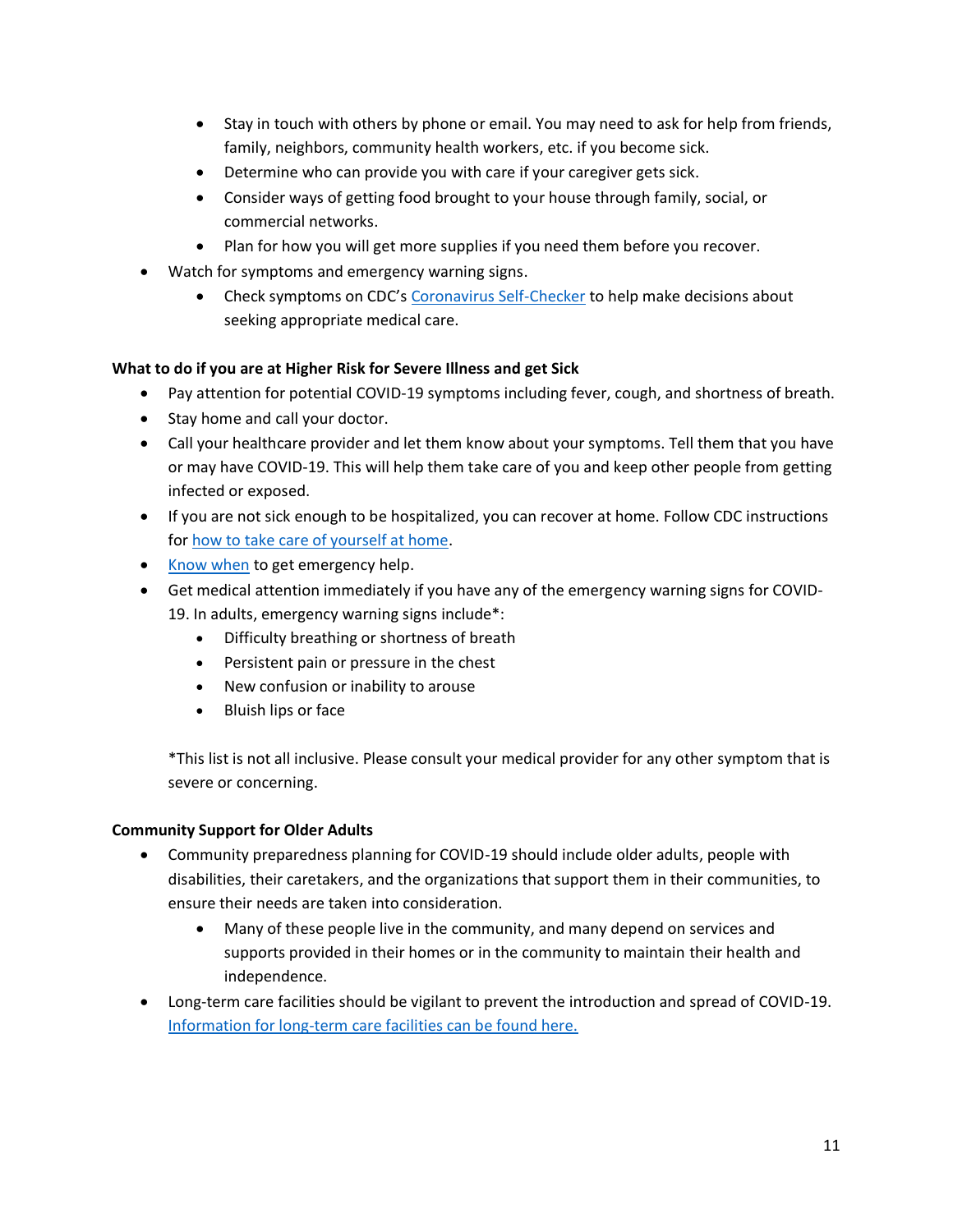- Stay in touch with others by phone or email. You may need to ask for help from friends, family, neighbors, community health workers, etc. if you become sick.
    - Determine who can provide you with care if your caregiver gets sick.
    - Consider ways of getting food brought to your house through family, social, or commercial networks.
    - Plan for how you will get more supplies if you need them before you recover.
- Watch for symptoms and emergency warning signs.
    - Check symptoms on CDC's Coronavirus Self-Checker to help make decisions about seeking appropriate medical care.

**What to do if you are at Higher Risk for Severe Illness and get Sick**

- Pay attention for potential COVID-19 symptoms including fever, cough, and shortness of breath.
- Stay home and call your doctor.
- Call your healthcare provider and let them know about your symptoms. Tell them that you have or may have COVID-19. This will help them take care of you and keep other people from getting infected or exposed.
- If you are not sick enough to be hospitalized, you can recover at home. Follow CDC instructions for how to take care of yourself at home.
- Know when to get emergency help.
- Get medical attention immediately if you have any of the emergency warning signs for COVID-19. In adults, emergency warning signs include*:
    - Difficulty breathing or shortness of breath
    - Persistent pain or pressure in the chest
    - New confusion or inability to arouse
    - Bluish lips or face

  *This list is not all inclusive. Please consult your medical provider for any other symptom that is severe or concerning.

**Community Support for Older Adults**

- Community preparedness planning for COVID-19 should include older adults, people with disabilities, their caretakers, and the organizations that support them in their communities, to ensure their needs are taken into consideration.
    - Many of these people live in the community, and many depend on services and supports provided in their homes or in the community to maintain their health and independence.
- Long-term care facilities should be vigilant to prevent the introduction and spread of COVID-19. Information for long-term care facilities can be found here.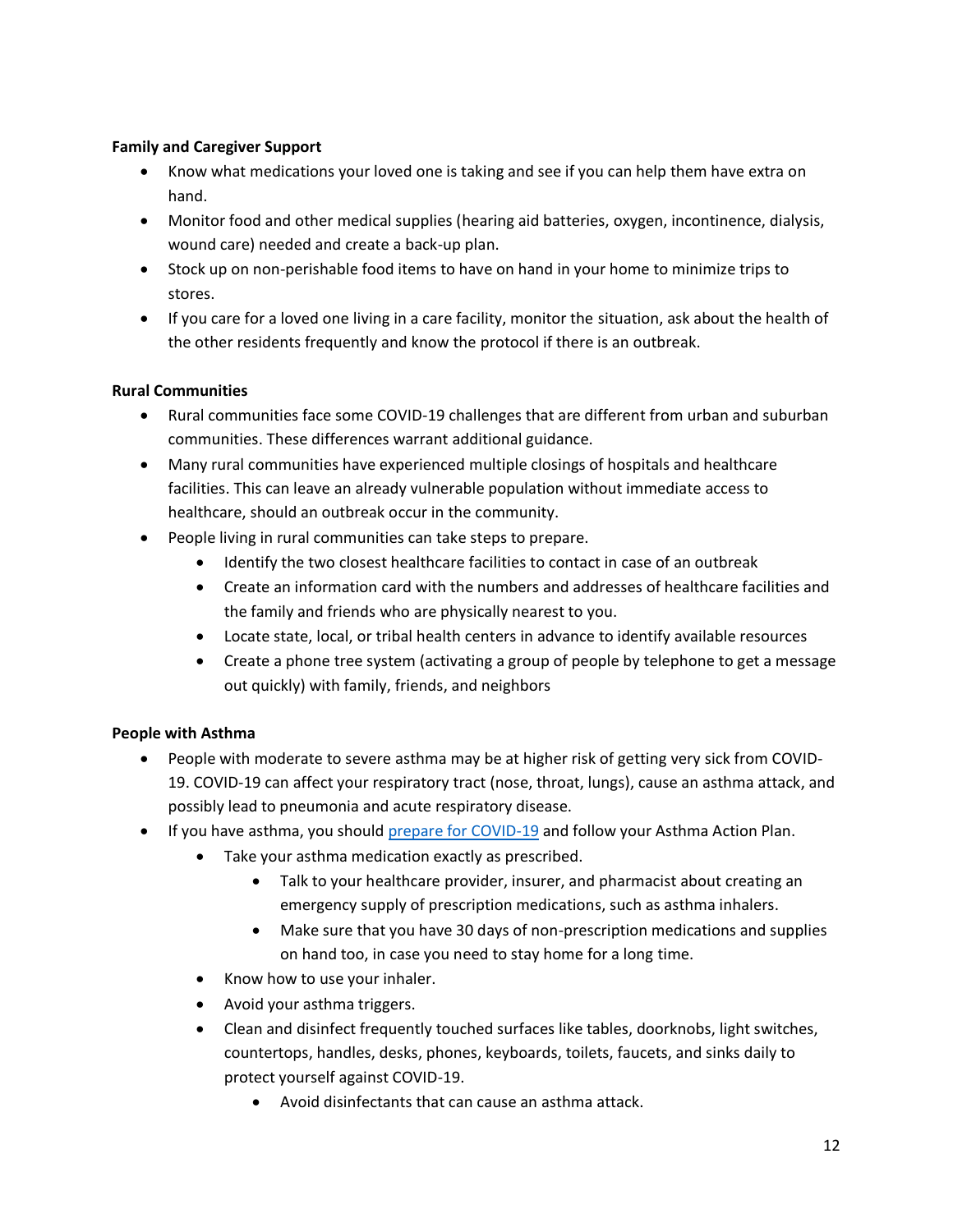**Family and Caregiver Support**

- Know what medications your loved one is taking and see if you can help them have extra on hand.
- Monitor food and other medical supplies (hearing aid batteries, oxygen, incontinence, dialysis, wound care) needed and create a back-up plan.
- Stock up on non-perishable food items to have on hand in your home to minimize trips to stores.
- If you care for a loved one living in a care facility, monitor the situation, ask about the health of the other residents frequently and know the protocol if there is an outbreak.

**Rural Communities**

- Rural communities face some COVID-19 challenges that are different from urban and suburban communities. These differences warrant additional guidance.
- Many rural communities have experienced multiple closings of hospitals and healthcare facilities. This can leave an already vulnerable population without immediate access to healthcare, should an outbreak occur in the community.
- People living in rural communities can take steps to prepare.
    - Identify the two closest healthcare facilities to contact in case of an outbreak
    - Create an information card with the numbers and addresses of healthcare facilities and the family and friends who are physically nearest to you.
    - Locate state, local, or tribal health centers in advance to identify available resources
    - Create a phone tree system (activating a group of people by telephone to get a message out quickly) with family, friends, and neighbors

**People with Asthma**

- People with moderate to severe asthma may be at higher risk of getting very sick from COVID-19. COVID-19 can affect your respiratory tract (nose, throat, lungs), cause an asthma attack, and possibly lead to pneumonia and acute respiratory disease.
- If you have asthma, you should [prepare for COVID-19]() and follow your Asthma Action Plan.
    - Take your asthma medication exactly as prescribed.
        - Talk to your healthcare provider, insurer, and pharmacist about creating an emergency supply of prescription medications, such as asthma inhalers.
        - Make sure that you have 30 days of non-prescription medications and supplies on hand too, in case you need to stay home for a long time.
    - Know how to use your inhaler.
    - Avoid your asthma triggers.
    - Clean and disinfect frequently touched surfaces like tables, doorknobs, light switches, countertops, handles, desks, phones, keyboards, toilets, faucets, and sinks daily to protect yourself against COVID-19.
        - Avoid disinfectants that can cause an asthma attack.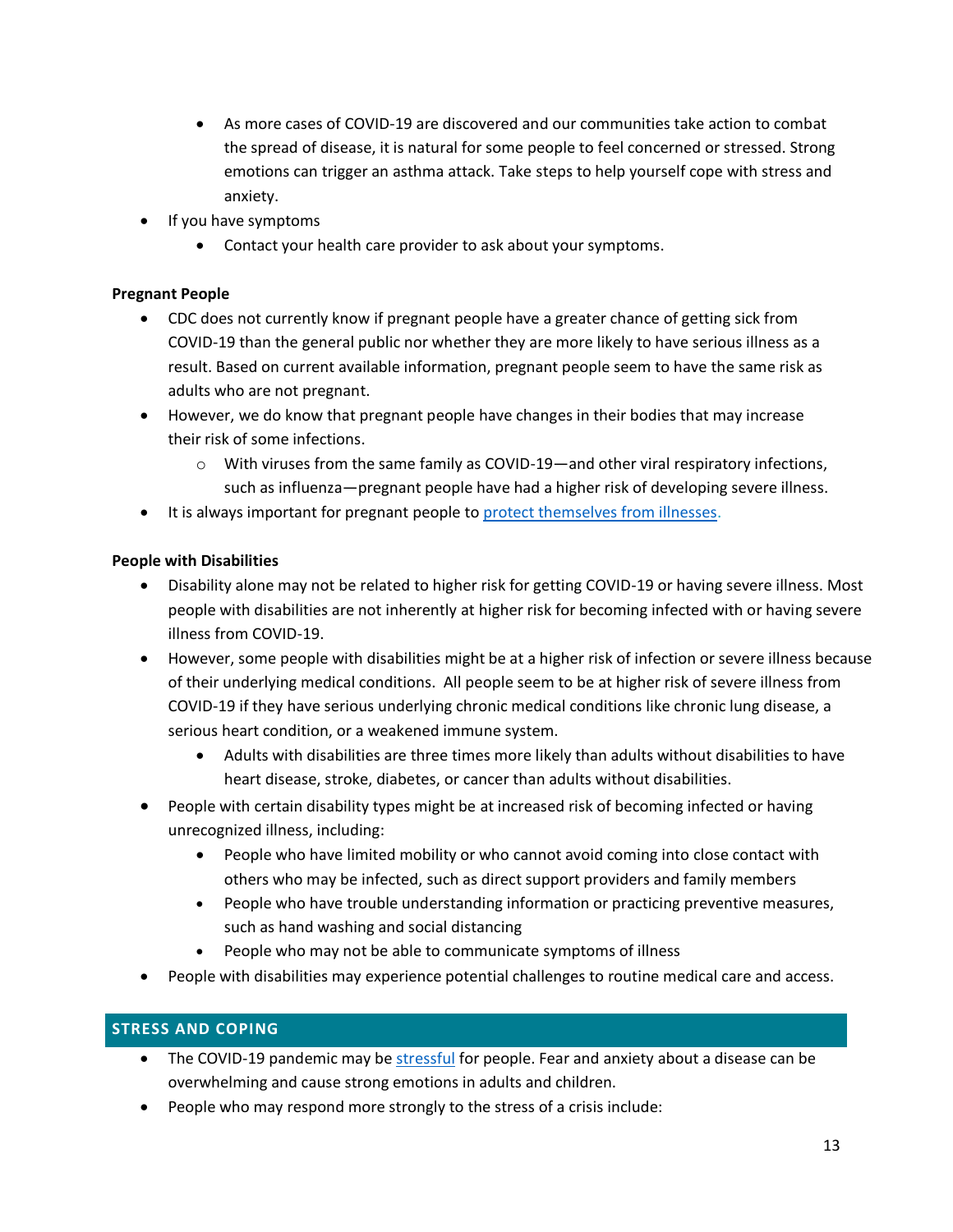- As more cases of COVID-19 are discovered and our communities take action to combat the spread of disease, it is natural for some people to feel concerned or stressed. Strong emotions can trigger an asthma attack. Take steps to help yourself cope with stress and anxiety.
- If you have symptoms
  - Contact your health care provider to ask about your symptoms.

**Pregnant People**

- CDC does not currently know if pregnant people have a greater chance of getting sick from COVID-19 than the general public nor whether they are more likely to have serious illness as a result. Based on current available information, pregnant people seem to have the same risk as adults who are not pregnant.
- However, we do know that pregnant people have changes in their bodies that may increase their risk of some infections.
  - With viruses from the same family as COVID-19—and other viral respiratory infections, such as influenza—pregnant people have had a higher risk of developing severe illness.
- It is always important for pregnant people to protect themselves from illnesses.

**People with Disabilities**

- Disability alone may not be related to higher risk for getting COVID-19 or having severe illness. Most people with disabilities are not inherently at higher risk for becoming infected with or having severe illness from COVID-19.
- However, some people with disabilities might be at a higher risk of infection or severe illness because of their underlying medical conditions. All people seem to be at higher risk of severe illness from COVID-19 if they have serious underlying chronic medical conditions like chronic lung disease, a serious heart condition, or a weakened immune system.
  - Adults with disabilities are three times more likely than adults without disabilities to have heart disease, stroke, diabetes, or cancer than adults without disabilities.
- People with certain disability types might be at increased risk of becoming infected or having unrecognized illness, including:
  - People who have limited mobility or who cannot avoid coming into close contact with others who may be infected, such as direct support providers and family members
  - People who have trouble understanding information or practicing preventive measures, such as hand washing and social distancing
  - People who may not be able to communicate symptoms of illness
- People with disabilities may experience potential challenges to routine medical care and access.

## STRESS AND COPING

- The COVID-19 pandemic may be stressful for people. Fear and anxiety about a disease can be overwhelming and cause strong emotions in adults and children.
- People who may respond more strongly to the stress of a crisis include: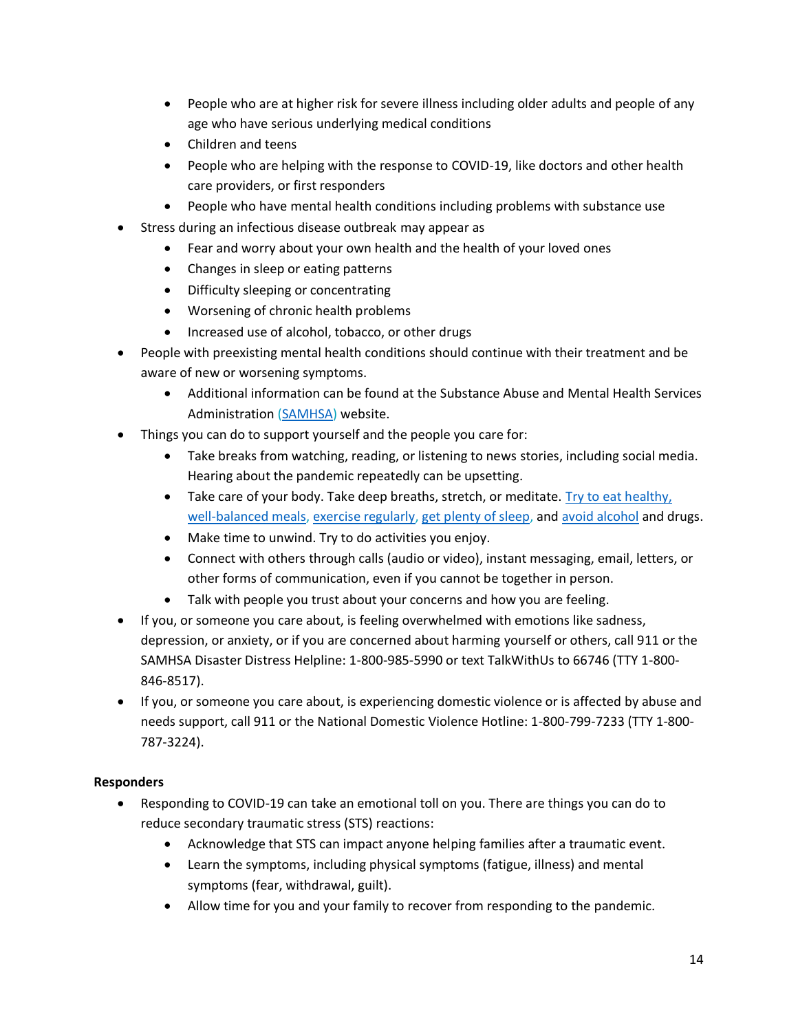- People who are at higher risk for severe illness including older adults and people of any age who have serious underlying medical conditions
    - Children and teens
    - People who are helping with the response to COVID-19, like doctors and other health care providers, or first responders
    - People who have mental health conditions including problems with substance use
- Stress during an infectious disease outbreak may appear as
    - Fear and worry about your own health and the health of your loved ones
    - Changes in sleep or eating patterns
    - Difficulty sleeping or concentrating
    - Worsening of chronic health problems
    - Increased use of alcohol, tobacco, or other drugs
- People with preexisting mental health conditions should continue with their treatment and be aware of new or worsening symptoms.
    - Additional information can be found at the Substance Abuse and Mental Health Services Administration (SAMHSA) website.
- Things you can do to support yourself and the people you care for:
    - Take breaks from watching, reading, or listening to news stories, including social media. Hearing about the pandemic repeatedly can be upsetting.
    - Take care of your body. Take deep breaths, stretch, or meditate. Try to eat healthy, well-balanced meals, exercise regularly, get plenty of sleep, and avoid alcohol and drugs.
    - Make time to unwind. Try to do activities you enjoy.
    - Connect with others through calls (audio or video), instant messaging, email, letters, or other forms of communication, even if you cannot be together in person.
    - Talk with people you trust about your concerns and how you are feeling.
- If you, or someone you care about, is feeling overwhelmed with emotions like sadness, depression, or anxiety, or if you are concerned about harming yourself or others, call 911 or the SAMHSA Disaster Distress Helpline: 1-800-985-5990 or text TalkWithUs to 66746 (TTY 1-800-846-8517).
- If you, or someone you care about, is experiencing domestic violence or is affected by abuse and needs support, call 911 or the National Domestic Violence Hotline: 1-800-799-7233 (TTY 1-800-787-3224).

**Responders**

- Responding to COVID-19 can take an emotional toll on you. There are things you can do to reduce secondary traumatic stress (STS) reactions:
    - Acknowledge that STS can impact anyone helping families after a traumatic event.
    - Learn the symptoms, including physical symptoms (fatigue, illness) and mental symptoms (fear, withdrawal, guilt).
    - Allow time for you and your family to recover from responding to the pandemic.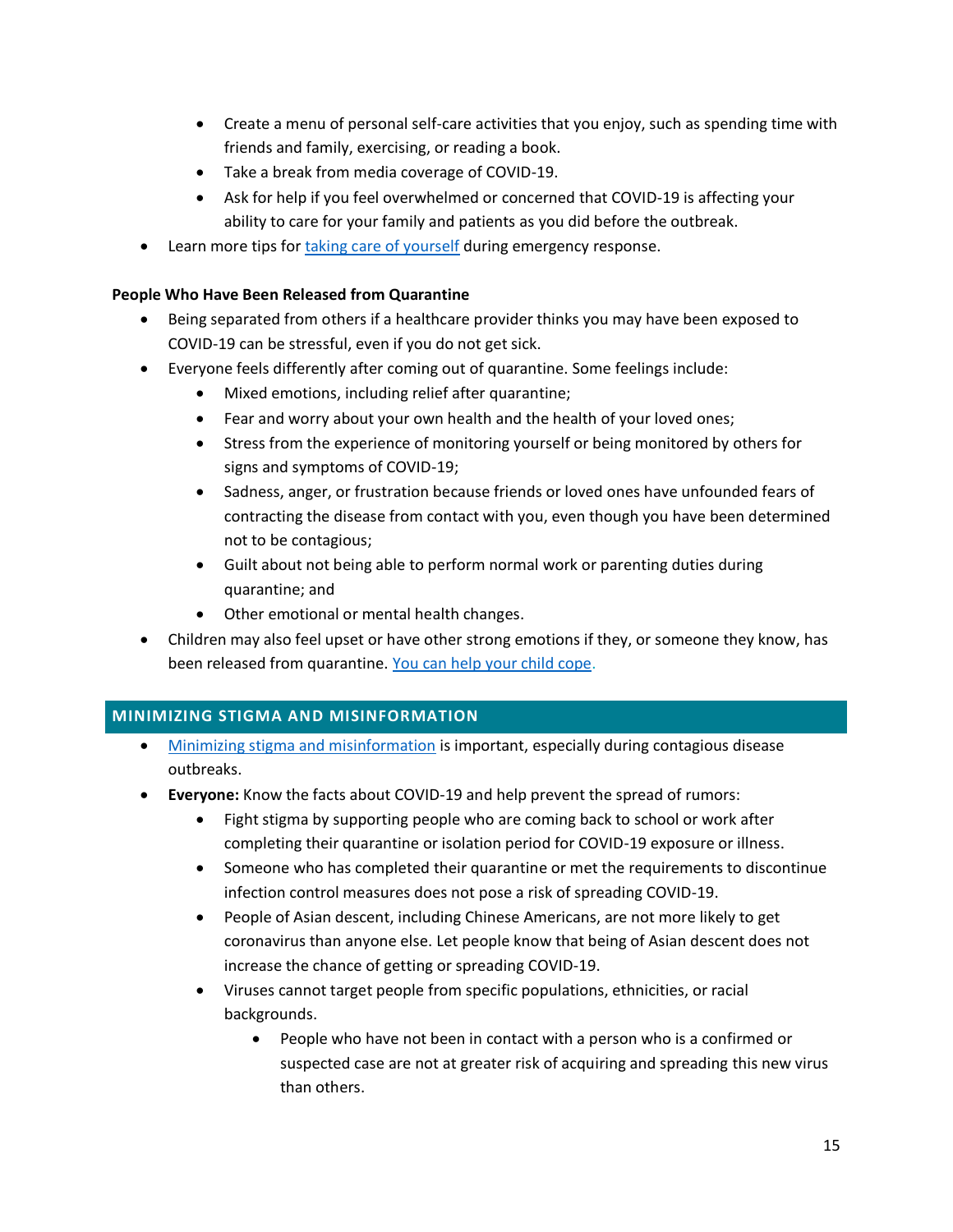- Create a menu of personal self-care activities that you enjoy, such as spending time with friends and family, exercising, or reading a book.
    - Take a break from media coverage of COVID-19.
    - Ask for help if you feel overwhelmed or concerned that COVID-19 is affecting your ability to care for your family and patients as you did before the outbreak.
- Learn more tips for taking care of yourself during emergency response.

**People Who Have Been Released from Quarantine**

- Being separated from others if a healthcare provider thinks you may have been exposed to COVID-19 can be stressful, even if you do not get sick.
- Everyone feels differently after coming out of quarantine. Some feelings include:
    - Mixed emotions, including relief after quarantine;
    - Fear and worry about your own health and the health of your loved ones;
    - Stress from the experience of monitoring yourself or being monitored by others for signs and symptoms of COVID-19;
    - Sadness, anger, or frustration because friends or loved ones have unfounded fears of contracting the disease from contact with you, even though you have been determined not to be contagious;
    - Guilt about not being able to perform normal work or parenting duties during quarantine; and
    - Other emotional or mental health changes.
- Children may also feel upset or have other strong emotions if they, or someone they know, has been released from quarantine. You can help your child cope.

## MINIMIZING STIGMA AND MISINFORMATION

- Minimizing stigma and misinformation is important, especially during contagious disease outbreaks.
- **Everyone:** Know the facts about COVID-19 and help prevent the spread of rumors:
    - Fight stigma by supporting people who are coming back to school or work after completing their quarantine or isolation period for COVID-19 exposure or illness.
    - Someone who has completed their quarantine or met the requirements to discontinue infection control measures does not pose a risk of spreading COVID-19.
    - People of Asian descent, including Chinese Americans, are not more likely to get coronavirus than anyone else. Let people know that being of Asian descent does not increase the chance of getting or spreading COVID-19.
    - Viruses cannot target people from specific populations, ethnicities, or racial backgrounds.
        - People who have not been in contact with a person who is a confirmed or suspected case are not at greater risk of acquiring and spreading this new virus than others.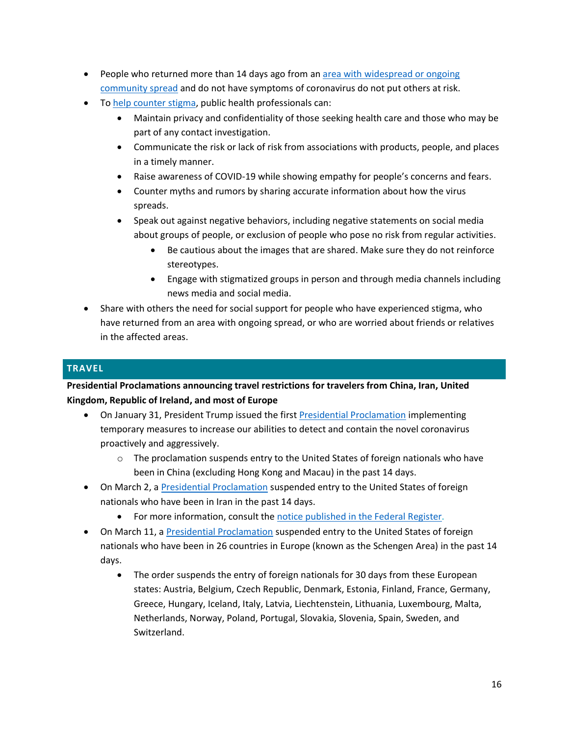- People who returned more than 14 days ago from an area with widespread or ongoing community spread and do not have symptoms of coronavirus do not put others at risk.
- To help counter stigma, public health professionals can:
    - Maintain privacy and confidentiality of those seeking health care and those who may be part of any contact investigation.
    - Communicate the risk or lack of risk from associations with products, people, and places in a timely manner.
    - Raise awareness of COVID-19 while showing empathy for people's concerns and fears.
    - Counter myths and rumors by sharing accurate information about how the virus spreads.
    - Speak out against negative behaviors, including negative statements on social media about groups of people, or exclusion of people who pose no risk from regular activities.
        - Be cautious about the images that are shared. Make sure they do not reinforce stereotypes.
        - Engage with stigmatized groups in person and through media channels including news media and social media.
- Share with others the need for social support for people who have experienced stigma, who have returned from an area with ongoing spread, or who are worried about friends or relatives in the affected areas.

## TRAVEL

**Presidential Proclamations announcing travel restrictions for travelers from China, Iran, United Kingdom, Republic of Ireland, and most of Europe**

- On January 31, President Trump issued the first Presidential Proclamation implementing temporary measures to increase our abilities to detect and contain the novel coronavirus proactively and aggressively.
    - The proclamation suspends entry to the United States of foreign nationals who have been in China (excluding Hong Kong and Macau) in the past 14 days.
- On March 2, a Presidential Proclamation suspended entry to the United States of foreign nationals who have been in Iran in the past 14 days.
    - For more information, consult the notice published in the Federal Register.
- On March 11, a Presidential Proclamation suspended entry to the United States of foreign nationals who have been in 26 countries in Europe (known as the Schengen Area) in the past 14 days.
    - The order suspends the entry of foreign nationals for 30 days from these European states: Austria, Belgium, Czech Republic, Denmark, Estonia, Finland, France, Germany, Greece, Hungary, Iceland, Italy, Latvia, Liechtenstein, Lithuania, Luxembourg, Malta, Netherlands, Norway, Poland, Portugal, Slovakia, Slovenia, Spain, Sweden, and Switzerland.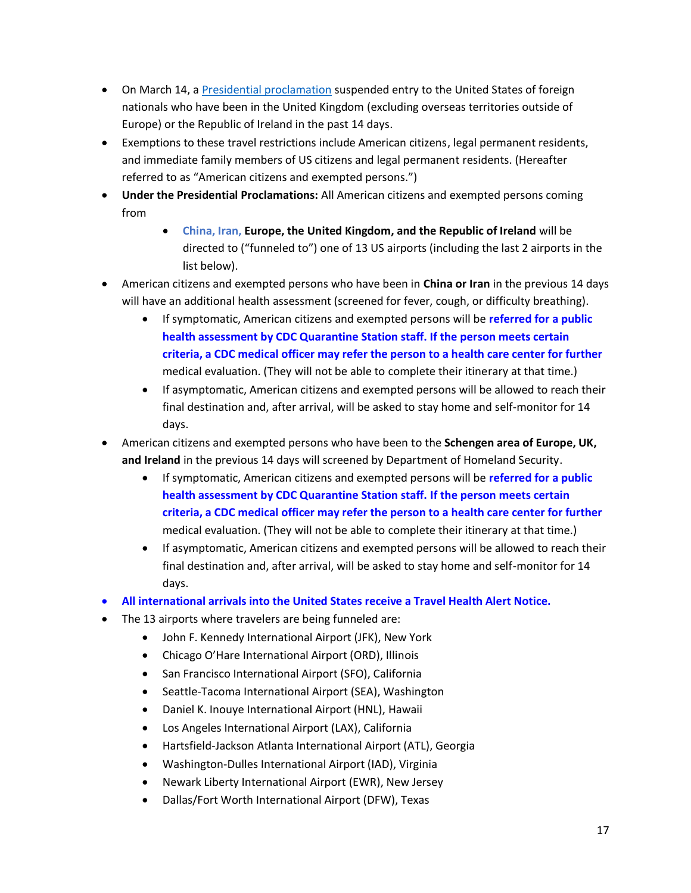- On March 14, a [Presidential proclamation]() suspended entry to the United States of foreign nationals who have been in the United Kingdom (excluding overseas territories outside of Europe) or the Republic of Ireland in the past 14 days.
- Exemptions to these travel restrictions include American citizens, legal permanent residents, and immediate family members of US citizens and legal permanent residents. (Hereafter referred to as "American citizens and exempted persons.")
- **Under the Presidential Proclamations:** All American citizens and exempted persons coming from
    - **China, Iran, Europe, the United Kingdom, and the Republic of Ireland** will be directed to ("funneled to") one of 13 US airports (including the last 2 airports in the list below).
- American citizens and exempted persons who have been in **China or Iran** in the previous 14 days will have an additional health assessment (screened for fever, cough, or difficulty breathing).
    - If symptomatic, American citizens and exempted persons will be **referred for a public health assessment by CDC Quarantine Station staff. If the person meets certain criteria, a CDC medical officer may refer the person to a health care center for further** medical evaluation. (They will not be able to complete their itinerary at that time.)
    - If asymptomatic, American citizens and exempted persons will be allowed to reach their final destination and, after arrival, will be asked to stay home and self-monitor for 14 days.
- American citizens and exempted persons who have been to the **Schengen area of Europe, UK, and Ireland** in the previous 14 days will screened by Department of Homeland Security.
    - If symptomatic, American citizens and exempted persons will be **referred for a public health assessment by CDC Quarantine Station staff. If the person meets certain criteria, a CDC medical officer may refer the person to a health care center for further** medical evaluation. (They will not be able to complete their itinerary at that time.)
    - If asymptomatic, American citizens and exempted persons will be allowed to reach their final destination and, after arrival, will be asked to stay home and self-monitor for 14 days.
- **All international arrivals into the United States receive a Travel Health Alert Notice.**
- The 13 airports where travelers are being funneled are:
    - John F. Kennedy International Airport (JFK), New York
    - Chicago O'Hare International Airport (ORD), Illinois
    - San Francisco International Airport (SFO), California
    - Seattle-Tacoma International Airport (SEA), Washington
    - Daniel K. Inouye International Airport (HNL), Hawaii
    - Los Angeles International Airport (LAX), California
    - Hartsfield-Jackson Atlanta International Airport (ATL), Georgia
    - Washington-Dulles International Airport (IAD), Virginia
    - Newark Liberty International Airport (EWR), New Jersey
    - Dallas/Fort Worth International Airport (DFW), Texas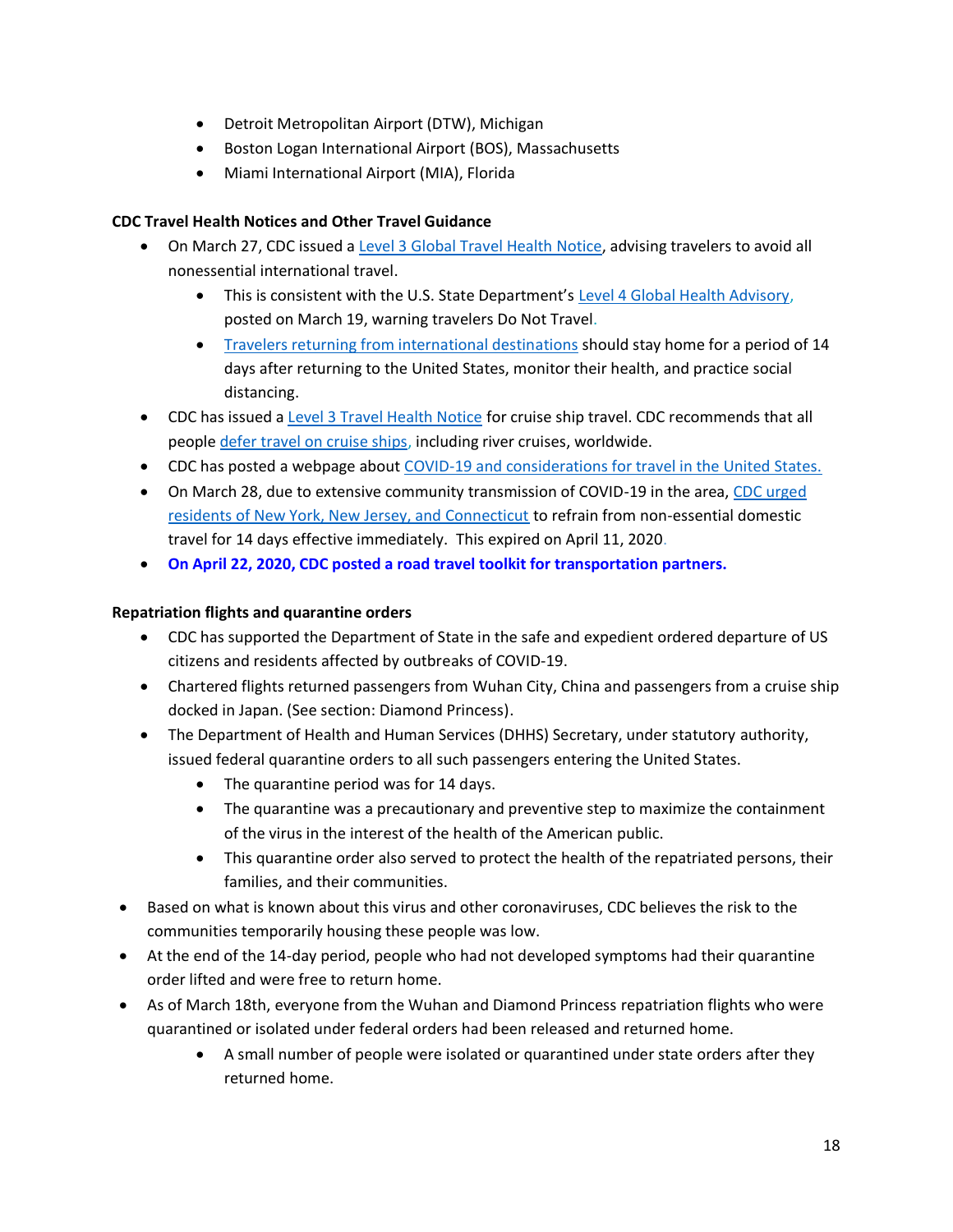- Detroit Metropolitan Airport (DTW), Michigan
- Boston Logan International Airport (BOS), Massachusetts
- Miami International Airport (MIA), Florida

**CDC Travel Health Notices and Other Travel Guidance**

- On March 27, CDC issued a Level 3 Global Travel Health Notice, advising travelers to avoid all nonessential international travel.
  - This is consistent with the U.S. State Department's Level 4 Global Health Advisory, posted on March 19, warning travelers Do Not Travel.
  - Travelers returning from international destinations should stay home for a period of 14 days after returning to the United States, monitor their health, and practice social distancing.
- CDC has issued a Level 3 Travel Health Notice for cruise ship travel. CDC recommends that all people defer travel on cruise ships, including river cruises, worldwide.
- CDC has posted a webpage about COVID-19 and considerations for travel in the United States.
- On March 28, due to extensive community transmission of COVID-19 in the area, CDC urged residents of New York, New Jersey, and Connecticut to refrain from non-essential domestic travel for 14 days effective immediately. This expired on April 11, 2020.
- **On April 22, 2020, CDC posted a road travel toolkit for transportation partners.**

**Repatriation flights and quarantine orders**

- CDC has supported the Department of State in the safe and expedient ordered departure of US citizens and residents affected by outbreaks of COVID-19.
- Chartered flights returned passengers from Wuhan City, China and passengers from a cruise ship docked in Japan. (See section: Diamond Princess).
- The Department of Health and Human Services (DHHS) Secretary, under statutory authority, issued federal quarantine orders to all such passengers entering the United States.
  - The quarantine period was for 14 days.
  - The quarantine was a precautionary and preventive step to maximize the containment of the virus in the interest of the health of the American public.
  - This quarantine order also served to protect the health of the repatriated persons, their families, and their communities.
- Based on what is known about this virus and other coronaviruses, CDC believes the risk to the communities temporarily housing these people was low.
- At the end of the 14-day period, people who had not developed symptoms had their quarantine order lifted and were free to return home.
- As of March 18th, everyone from the Wuhan and Diamond Princess repatriation flights who were quarantined or isolated under federal orders had been released and returned home.
  - A small number of people were isolated or quarantined under state orders after they returned home.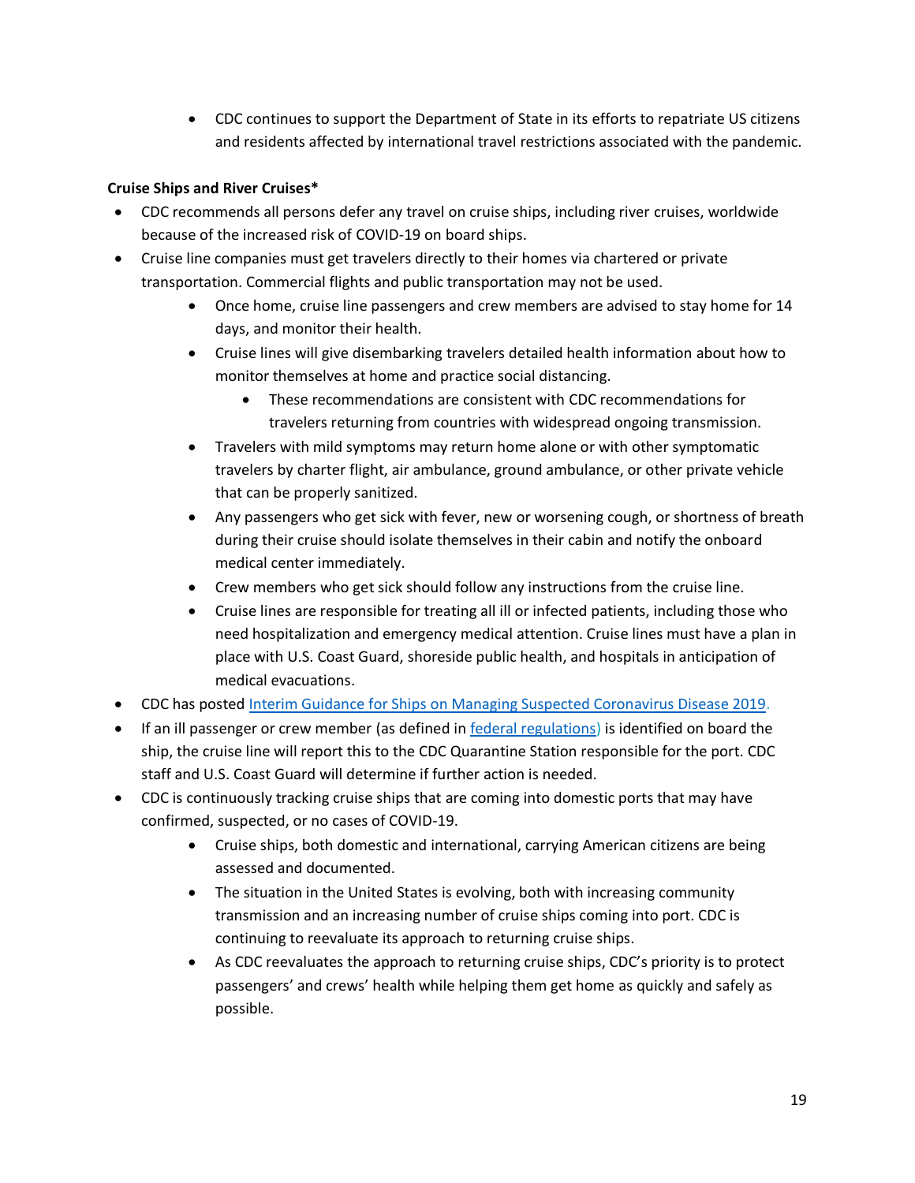- CDC continues to support the Department of State in its efforts to repatriate US citizens and residents affected by international travel restrictions associated with the pandemic.

**Cruise Ships and River Cruises***

- CDC recommends all persons defer any travel on cruise ships, including river cruises, worldwide because of the increased risk of COVID-19 on board ships.
- Cruise line companies must get travelers directly to their homes via chartered or private transportation. Commercial flights and public transportation may not be used.
    - Once home, cruise line passengers and crew members are advised to stay home for 14 days, and monitor their health.
    - Cruise lines will give disembarking travelers detailed health information about how to monitor themselves at home and practice social distancing.
        - These recommendations are consistent with CDC recommendations for travelers returning from countries with widespread ongoing transmission.
    - Travelers with mild symptoms may return home alone or with other symptomatic travelers by charter flight, air ambulance, ground ambulance, or other private vehicle that can be properly sanitized.
    - Any passengers who get sick with fever, new or worsening cough, or shortness of breath during their cruise should isolate themselves in their cabin and notify the onboard medical center immediately.
    - Crew members who get sick should follow any instructions from the cruise line.
    - Cruise lines are responsible for treating all ill or infected patients, including those who need hospitalization and emergency medical attention. Cruise lines must have a plan in place with U.S. Coast Guard, shoreside public health, and hospitals in anticipation of medical evacuations.
- CDC has posted [Interim Guidance for Ships on Managing Suspected Coronavirus Disease 2019](#).
- If an ill passenger or crew member (as defined in [federal regulations](#)) is identified on board the ship, the cruise line will report this to the CDC Quarantine Station responsible for the port. CDC staff and U.S. Coast Guard will determine if further action is needed.
- CDC is continuously tracking cruise ships that are coming into domestic ports that may have confirmed, suspected, or no cases of COVID-19.
    - Cruise ships, both domestic and international, carrying American citizens are being assessed and documented.
    - The situation in the United States is evolving, both with increasing community transmission and an increasing number of cruise ships coming into port. CDC is continuing to reevaluate its approach to returning cruise ships.
    - As CDC reevaluates the approach to returning cruise ships, CDC's priority is to protect passengers' and crews' health while helping them get home as quickly and safely as possible.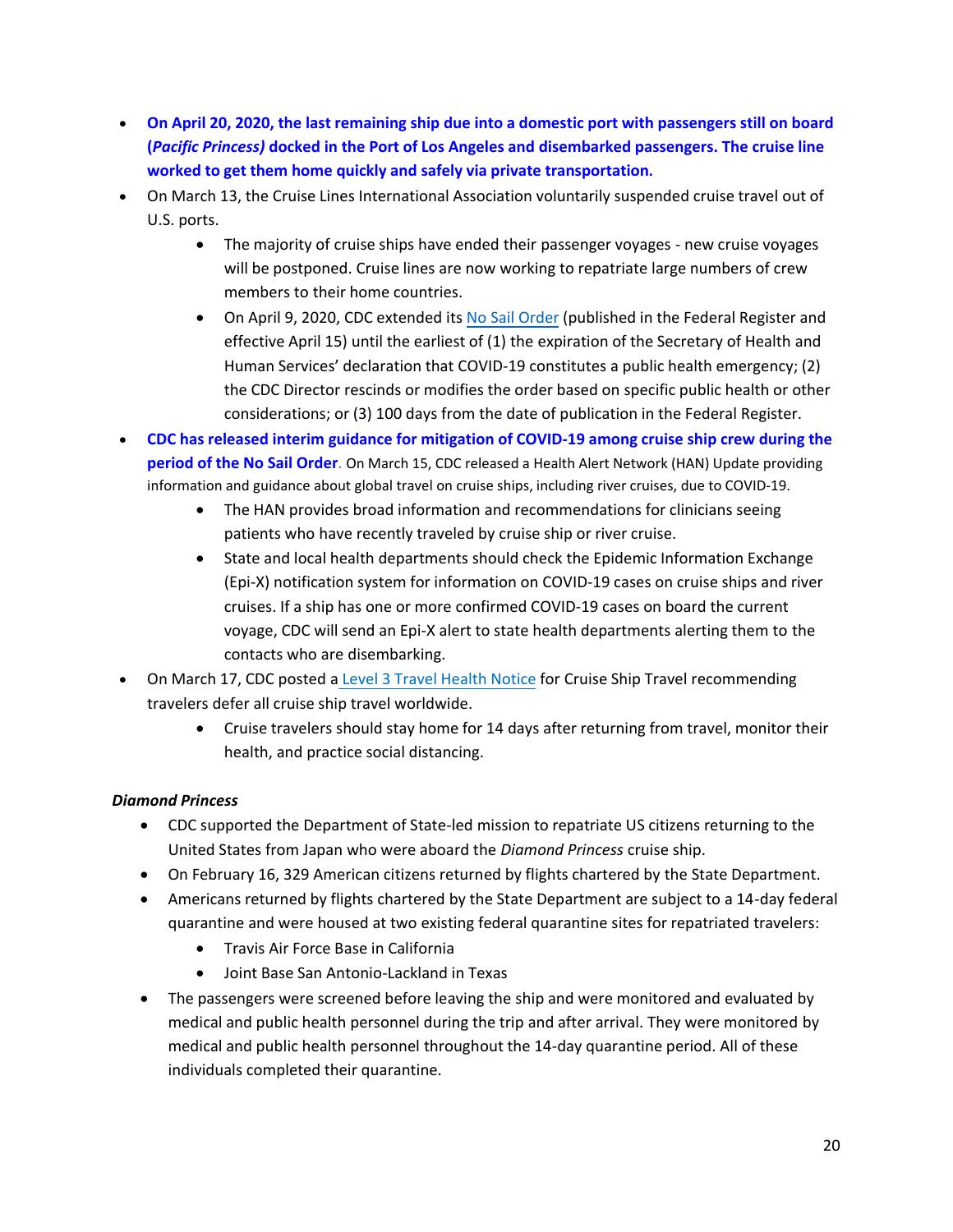- **On April 20, 2020, the last remaining ship due into a domestic port with passengers still on board (*Pacific Princess*) docked in the Port of Los Angeles and disembarked passengers. The cruise line worked to get them home quickly and safely via private transportation.**
- On March 13, the Cruise Lines International Association voluntarily suspended cruise travel out of U.S. ports.
    - The majority of cruise ships have ended their passenger voyages - new cruise voyages will be postponed. Cruise lines are now working to repatriate large numbers of crew members to their home countries.
    - On April 9, 2020, CDC extended its No Sail Order (published in the Federal Register and effective April 15) until the earliest of (1) the expiration of the Secretary of Health and Human Services' declaration that COVID-19 constitutes a public health emergency; (2) the CDC Director rescinds or modifies the order based on specific public health or other considerations; or (3) 100 days from the date of publication in the Federal Register.
- **CDC has released interim guidance for mitigation of COVID-19 among cruise ship crew during the period of the No Sail Order**. On March 15, CDC released a Health Alert Network (HAN) Update providing information and guidance about global travel on cruise ships, including river cruises, due to COVID-19.
    - The HAN provides broad information and recommendations for clinicians seeing patients who have recently traveled by cruise ship or river cruise.
    - State and local health departments should check the Epidemic Information Exchange (Epi-X) notification system for information on COVID-19 cases on cruise ships and river cruises. If a ship has one or more confirmed COVID-19 cases on board the current voyage, CDC will send an Epi-X alert to state health departments alerting them to the contacts who are disembarking.
- On March 17, CDC posted a Level 3 Travel Health Notice for Cruise Ship Travel recommending travelers defer all cruise ship travel worldwide.
    - Cruise travelers should stay home for 14 days after returning from travel, monitor their health, and practice social distancing.

***Diamond Princess***

- CDC supported the Department of State-led mission to repatriate US citizens returning to the United States from Japan who were aboard the *Diamond Princess* cruise ship.
- On February 16, 329 American citizens returned by flights chartered by the State Department.
- Americans returned by flights chartered by the State Department are subject to a 14-day federal quarantine and were housed at two existing federal quarantine sites for repatriated travelers:
    - Travis Air Force Base in California
    - Joint Base San Antonio-Lackland in Texas
- The passengers were screened before leaving the ship and were monitored and evaluated by medical and public health personnel during the trip and after arrival. They were monitored by medical and public health personnel throughout the 14-day quarantine period. All of these individuals completed their quarantine.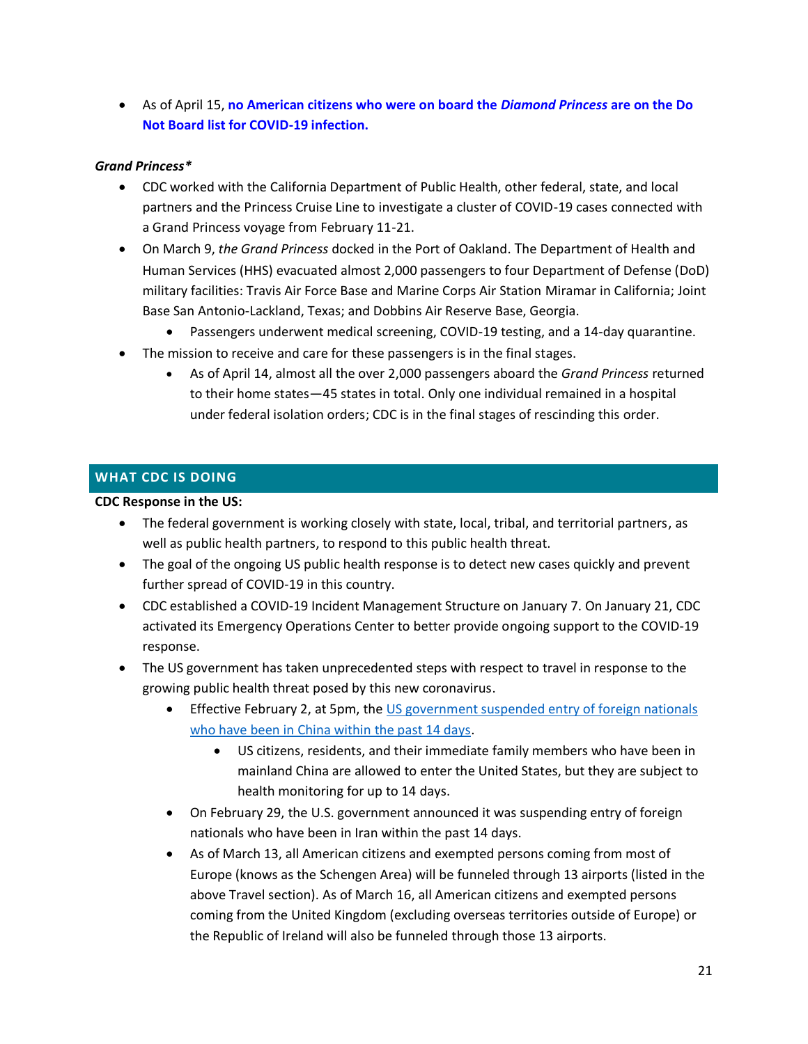- As of April 15, **no American citizens who were on board the *Diamond Princess* are on the Do Not Board list for COVID-19 infection.**

***Grand Princess\****

- CDC worked with the California Department of Public Health, other federal, state, and local partners and the Princess Cruise Line to investigate a cluster of COVID-19 cases connected with a Grand Princess voyage from February 11-21.
- On March 9, *the Grand Princess* docked in the Port of Oakland. The Department of Health and Human Services (HHS) evacuated almost 2,000 passengers to four Department of Defense (DoD) military facilities: Travis Air Force Base and Marine Corps Air Station Miramar in California; Joint Base San Antonio-Lackland, Texas; and Dobbins Air Reserve Base, Georgia.
  - Passengers underwent medical screening, COVID-19 testing, and a 14-day quarantine.
- The mission to receive and care for these passengers is in the final stages.
  - As of April 14, almost all the over 2,000 passengers aboard the *Grand Princess* returned to their home states—45 states in total. Only one individual remained in a hospital under federal isolation orders; CDC is in the final stages of rescinding this order.

## WHAT CDC IS DOING

**CDC Response in the US:**

- The federal government is working closely with state, local, tribal, and territorial partners, as well as public health partners, to respond to this public health threat.
- The goal of the ongoing US public health response is to detect new cases quickly and prevent further spread of COVID-19 in this country.
- CDC established a COVID-19 Incident Management Structure on January 7. On January 21, CDC activated its Emergency Operations Center to better provide ongoing support to the COVID-19 response.
- The US government has taken unprecedented steps with respect to travel in response to the growing public health threat posed by this new coronavirus.
  - Effective February 2, at 5pm, the US government suspended entry of foreign nationals who have been in China within the past 14 days.
    - US citizens, residents, and their immediate family members who have been in mainland China are allowed to enter the United States, but they are subject to health monitoring for up to 14 days.
  - On February 29, the U.S. government announced it was suspending entry of foreign nationals who have been in Iran within the past 14 days.
  - As of March 13, all American citizens and exempted persons coming from most of Europe (knows as the Schengen Area) will be funneled through 13 airports (listed in the above Travel section). As of March 16, all American citizens and exempted persons coming from the United Kingdom (excluding overseas territories outside of Europe) or the Republic of Ireland will also be funneled through those 13 airports.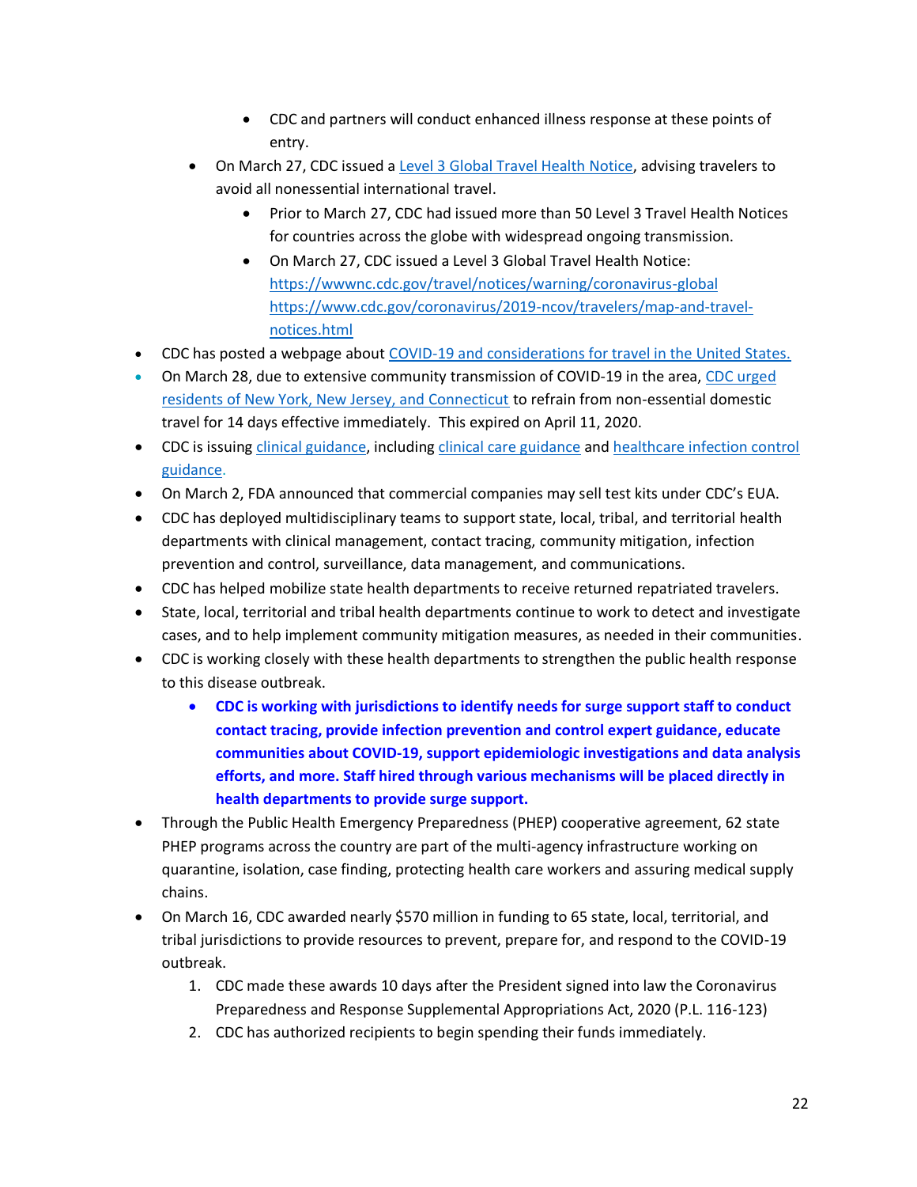- CDC and partners will conduct enhanced illness response at these points of entry.
    - On March 27, CDC issued a Level 3 Global Travel Health Notice, advising travelers to avoid all nonessential international travel.
        - Prior to March 27, CDC had issued more than 50 Level 3 Travel Health Notices for countries across the globe with widespread ongoing transmission.
        - On March 27, CDC issued a Level 3 Global Travel Health Notice: https://wwwnc.cdc.gov/travel/notices/warning/coronavirus-global https://www.cdc.gov/coronavirus/2019-ncov/travelers/map-and-travel-notices.html
- CDC has posted a webpage about COVID-19 and considerations for travel in the United States.
- On March 28, due to extensive community transmission of COVID-19 in the area, CDC urged residents of New York, New Jersey, and Connecticut to refrain from non-essential domestic travel for 14 days effective immediately. This expired on April 11, 2020.
- CDC is issuing clinical guidance, including clinical care guidance and healthcare infection control guidance.
- On March 2, FDA announced that commercial companies may sell test kits under CDC's EUA.
- CDC has deployed multidisciplinary teams to support state, local, tribal, and territorial health departments with clinical management, contact tracing, community mitigation, infection prevention and control, surveillance, data management, and communications.
- CDC has helped mobilize state health departments to receive returned repatriated travelers.
- State, local, territorial and tribal health departments continue to work to detect and investigate cases, and to help implement community mitigation measures, as needed in their communities.
- CDC is working closely with these health departments to strengthen the public health response to this disease outbreak.
    - **CDC is working with jurisdictions to identify needs for surge support staff to conduct contact tracing, provide infection prevention and control expert guidance, educate communities about COVID-19, support epidemiologic investigations and data analysis efforts, and more. Staff hired through various mechanisms will be placed directly in health departments to provide surge support.**
- Through the Public Health Emergency Preparedness (PHEP) cooperative agreement, 62 state PHEP programs across the country are part of the multi-agency infrastructure working on quarantine, isolation, case finding, protecting health care workers and assuring medical supply chains.
- On March 16, CDC awarded nearly $570 million in funding to 65 state, local, territorial, and tribal jurisdictions to provide resources to prevent, prepare for, and respond to the COVID-19 outbreak.
    1. CDC made these awards 10 days after the President signed into law the Coronavirus Preparedness and Response Supplemental Appropriations Act, 2020 (P.L. 116-123)
    2. CDC has authorized recipients to begin spending their funds immediately.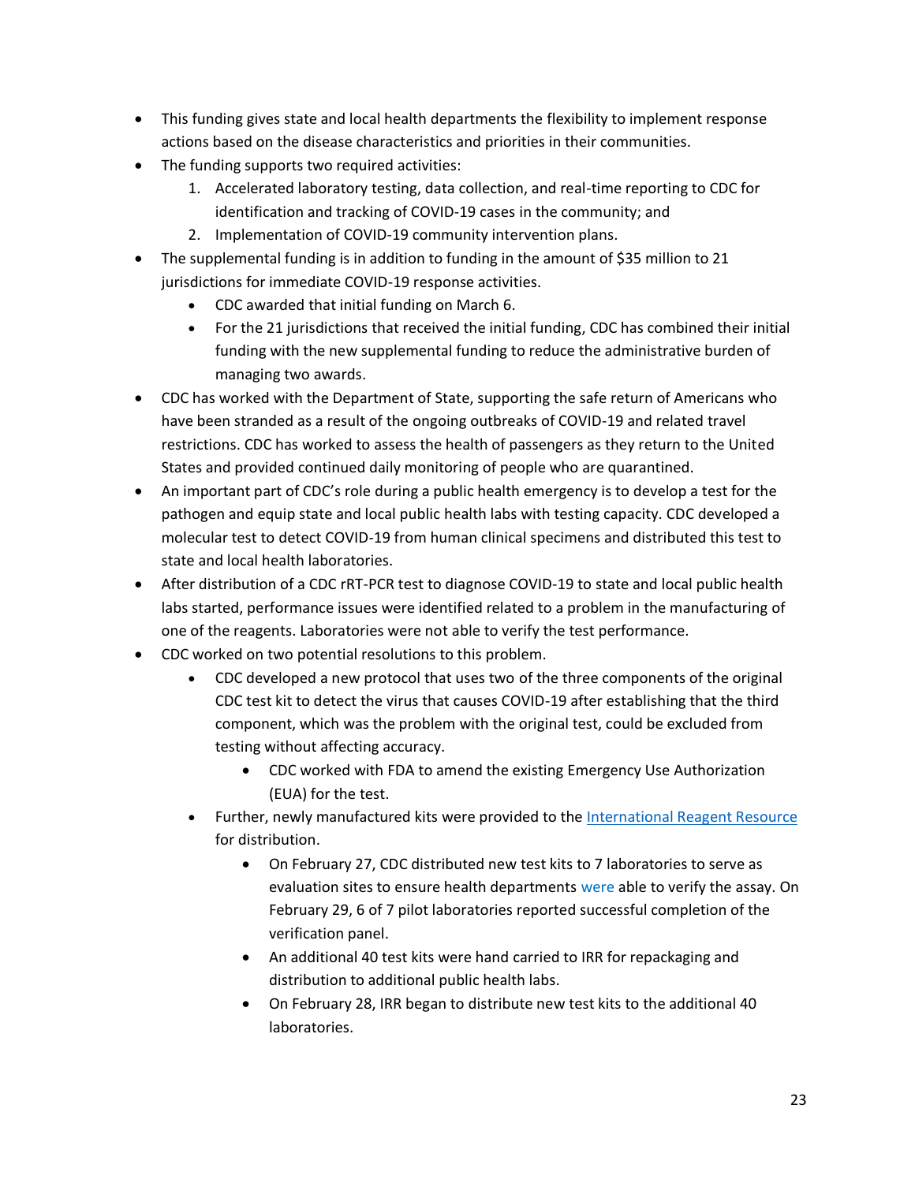- This funding gives state and local health departments the flexibility to implement response actions based on the disease characteristics and priorities in their communities.
- The funding supports two required activities:
    1. Accelerated laboratory testing, data collection, and real-time reporting to CDC for identification and tracking of COVID-19 cases in the community; and
    2. Implementation of COVID-19 community intervention plans.
- The supplemental funding is in addition to funding in the amount of $35 million to 21 jurisdictions for immediate COVID-19 response activities.
    - CDC awarded that initial funding on March 6.
    - For the 21 jurisdictions that received the initial funding, CDC has combined their initial funding with the new supplemental funding to reduce the administrative burden of managing two awards.
- CDC has worked with the Department of State, supporting the safe return of Americans who have been stranded as a result of the ongoing outbreaks of COVID-19 and related travel restrictions. CDC has worked to assess the health of passengers as they return to the United States and provided continued daily monitoring of people who are quarantined.
- An important part of CDC's role during a public health emergency is to develop a test for the pathogen and equip state and local public health labs with testing capacity. CDC developed a molecular test to detect COVID-19 from human clinical specimens and distributed this test to state and local health laboratories.
- After distribution of a CDC rRT-PCR test to diagnose COVID-19 to state and local public health labs started, performance issues were identified related to a problem in the manufacturing of one of the reagents. Laboratories were not able to verify the test performance.
- CDC worked on two potential resolutions to this problem.
    - CDC developed a new protocol that uses two of the three components of the original CDC test kit to detect the virus that causes COVID-19 after establishing that the third component, which was the problem with the original test, could be excluded from testing without affecting accuracy.
        - CDC worked with FDA to amend the existing Emergency Use Authorization (EUA) for the test.
    - Further, newly manufactured kits were provided to the [International Reagent Resource](International Reagent Resource) for distribution.
        - On February 27, CDC distributed new test kits to 7 laboratories to serve as evaluation sites to ensure health departments were able to verify the assay. On February 29, 6 of 7 pilot laboratories reported successful completion of the verification panel.
        - An additional 40 test kits were hand carried to IRR for repackaging and distribution to additional public health labs.
        - On February 28, IRR began to distribute new test kits to the additional 40 laboratories.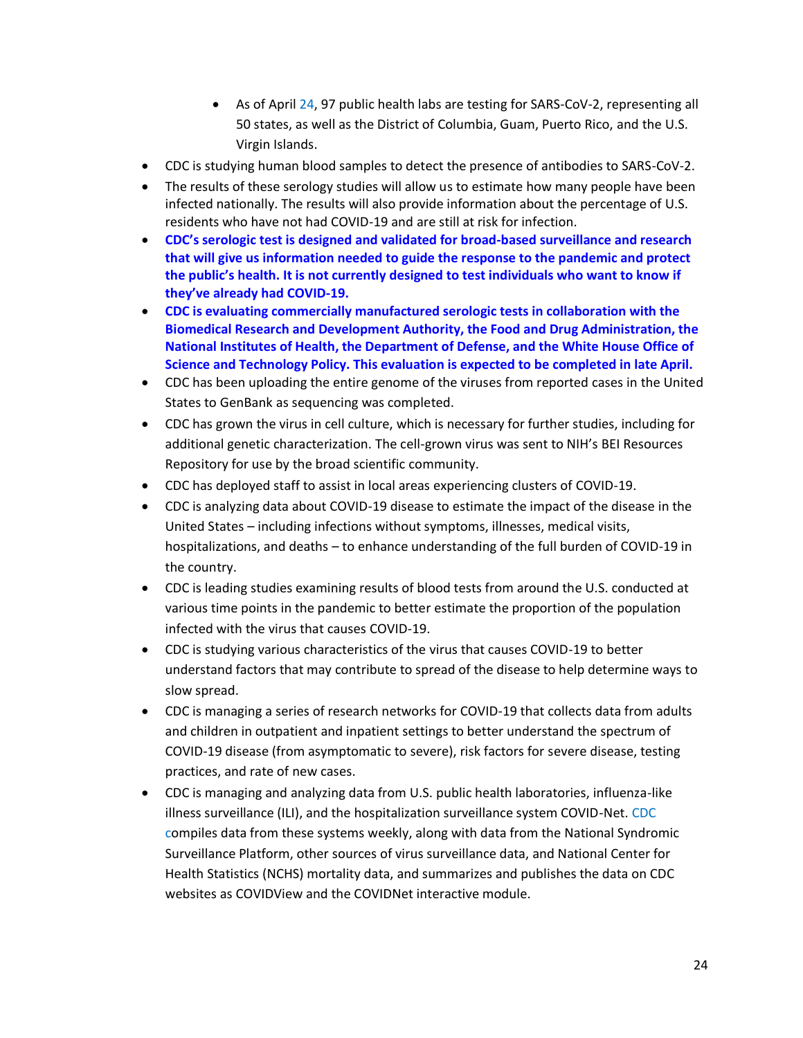- As of April 24, 97 public health labs are testing for SARS-CoV-2, representing all 50 states, as well as the District of Columbia, Guam, Puerto Rico, and the U.S. Virgin Islands.
- CDC is studying human blood samples to detect the presence of antibodies to SARS-CoV-2.
- The results of these serology studies will allow us to estimate how many people have been infected nationally. The results will also provide information about the percentage of U.S. residents who have not had COVID-19 and are still at risk for infection.
- **CDC's serologic test is designed and validated for broad-based surveillance and research that will give us information needed to guide the response to the pandemic and protect the public's health. It is not currently designed to test individuals who want to know if they've already had COVID-19.**
- **CDC is evaluating commercially manufactured serologic tests in collaboration with the Biomedical Research and Development Authority, the Food and Drug Administration, the National Institutes of Health, the Department of Defense, and the White House Office of Science and Technology Policy. This evaluation is expected to be completed in late April.**
- CDC has been uploading the entire genome of the viruses from reported cases in the United States to GenBank as sequencing was completed.
- CDC has grown the virus in cell culture, which is necessary for further studies, including for additional genetic characterization. The cell-grown virus was sent to NIH's BEI Resources Repository for use by the broad scientific community.
- CDC has deployed staff to assist in local areas experiencing clusters of COVID-19.
- CDC is analyzing data about COVID-19 disease to estimate the impact of the disease in the United States – including infections without symptoms, illnesses, medical visits, hospitalizations, and deaths – to enhance understanding of the full burden of COVID-19 in the country.
- CDC is leading studies examining results of blood tests from around the U.S. conducted at various time points in the pandemic to better estimate the proportion of the population infected with the virus that causes COVID-19.
- CDC is studying various characteristics of the virus that causes COVID-19 to better understand factors that may contribute to spread of the disease to help determine ways to slow spread.
- CDC is managing a series of research networks for COVID-19 that collects data from adults and children in outpatient and inpatient settings to better understand the spectrum of COVID-19 disease (from asymptomatic to severe), risk factors for severe disease, testing practices, and rate of new cases.
- CDC is managing and analyzing data from U.S. public health laboratories, influenza-like illness surveillance (ILI), and the hospitalization surveillance system COVID-Net. CDC compiles data from these systems weekly, along with data from the National Syndromic Surveillance Platform, other sources of virus surveillance data, and National Center for Health Statistics (NCHS) mortality data, and summarizes and publishes the data on CDC websites as COVIDView and the COVIDNet interactive module.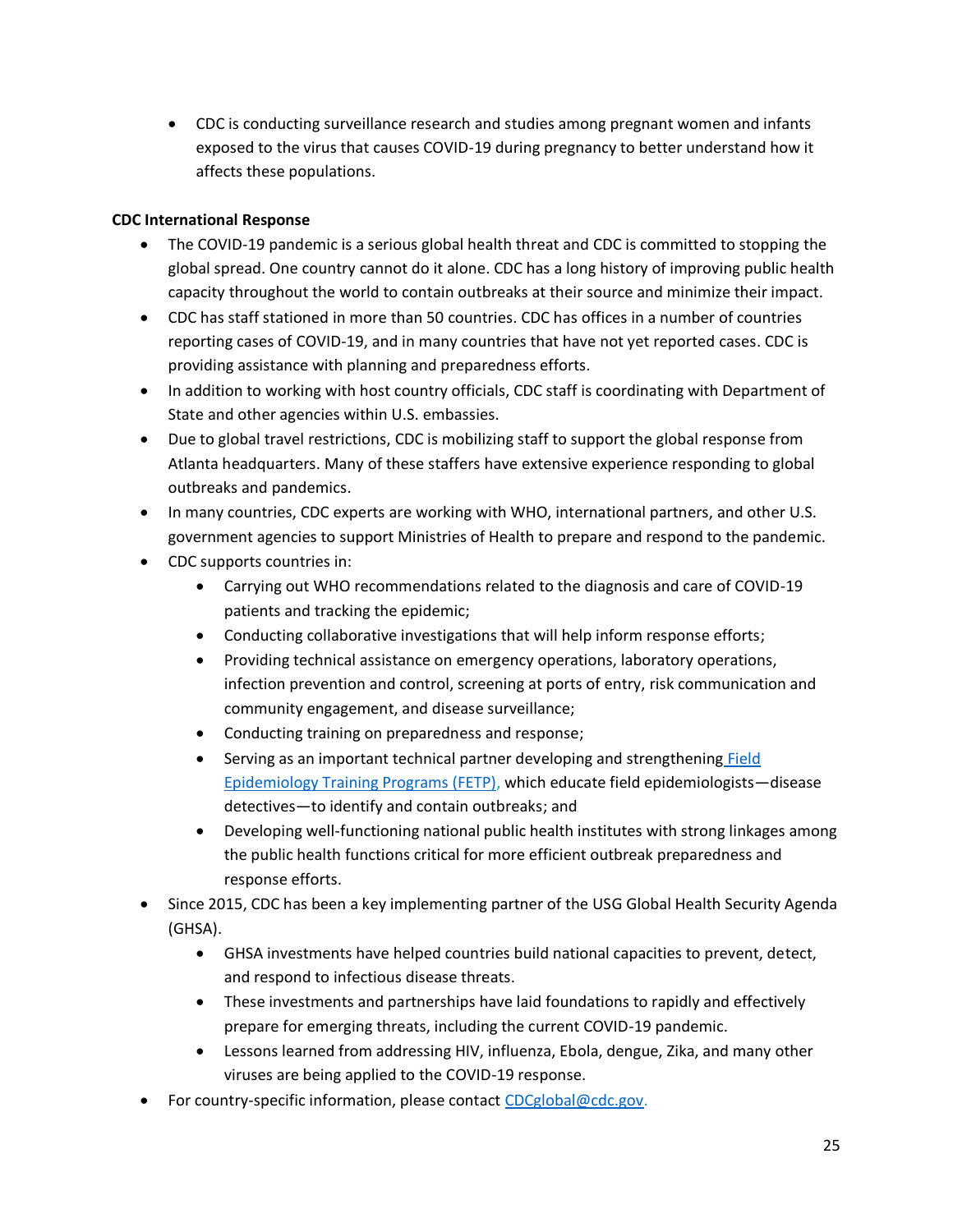- CDC is conducting surveillance research and studies among pregnant women and infants exposed to the virus that causes COVID-19 during pregnancy to better understand how it affects these populations.

**CDC International Response**

- The COVID-19 pandemic is a serious global health threat and CDC is committed to stopping the global spread. One country cannot do it alone. CDC has a long history of improving public health capacity throughout the world to contain outbreaks at their source and minimize their impact.
- CDC has staff stationed in more than 50 countries. CDC has offices in a number of countries reporting cases of COVID-19, and in many countries that have not yet reported cases. CDC is providing assistance with planning and preparedness efforts.
- In addition to working with host country officials, CDC staff is coordinating with Department of State and other agencies within U.S. embassies.
- Due to global travel restrictions, CDC is mobilizing staff to support the global response from Atlanta headquarters. Many of these staffers have extensive experience responding to global outbreaks and pandemics.
- In many countries, CDC experts are working with WHO, international partners, and other U.S. government agencies to support Ministries of Health to prepare and respond to the pandemic.
- CDC supports countries in:
  - Carrying out WHO recommendations related to the diagnosis and care of COVID-19 patients and tracking the epidemic;
  - Conducting collaborative investigations that will help inform response efforts;
  - Providing technical assistance on emergency operations, laboratory operations, infection prevention and control, screening at ports of entry, risk communication and community engagement, and disease surveillance;
  - Conducting training on preparedness and response;
  - Serving as an important technical partner developing and strengthening [Field Epidemiology Training Programs (FETP)](), which educate field epidemiologists—disease detectives—to identify and contain outbreaks; and
  - Developing well-functioning national public health institutes with strong linkages among the public health functions critical for more efficient outbreak preparedness and response efforts.
- Since 2015, CDC has been a key implementing partner of the USG Global Health Security Agenda (GHSA).
  - GHSA investments have helped countries build national capacities to prevent, detect, and respond to infectious disease threats.
  - These investments and partnerships have laid foundations to rapidly and effectively prepare for emerging threats, including the current COVID-19 pandemic.
  - Lessons learned from addressing HIV, influenza, Ebola, dengue, Zika, and many other viruses are being applied to the COVID-19 response.
- For country-specific information, please contact [CDCglobal@cdc.gov.](mailto:CDCglobal@cdc.gov)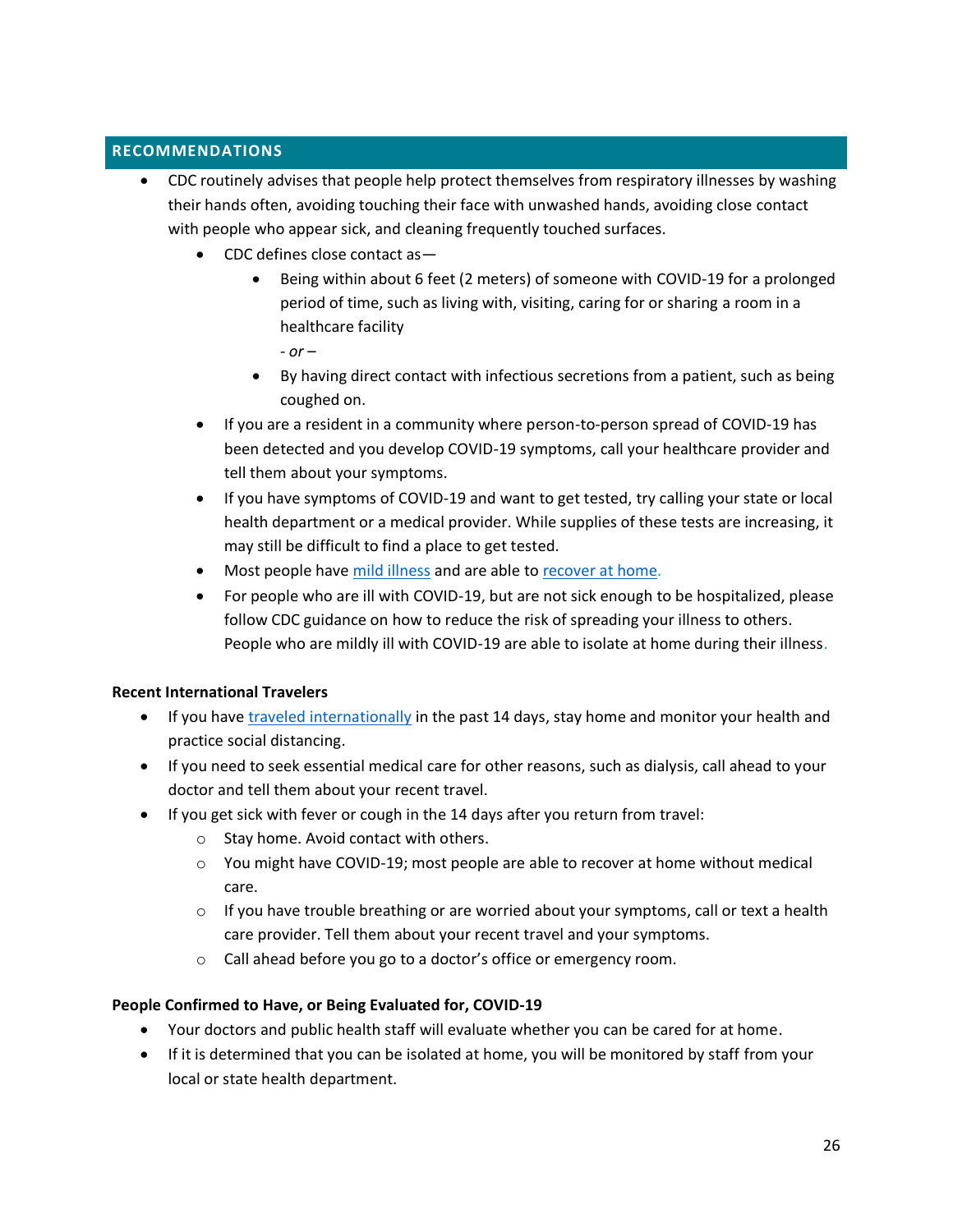## RECOMMENDATIONS

- CDC routinely advises that people help protect themselves from respiratory illnesses by washing their hands often, avoiding touching their face with unwashed hands, avoiding close contact with people who appear sick, and cleaning frequently touched surfaces.
    - CDC defines close contact as—
        - Being within about 6 feet (2 meters) of someone with COVID-19 for a prolonged period of time, such as living with, visiting, caring for or sharing a room in a healthcare facility

          *- or –*
        - By having direct contact with infectious secretions from a patient, such as being coughed on.
    - If you are a resident in a community where person-to-person spread of COVID-19 has been detected and you develop COVID-19 symptoms, call your healthcare provider and tell them about your symptoms.
    - If you have symptoms of COVID-19 and want to get tested, try calling your state or local health department or a medical provider. While supplies of these tests are increasing, it may still be difficult to find a place to get tested.
    - Most people have mild illness and are able to recover at home.
    - For people who are ill with COVID-19, but are not sick enough to be hospitalized, please follow CDC guidance on how to reduce the risk of spreading your illness to others. People who are mildly ill with COVID-19 are able to isolate at home during their illness.

**Recent International Travelers**

- If you have traveled internationally in the past 14 days, stay home and monitor your health and practice social distancing.
- If you need to seek essential medical care for other reasons, such as dialysis, call ahead to your doctor and tell them about your recent travel.
- If you get sick with fever or cough in the 14 days after you return from travel:
    - Stay home. Avoid contact with others.
    - You might have COVID-19; most people are able to recover at home without medical care.
    - If you have trouble breathing or are worried about your symptoms, call or text a health care provider. Tell them about your recent travel and your symptoms.
    - Call ahead before you go to a doctor's office or emergency room.

**People Confirmed to Have, or Being Evaluated for, COVID-19**

- Your doctors and public health staff will evaluate whether you can be cared for at home.
- If it is determined that you can be isolated at home, you will be monitored by staff from your local or state health department.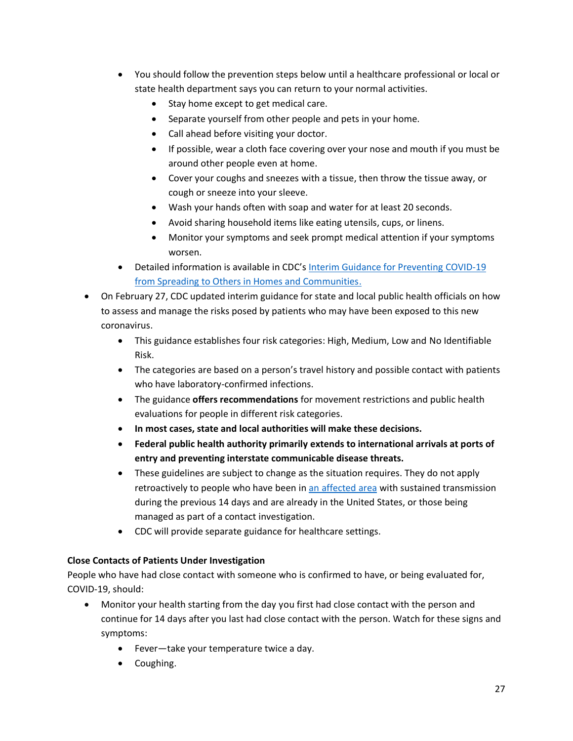- You should follow the prevention steps below until a healthcare professional or local or state health department says you can return to your normal activities.
    - Stay home except to get medical care.
    - Separate yourself from other people and pets in your home.
    - Call ahead before visiting your doctor.
    - If possible, wear a cloth face covering over your nose and mouth if you must be around other people even at home.
    - Cover your coughs and sneezes with a tissue, then throw the tissue away, or cough or sneeze into your sleeve.
    - Wash your hands often with soap and water for at least 20 seconds.
    - Avoid sharing household items like eating utensils, cups, or linens.
    - Monitor your symptoms and seek prompt medical attention if your symptoms worsen.
  - Detailed information is available in CDC's [Interim Guidance for Preventing COVID-19 from Spreading to Others in Homes and Communities.]()
- On February 27, CDC updated interim guidance for state and local public health officials on how to assess and manage the risks posed by patients who may have been exposed to this new coronavirus.
  - This guidance establishes four risk categories: High, Medium, Low and No Identifiable Risk.
  - The categories are based on a person's travel history and possible contact with patients who have laboratory-confirmed infections.
  - The guidance **offers recommendations** for movement restrictions and public health evaluations for people in different risk categories.
  - **In most cases, state and local authorities will make these decisions.**
  - **Federal public health authority primarily extends to international arrivals at ports of entry and preventing interstate communicable disease threats.**
  - These guidelines are subject to change as the situation requires. They do not apply retroactively to people who have been in [an affected area]() with sustained transmission during the previous 14 days and are already in the United States, or those being managed as part of a contact investigation.
  - CDC will provide separate guidance for healthcare settings.

**Close Contacts of Patients Under Investigation**

People who have had close contact with someone who is confirmed to have, or being evaluated for, COVID-19, should:

- Monitor your health starting from the day you first had close contact with the person and continue for 14 days after you last had close contact with the person. Watch for these signs and symptoms:
  - Fever—take your temperature twice a day.
  - Coughing.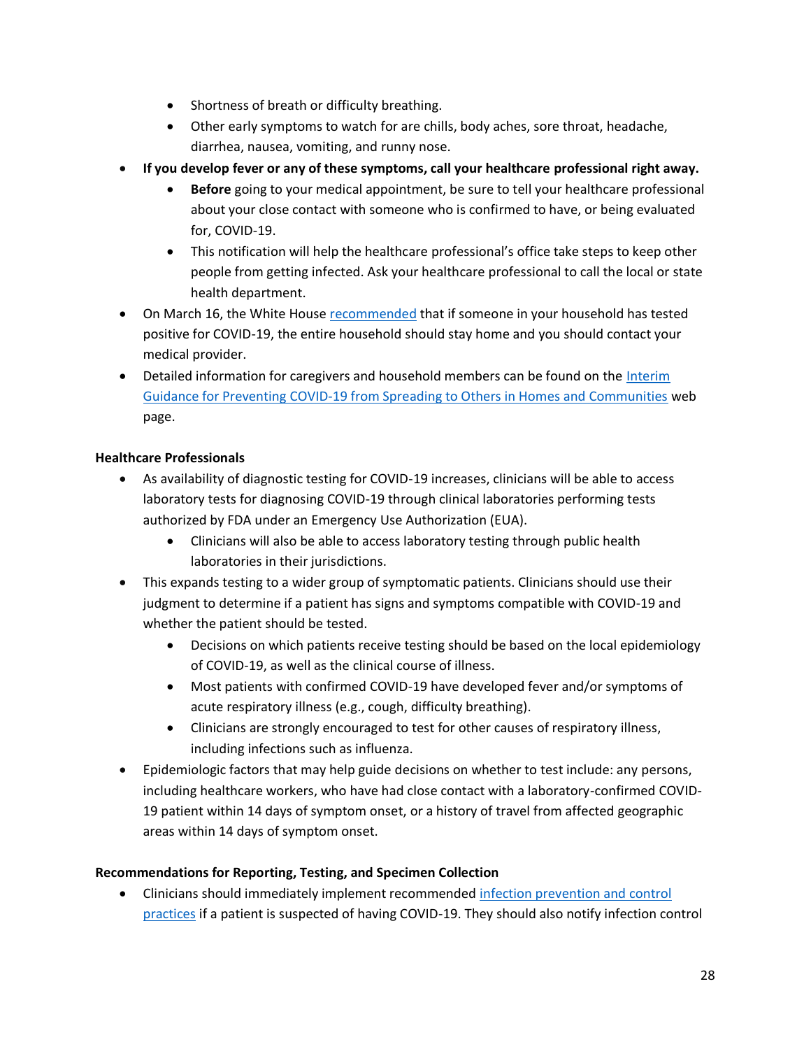- Shortness of breath or difficulty breathing.
    - Other early symptoms to watch for are chills, body aches, sore throat, headache, diarrhea, nausea, vomiting, and runny nose.
- **If you develop fever or any of these symptoms, call your healthcare professional right away.**
    - **Before** going to your medical appointment, be sure to tell your healthcare professional about your close contact with someone who is confirmed to have, or being evaluated for, COVID-19.
    - This notification will help the healthcare professional's office take steps to keep other people from getting infected. Ask your healthcare professional to call the local or state health department.
- On March 16, the White House recommended that if someone in your household has tested positive for COVID-19, the entire household should stay home and you should contact your medical provider.
- Detailed information for caregivers and household members can be found on the Interim Guidance for Preventing COVID-19 from Spreading to Others in Homes and Communities web page.

**Healthcare Professionals**

- As availability of diagnostic testing for COVID-19 increases, clinicians will be able to access laboratory tests for diagnosing COVID-19 through clinical laboratories performing tests authorized by FDA under an Emergency Use Authorization (EUA).
    - Clinicians will also be able to access laboratory testing through public health laboratories in their jurisdictions.
- This expands testing to a wider group of symptomatic patients. Clinicians should use their judgment to determine if a patient has signs and symptoms compatible with COVID-19 and whether the patient should be tested.
    - Decisions on which patients receive testing should be based on the local epidemiology of COVID-19, as well as the clinical course of illness.
    - Most patients with confirmed COVID-19 have developed fever and/or symptoms of acute respiratory illness (e.g., cough, difficulty breathing).
    - Clinicians are strongly encouraged to test for other causes of respiratory illness, including infections such as influenza.
- Epidemiologic factors that may help guide decisions on whether to test include: any persons, including healthcare workers, who have had close contact with a laboratory-confirmed COVID-19 patient within 14 days of symptom onset, or a history of travel from affected geographic areas within 14 days of symptom onset.

**Recommendations for Reporting, Testing, and Specimen Collection**

- Clinicians should immediately implement recommended infection prevention and control practices if a patient is suspected of having COVID-19. They should also notify infection control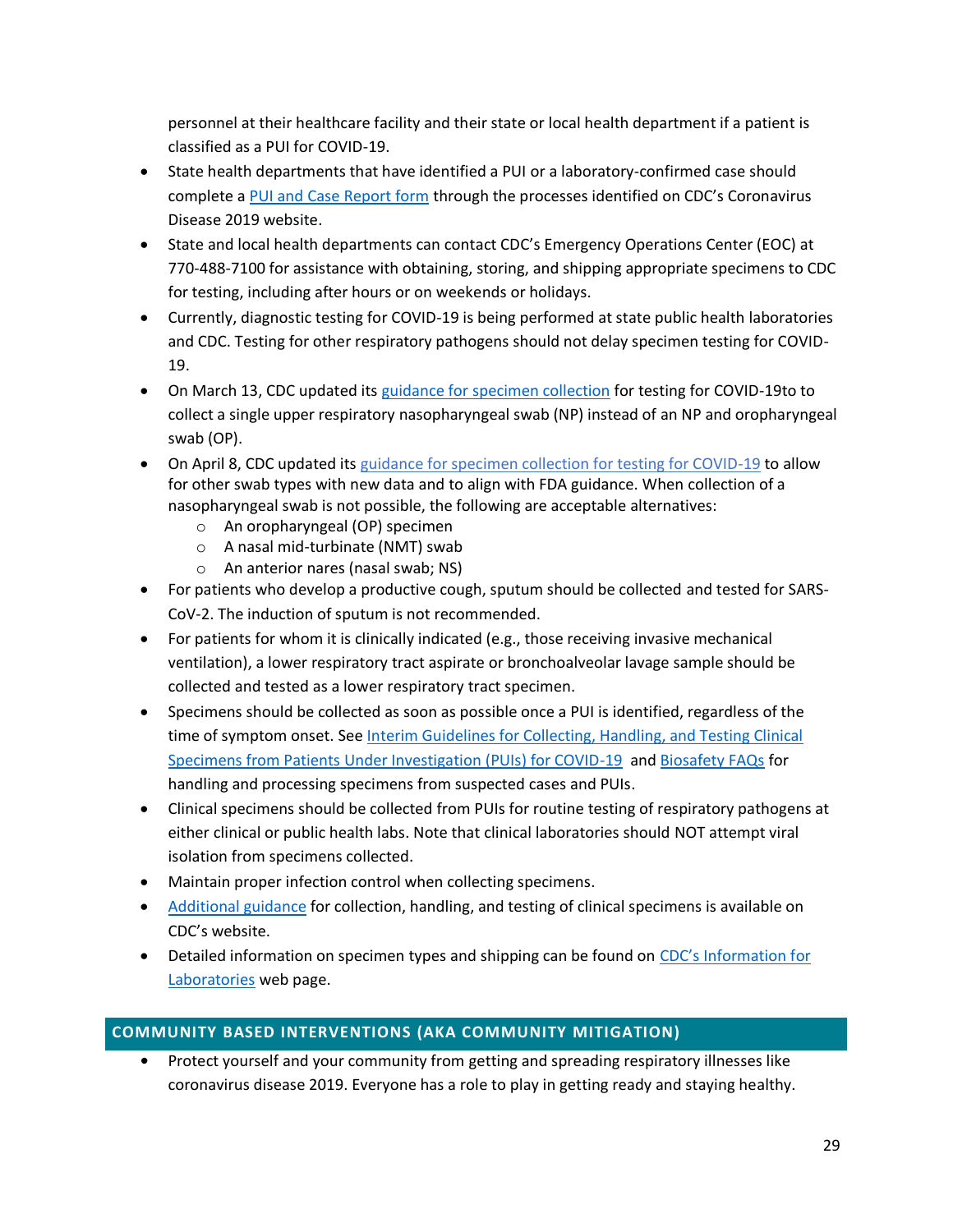personnel at their healthcare facility and their state or local health department if a patient is classified as a PUI for COVID-19.

- State health departments that have identified a PUI or a laboratory-confirmed case should complete a PUI and Case Report form through the processes identified on CDC's Coronavirus Disease 2019 website.
- State and local health departments can contact CDC's Emergency Operations Center (EOC) at 770-488-7100 for assistance with obtaining, storing, and shipping appropriate specimens to CDC for testing, including after hours or on weekends or holidays.
- Currently, diagnostic testing for COVID-19 is being performed at state public health laboratories and CDC. Testing for other respiratory pathogens should not delay specimen testing for COVID-19.
- On March 13, CDC updated its guidance for specimen collection for testing for COVID-19to to collect a single upper respiratory nasopharyngeal swab (NP) instead of an NP and oropharyngeal swab (OP).
- On April 8, CDC updated its guidance for specimen collection for testing for COVID-19 to allow for other swab types with new data and to align with FDA guidance. When collection of a nasopharyngeal swab is not possible, the following are acceptable alternatives:
  - An oropharyngeal (OP) specimen
  - A nasal mid-turbinate (NMT) swab
  - An anterior nares (nasal swab; NS)
- For patients who develop a productive cough, sputum should be collected and tested for SARS-CoV-2. The induction of sputum is not recommended.
- For patients for whom it is clinically indicated (e.g., those receiving invasive mechanical ventilation), a lower respiratory tract aspirate or bronchoalveolar lavage sample should be collected and tested as a lower respiratory tract specimen.
- Specimens should be collected as soon as possible once a PUI is identified, regardless of the time of symptom onset. See Interim Guidelines for Collecting, Handling, and Testing Clinical Specimens from Patients Under Investigation (PUIs) for COVID-19 and Biosafety FAQs for handling and processing specimens from suspected cases and PUIs.
- Clinical specimens should be collected from PUIs for routine testing of respiratory pathogens at either clinical or public health labs. Note that clinical laboratories should NOT attempt viral isolation from specimens collected.
- Maintain proper infection control when collecting specimens.
- Additional guidance for collection, handling, and testing of clinical specimens is available on CDC's website.
- Detailed information on specimen types and shipping can be found on CDC's Information for Laboratories web page.

## COMMUNITY BASED INTERVENTIONS (AKA COMMUNITY MITIGATION)

- Protect yourself and your community from getting and spreading respiratory illnesses like coronavirus disease 2019. Everyone has a role to play in getting ready and staying healthy.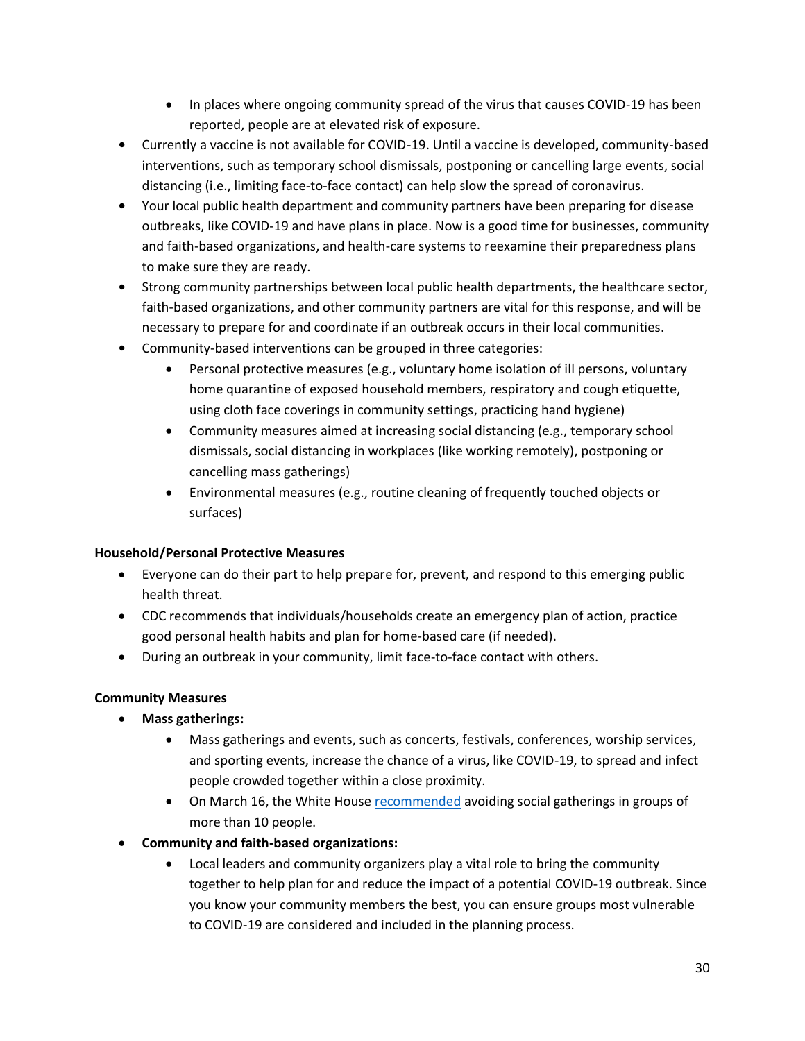- In places where ongoing community spread of the virus that causes COVID-19 has been reported, people are at elevated risk of exposure.
- Currently a vaccine is not available for COVID-19. Until a vaccine is developed, community-based interventions, such as temporary school dismissals, postponing or cancelling large events, social distancing (i.e., limiting face-to-face contact) can help slow the spread of coronavirus.
- Your local public health department and community partners have been preparing for disease outbreaks, like COVID-19 and have plans in place. Now is a good time for businesses, community and faith-based organizations, and health-care systems to reexamine their preparedness plans to make sure they are ready.
- Strong community partnerships between local public health departments, the healthcare sector, faith-based organizations, and other community partners are vital for this response, and will be necessary to prepare for and coordinate if an outbreak occurs in their local communities.
- Community-based interventions can be grouped in three categories:
    - Personal protective measures (e.g., voluntary home isolation of ill persons, voluntary home quarantine of exposed household members, respiratory and cough etiquette, using cloth face coverings in community settings, practicing hand hygiene)
    - Community measures aimed at increasing social distancing (e.g., temporary school dismissals, social distancing in workplaces (like working remotely), postponing or cancelling mass gatherings)
    - Environmental measures (e.g., routine cleaning of frequently touched objects or surfaces)

**Household/Personal Protective Measures**

- Everyone can do their part to help prepare for, prevent, and respond to this emerging public health threat.
- CDC recommends that individuals/households create an emergency plan of action, practice good personal health habits and plan for home-based care (if needed).
- During an outbreak in your community, limit face-to-face contact with others.

**Community Measures**

- **Mass gatherings:**
    - Mass gatherings and events, such as concerts, festivals, conferences, worship services, and sporting events, increase the chance of a virus, like COVID-19, to spread and infect people crowded together within a close proximity.
    - On March 16, the White House recommended avoiding social gatherings in groups of more than 10 people.
- **Community and faith-based organizations:**
    - Local leaders and community organizers play a vital role to bring the community together to help plan for and reduce the impact of a potential COVID-19 outbreak. Since you know your community members the best, you can ensure groups most vulnerable to COVID-19 are considered and included in the planning process.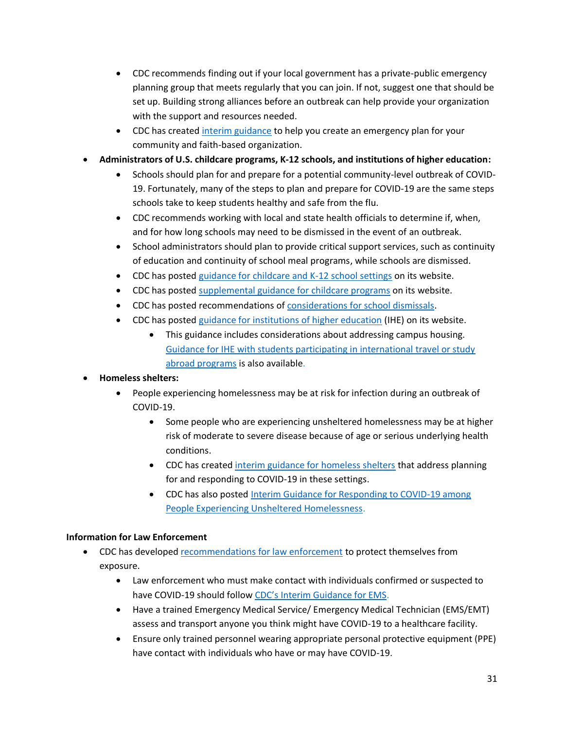- CDC recommends finding out if your local government has a private-public emergency planning group that meets regularly that you can join. If not, suggest one that should be set up. Building strong alliances before an outbreak can help provide your organization with the support and resources needed.
    - CDC has created interim guidance to help you create an emergency plan for your community and faith-based organization.
- **Administrators of U.S. childcare programs, K-12 schools, and institutions of higher education:**
    - Schools should plan for and prepare for a potential community-level outbreak of COVID-19. Fortunately, many of the steps to plan and prepare for COVID-19 are the same steps schools take to keep students healthy and safe from the flu.
    - CDC recommends working with local and state health officials to determine if, when, and for how long schools may need to be dismissed in the event of an outbreak.
    - School administrators should plan to provide critical support services, such as continuity of education and continuity of school meal programs, while schools are dismissed.
    - CDC has posted guidance for childcare and K-12 school settings on its website.
    - CDC has posted supplemental guidance for childcare programs on its website.
    - CDC has posted recommendations of considerations for school dismissals.
    - CDC has posted guidance for institutions of higher education (IHE) on its website.
        - This guidance includes considerations about addressing campus housing. Guidance for IHE with students participating in international travel or study abroad programs is also available.
- **Homeless shelters:**
    - People experiencing homelessness may be at risk for infection during an outbreak of COVID-19.
        - Some people who are experiencing unsheltered homelessness may be at higher risk of moderate to severe disease because of age or serious underlying health conditions.
        - CDC has created interim guidance for homeless shelters that address planning for and responding to COVID-19 in these settings.
        - CDC has also posted Interim Guidance for Responding to COVID-19 among People Experiencing Unsheltered Homelessness.

**Information for Law Enforcement**

- CDC has developed recommendations for law enforcement to protect themselves from exposure.
    - Law enforcement who must make contact with individuals confirmed or suspected to have COVID-19 should follow CDC's Interim Guidance for EMS.
    - Have a trained Emergency Medical Service/ Emergency Medical Technician (EMS/EMT) assess and transport anyone you think might have COVID-19 to a healthcare facility.
    - Ensure only trained personnel wearing appropriate personal protective equipment (PPE) have contact with individuals who have or may have COVID-19.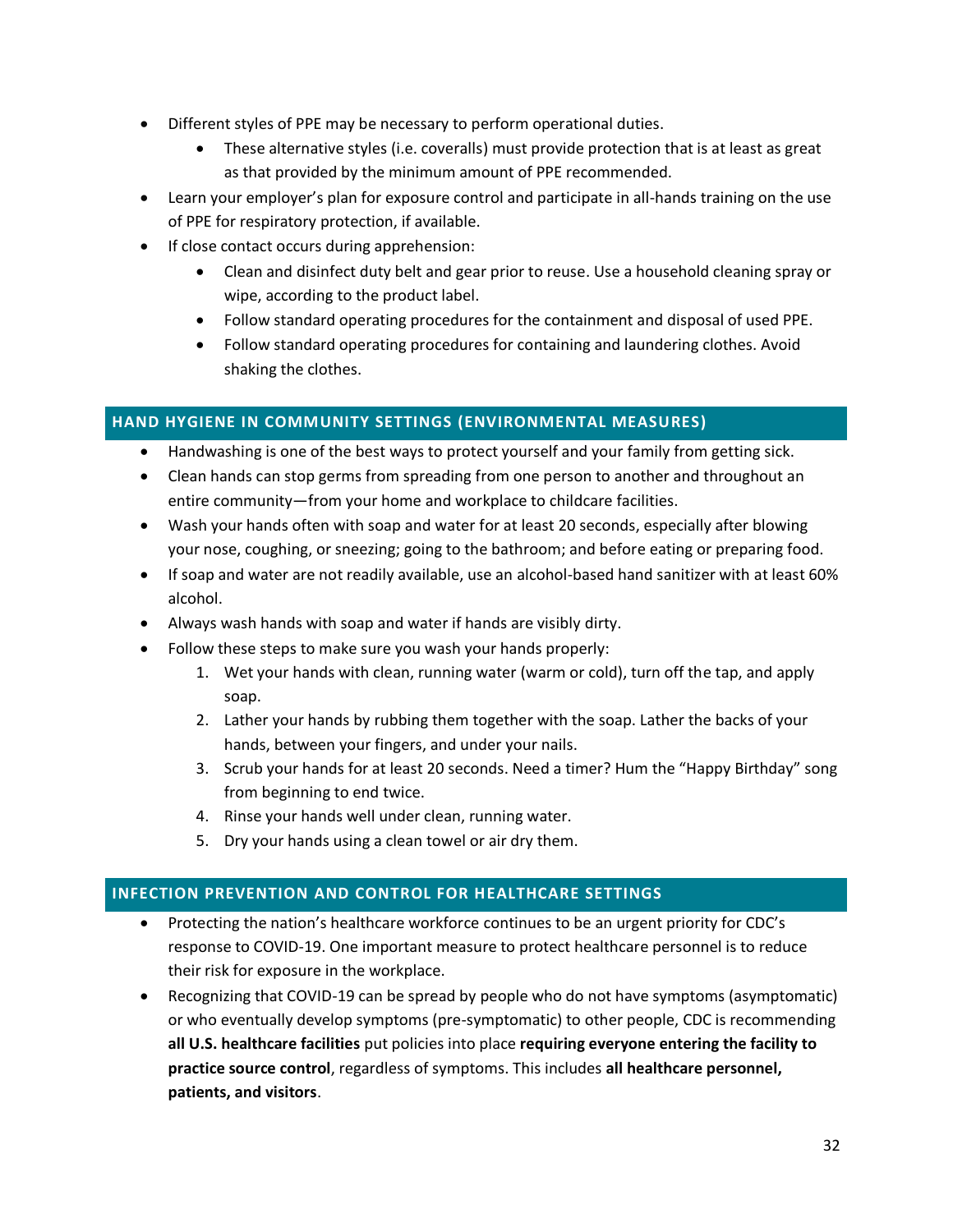- Different styles of PPE may be necessary to perform operational duties.
  - These alternative styles (i.e. coveralls) must provide protection that is at least as great as that provided by the minimum amount of PPE recommended.
- Learn your employer's plan for exposure control and participate in all-hands training on the use of PPE for respiratory protection, if available.
- If close contact occurs during apprehension:
  - Clean and disinfect duty belt and gear prior to reuse. Use a household cleaning spray or wipe, according to the product label.
  - Follow standard operating procedures for the containment and disposal of used PPE.
  - Follow standard operating procedures for containing and laundering clothes. Avoid shaking the clothes.

## HAND HYGIENE IN COMMUNITY SETTINGS (ENVIRONMENTAL MEASURES)

- Handwashing is one of the best ways to protect yourself and your family from getting sick.
- Clean hands can stop germs from spreading from one person to another and throughout an entire community—from your home and workplace to childcare facilities.
- Wash your hands often with soap and water for at least 20 seconds, especially after blowing your nose, coughing, or sneezing; going to the bathroom; and before eating or preparing food.
- If soap and water are not readily available, use an alcohol-based hand sanitizer with at least 60% alcohol.
- Always wash hands with soap and water if hands are visibly dirty.
- Follow these steps to make sure you wash your hands properly:
  1. Wet your hands with clean, running water (warm or cold), turn off the tap, and apply soap.
  2. Lather your hands by rubbing them together with the soap. Lather the backs of your hands, between your fingers, and under your nails.
  3. Scrub your hands for at least 20 seconds. Need a timer? Hum the "Happy Birthday" song from beginning to end twice.
  4. Rinse your hands well under clean, running water.
  5. Dry your hands using a clean towel or air dry them.

## INFECTION PREVENTION AND CONTROL FOR HEALTHCARE SETTINGS

- Protecting the nation's healthcare workforce continues to be an urgent priority for CDC's response to COVID-19. One important measure to protect healthcare personnel is to reduce their risk for exposure in the workplace.
- Recognizing that COVID-19 can be spread by people who do not have symptoms (asymptomatic) or who eventually develop symptoms (pre-symptomatic) to other people, CDC is recommending **all U.S. healthcare facilities** put policies into place **requiring everyone entering the facility to practice source control**, regardless of symptoms. This includes **all healthcare personnel, patients, and visitors**.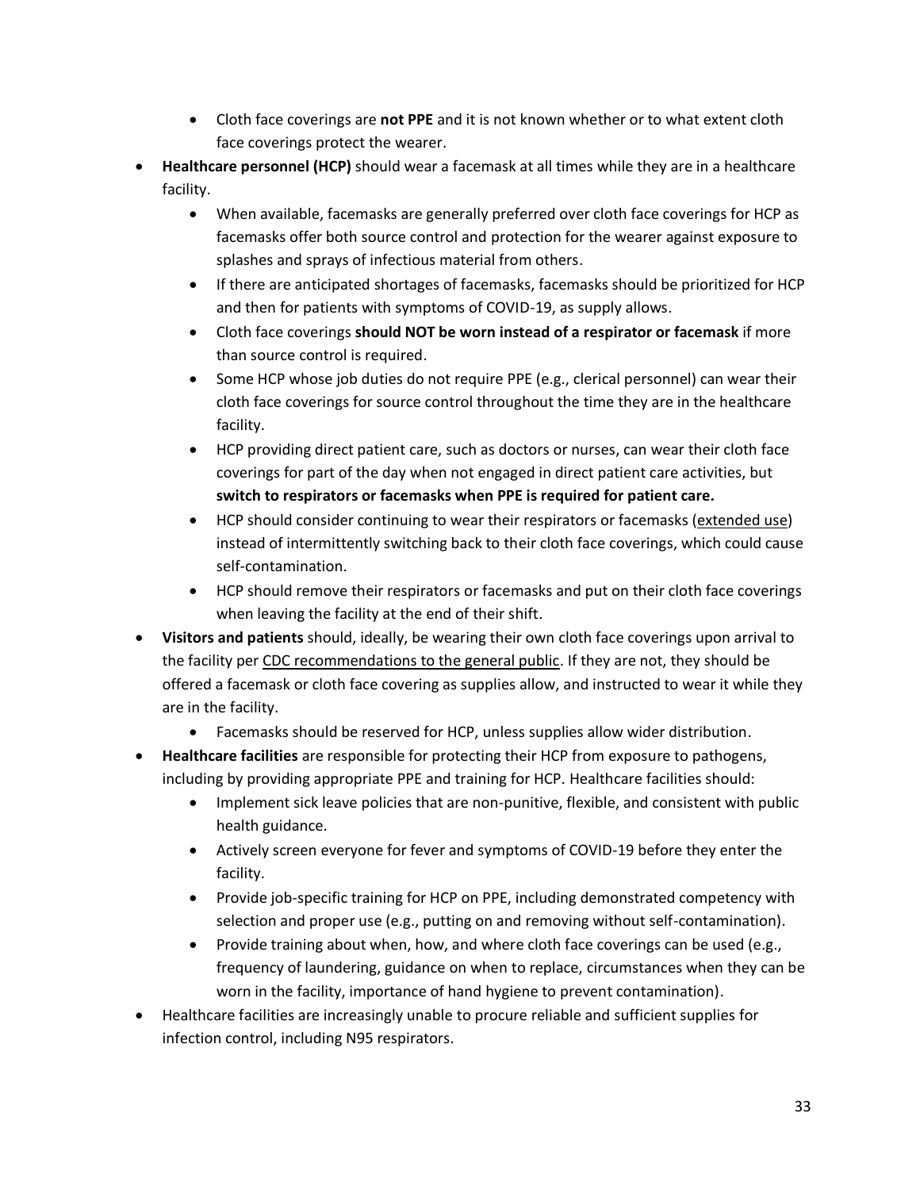- Cloth face coverings are **not PPE** and it is not known whether or to what extent cloth face coverings protect the wearer.
- **Healthcare personnel (HCP)** should wear a facemask at all times while they are in a healthcare facility.
  - When available, facemasks are generally preferred over cloth face coverings for HCP as facemasks offer both source control and protection for the wearer against exposure to splashes and sprays of infectious material from others.
  - If there are anticipated shortages of facemasks, facemasks should be prioritized for HCP and then for patients with symptoms of COVID-19, as supply allows.
  - Cloth face coverings **should NOT be worn instead of a respirator or facemask** if more than source control is required.
  - Some HCP whose job duties do not require PPE (e.g., clerical personnel) can wear their cloth face coverings for source control throughout the time they are in the healthcare facility.
  - HCP providing direct patient care, such as doctors or nurses, can wear their cloth face coverings for part of the day when not engaged in direct patient care activities, but **switch to respirators or facemasks when PPE is required for patient care.**
  - HCP should consider continuing to wear their respirators or facemasks (extended use) instead of intermittently switching back to their cloth face coverings, which could cause self-contamination.
  - HCP should remove their respirators or facemasks and put on their cloth face coverings when leaving the facility at the end of their shift.
- **Visitors and patients** should, ideally, be wearing their own cloth face coverings upon arrival to the facility per CDC recommendations to the general public. If they are not, they should be offered a facemask or cloth face covering as supplies allow, and instructed to wear it while they are in the facility.
  - Facemasks should be reserved for HCP, unless supplies allow wider distribution.
- **Healthcare facilities** are responsible for protecting their HCP from exposure to pathogens, including by providing appropriate PPE and training for HCP. Healthcare facilities should:
  - Implement sick leave policies that are non-punitive, flexible, and consistent with public health guidance.
  - Actively screen everyone for fever and symptoms of COVID-19 before they enter the facility.
  - Provide job-specific training for HCP on PPE, including demonstrated competency with selection and proper use (e.g., putting on and removing without self-contamination).
  - Provide training about when, how, and where cloth face coverings can be used (e.g., frequency of laundering, guidance on when to replace, circumstances when they can be worn in the facility, importance of hand hygiene to prevent contamination).
- Healthcare facilities are increasingly unable to procure reliable and sufficient supplies for infection control, including N95 respirators.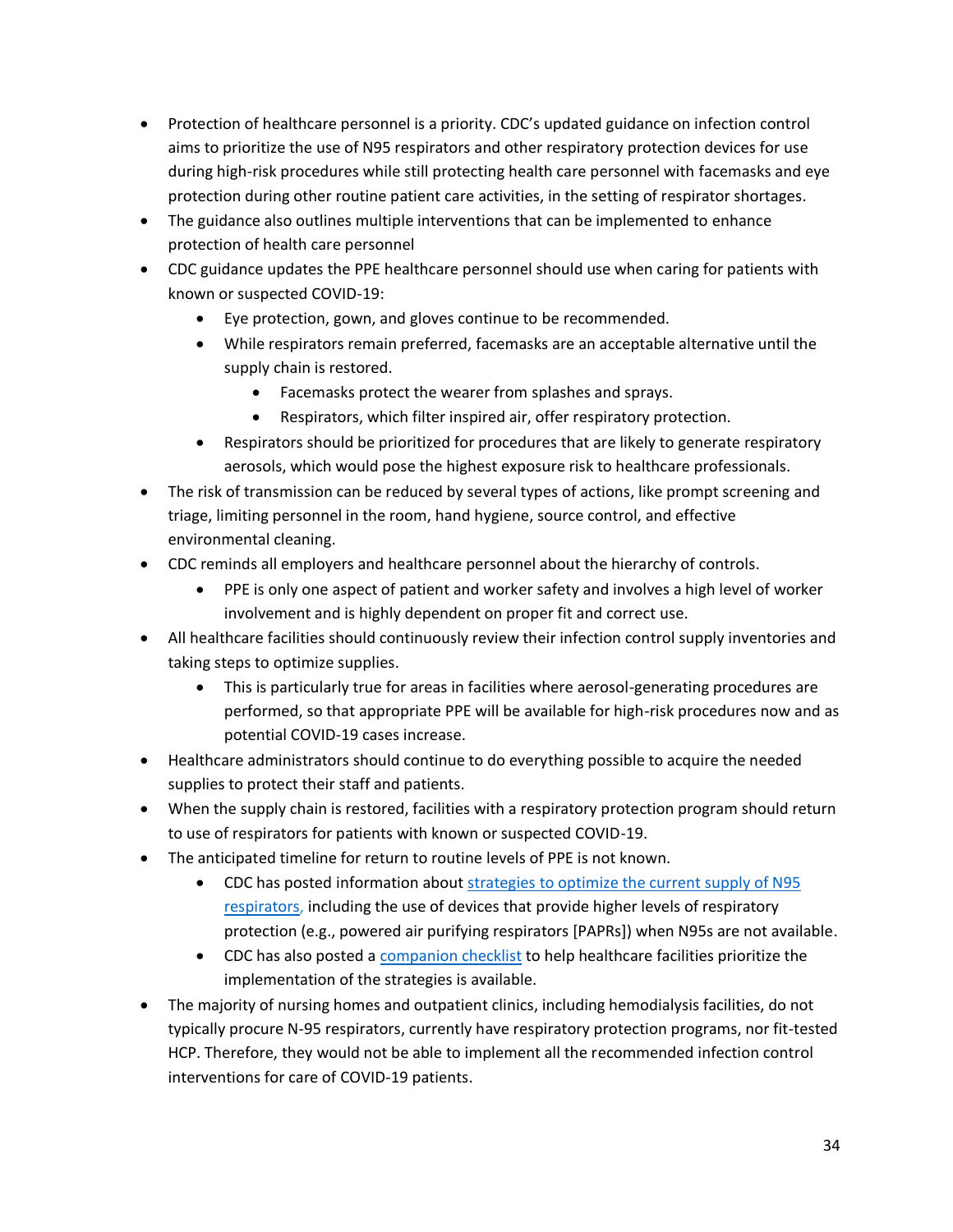- Protection of healthcare personnel is a priority. CDC's updated guidance on infection control aims to prioritize the use of N95 respirators and other respiratory protection devices for use during high-risk procedures while still protecting health care personnel with facemasks and eye protection during other routine patient care activities, in the setting of respirator shortages.
- The guidance also outlines multiple interventions that can be implemented to enhance protection of health care personnel
- CDC guidance updates the PPE healthcare personnel should use when caring for patients with known or suspected COVID-19:
  - Eye protection, gown, and gloves continue to be recommended.
  - While respirators remain preferred, facemasks are an acceptable alternative until the supply chain is restored.
    - Facemasks protect the wearer from splashes and sprays.
    - Respirators, which filter inspired air, offer respiratory protection.
  - Respirators should be prioritized for procedures that are likely to generate respiratory aerosols, which would pose the highest exposure risk to healthcare professionals.
- The risk of transmission can be reduced by several types of actions, like prompt screening and triage, limiting personnel in the room, hand hygiene, source control, and effective environmental cleaning.
- CDC reminds all employers and healthcare personnel about the hierarchy of controls.
  - PPE is only one aspect of patient and worker safety and involves a high level of worker involvement and is highly dependent on proper fit and correct use.
- All healthcare facilities should continuously review their infection control supply inventories and taking steps to optimize supplies.
  - This is particularly true for areas in facilities where aerosol-generating procedures are performed, so that appropriate PPE will be available for high-risk procedures now and as potential COVID-19 cases increase.
- Healthcare administrators should continue to do everything possible to acquire the needed supplies to protect their staff and patients.
- When the supply chain is restored, facilities with a respiratory protection program should return to use of respirators for patients with known or suspected COVID-19.
- The anticipated timeline for return to routine levels of PPE is not known.
  - CDC has posted information about strategies to optimize the current supply of N95 respirators, including the use of devices that provide higher levels of respiratory protection (e.g., powered air purifying respirators [PAPRs]) when N95s are not available.
  - CDC has also posted a companion checklist to help healthcare facilities prioritize the implementation of the strategies is available.
- The majority of nursing homes and outpatient clinics, including hemodialysis facilities, do not typically procure N-95 respirators, currently have respiratory protection programs, nor fit-tested HCP. Therefore, they would not be able to implement all the recommended infection control interventions for care of COVID-19 patients.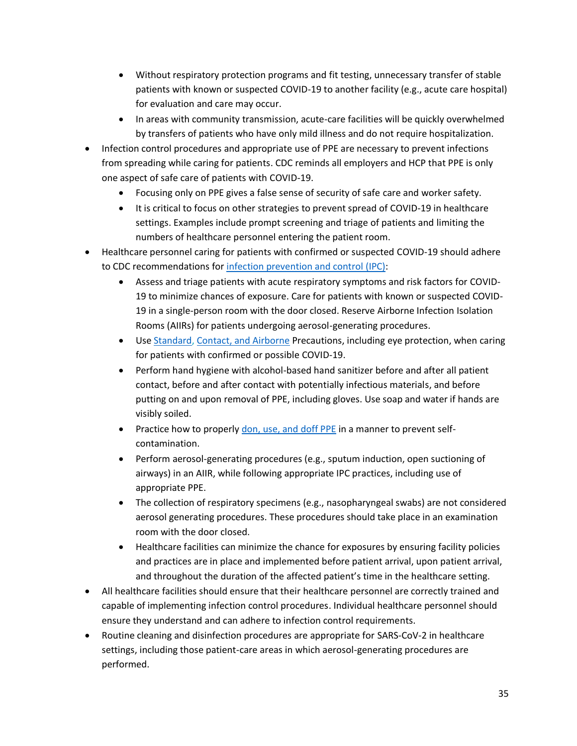- Without respiratory protection programs and fit testing, unnecessary transfer of stable patients with known or suspected COVID-19 to another facility (e.g., acute care hospital) for evaluation and care may occur.
  - In areas with community transmission, acute-care facilities will be quickly overwhelmed by transfers of patients who have only mild illness and do not require hospitalization.
- Infection control procedures and appropriate use of PPE are necessary to prevent infections from spreading while caring for patients. CDC reminds all employers and HCP that PPE is only one aspect of safe care of patients with COVID-19.
  - Focusing only on PPE gives a false sense of security of safe care and worker safety.
  - It is critical to focus on other strategies to prevent spread of COVID-19 in healthcare settings. Examples include prompt screening and triage of patients and limiting the numbers of healthcare personnel entering the patient room.
- Healthcare personnel caring for patients with confirmed or suspected COVID-19 should adhere to CDC recommendations for infection prevention and control (IPC):
  - Assess and triage patients with acute respiratory symptoms and risk factors for COVID-19 to minimize chances of exposure. Care for patients with known or suspected COVID-19 in a single-person room with the door closed. Reserve Airborne Infection Isolation Rooms (AIIRs) for patients undergoing aerosol-generating procedures.
  - Use Standard, Contact, and Airborne Precautions, including eye protection, when caring for patients with confirmed or possible COVID-19.
  - Perform hand hygiene with alcohol-based hand sanitizer before and after all patient contact, before and after contact with potentially infectious materials, and before putting on and upon removal of PPE, including gloves. Use soap and water if hands are visibly soiled.
  - Practice how to properly don, use, and doff PPE in a manner to prevent self-contamination.
  - Perform aerosol-generating procedures (e.g., sputum induction, open suctioning of airways) in an AIIR, while following appropriate IPC practices, including use of appropriate PPE.
  - The collection of respiratory specimens (e.g., nasopharyngeal swabs) are not considered aerosol generating procedures. These procedures should take place in an examination room with the door closed.
  - Healthcare facilities can minimize the chance for exposures by ensuring facility policies and practices are in place and implemented before patient arrival, upon patient arrival, and throughout the duration of the affected patient's time in the healthcare setting.
- All healthcare facilities should ensure that their healthcare personnel are correctly trained and capable of implementing infection control procedures. Individual healthcare personnel should ensure they understand and can adhere to infection control requirements.
- Routine cleaning and disinfection procedures are appropriate for SARS-CoV-2 in healthcare settings, including those patient-care areas in which aerosol-generating procedures are performed.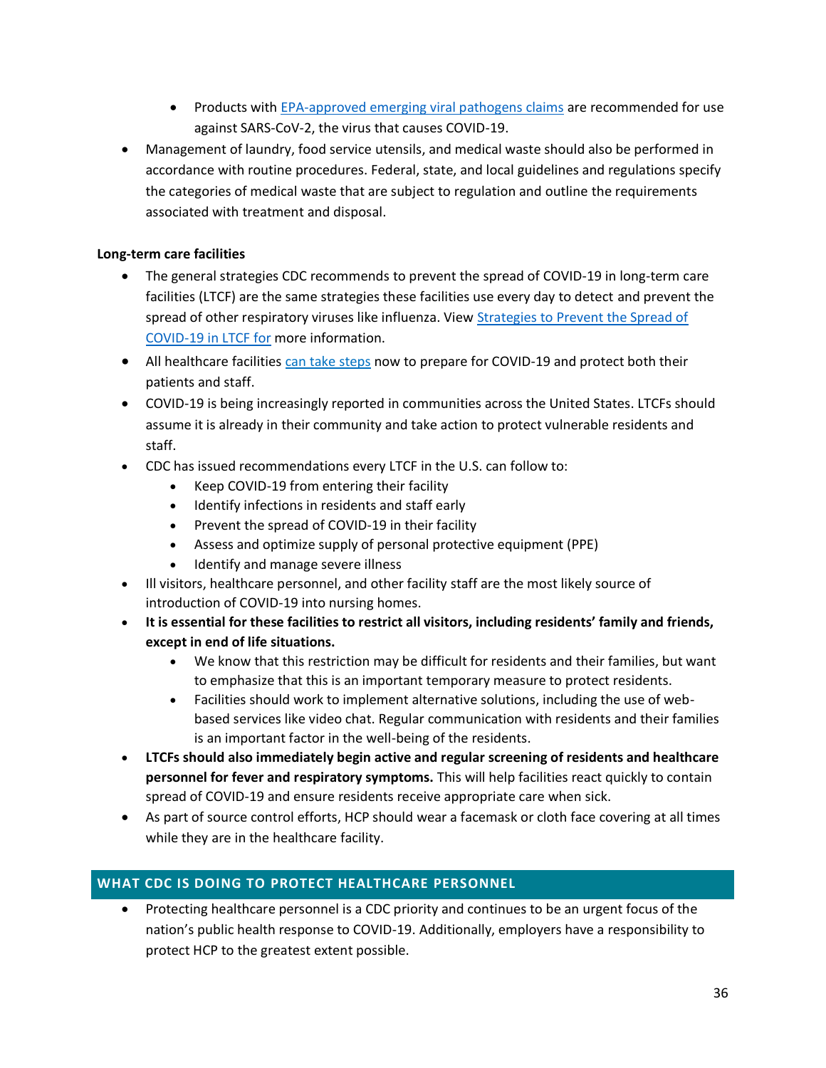- Products with EPA-approved emerging viral pathogens claims are recommended for use against SARS-CoV-2, the virus that causes COVID-19.
- Management of laundry, food service utensils, and medical waste should also be performed in accordance with routine procedures. Federal, state, and local guidelines and regulations specify the categories of medical waste that are subject to regulation and outline the requirements associated with treatment and disposal.

**Long-term care facilities**

- The general strategies CDC recommends to prevent the spread of COVID-19 in long-term care facilities (LTCF) are the same strategies these facilities use every day to detect and prevent the spread of other respiratory viruses like influenza. View Strategies to Prevent the Spread of COVID-19 in LTCF for more information.
- All healthcare facilities can take steps now to prepare for COVID-19 and protect both their patients and staff.
- COVID-19 is being increasingly reported in communities across the United States. LTCFs should assume it is already in their community and take action to protect vulnerable residents and staff.
- CDC has issued recommendations every LTCF in the U.S. can follow to:
    - Keep COVID-19 from entering their facility
    - Identify infections in residents and staff early
    - Prevent the spread of COVID-19 in their facility
    - Assess and optimize supply of personal protective equipment (PPE)
    - Identify and manage severe illness
- Ill visitors, healthcare personnel, and other facility staff are the most likely source of introduction of COVID-19 into nursing homes.
- **It is essential for these facilities to restrict all visitors, including residents' family and friends, except in end of life situations.**
    - We know that this restriction may be difficult for residents and their families, but want to emphasize that this is an important temporary measure to protect residents.
    - Facilities should work to implement alternative solutions, including the use of web-based services like video chat. Regular communication with residents and their families is an important factor in the well-being of the residents.
- **LTCFs should also immediately begin active and regular screening of residents and healthcare personnel for fever and respiratory symptoms.** This will help facilities react quickly to contain spread of COVID-19 and ensure residents receive appropriate care when sick.
- As part of source control efforts, HCP should wear a facemask or cloth face covering at all times while they are in the healthcare facility.

## WHAT CDC IS DOING TO PROTECT HEALTHCARE PERSONNEL

- Protecting healthcare personnel is a CDC priority and continues to be an urgent focus of the nation's public health response to COVID-19. Additionally, employers have a responsibility to protect HCP to the greatest extent possible.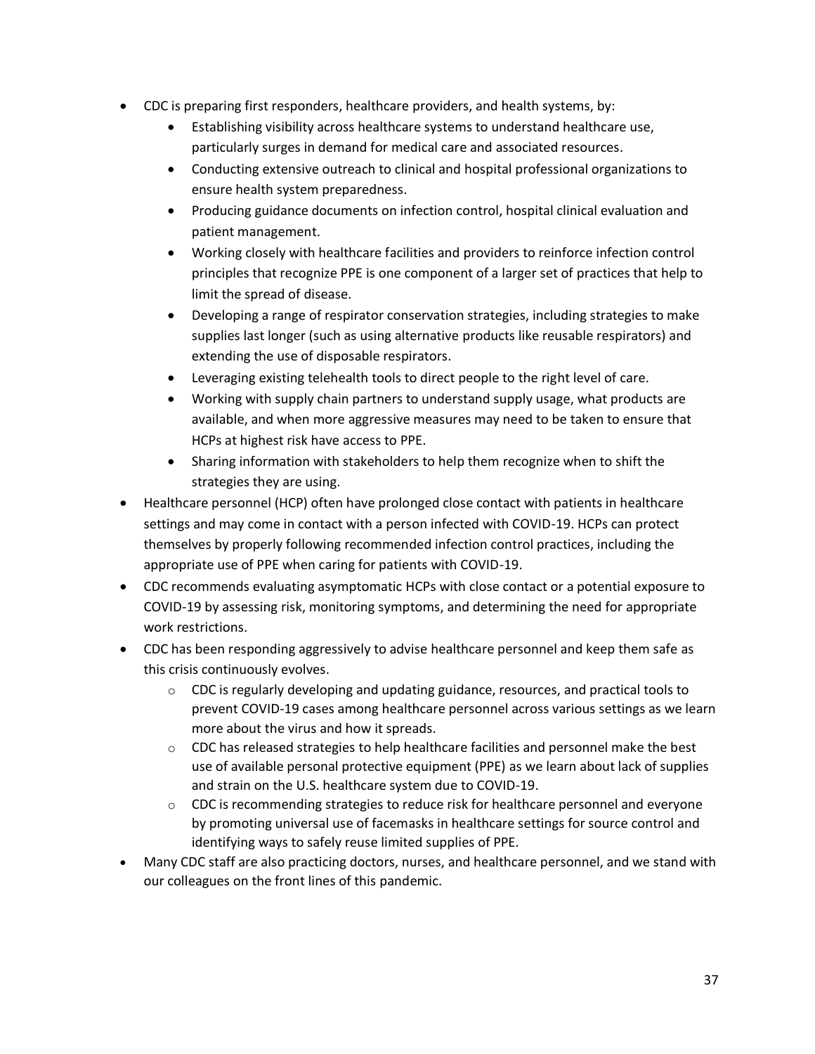- CDC is preparing first responders, healthcare providers, and health systems, by:
  - Establishing visibility across healthcare systems to understand healthcare use, particularly surges in demand for medical care and associated resources.
  - Conducting extensive outreach to clinical and hospital professional organizations to ensure health system preparedness.
  - Producing guidance documents on infection control, hospital clinical evaluation and patient management.
  - Working closely with healthcare facilities and providers to reinforce infection control principles that recognize PPE is one component of a larger set of practices that help to limit the spread of disease.
  - Developing a range of respirator conservation strategies, including strategies to make supplies last longer (such as using alternative products like reusable respirators) and extending the use of disposable respirators.
  - Leveraging existing telehealth tools to direct people to the right level of care.
  - Working with supply chain partners to understand supply usage, what products are available, and when more aggressive measures may need to be taken to ensure that HCPs at highest risk have access to PPE.
  - Sharing information with stakeholders to help them recognize when to shift the strategies they are using.
- Healthcare personnel (HCP) often have prolonged close contact with patients in healthcare settings and may come in contact with a person infected with COVID-19. HCPs can protect themselves by properly following recommended infection control practices, including the appropriate use of PPE when caring for patients with COVID-19.
- CDC recommends evaluating asymptomatic HCPs with close contact or a potential exposure to COVID-19 by assessing risk, monitoring symptoms, and determining the need for appropriate work restrictions.
- CDC has been responding aggressively to advise healthcare personnel and keep them safe as this crisis continuously evolves.
  - CDC is regularly developing and updating guidance, resources, and practical tools to prevent COVID-19 cases among healthcare personnel across various settings as we learn more about the virus and how it spreads.
  - CDC has released strategies to help healthcare facilities and personnel make the best use of available personal protective equipment (PPE) as we learn about lack of supplies and strain on the U.S. healthcare system due to COVID-19.
  - CDC is recommending strategies to reduce risk for healthcare personnel and everyone by promoting universal use of facemasks in healthcare settings for source control and identifying ways to safely reuse limited supplies of PPE.
- Many CDC staff are also practicing doctors, nurses, and healthcare personnel, and we stand with our colleagues on the front lines of this pandemic.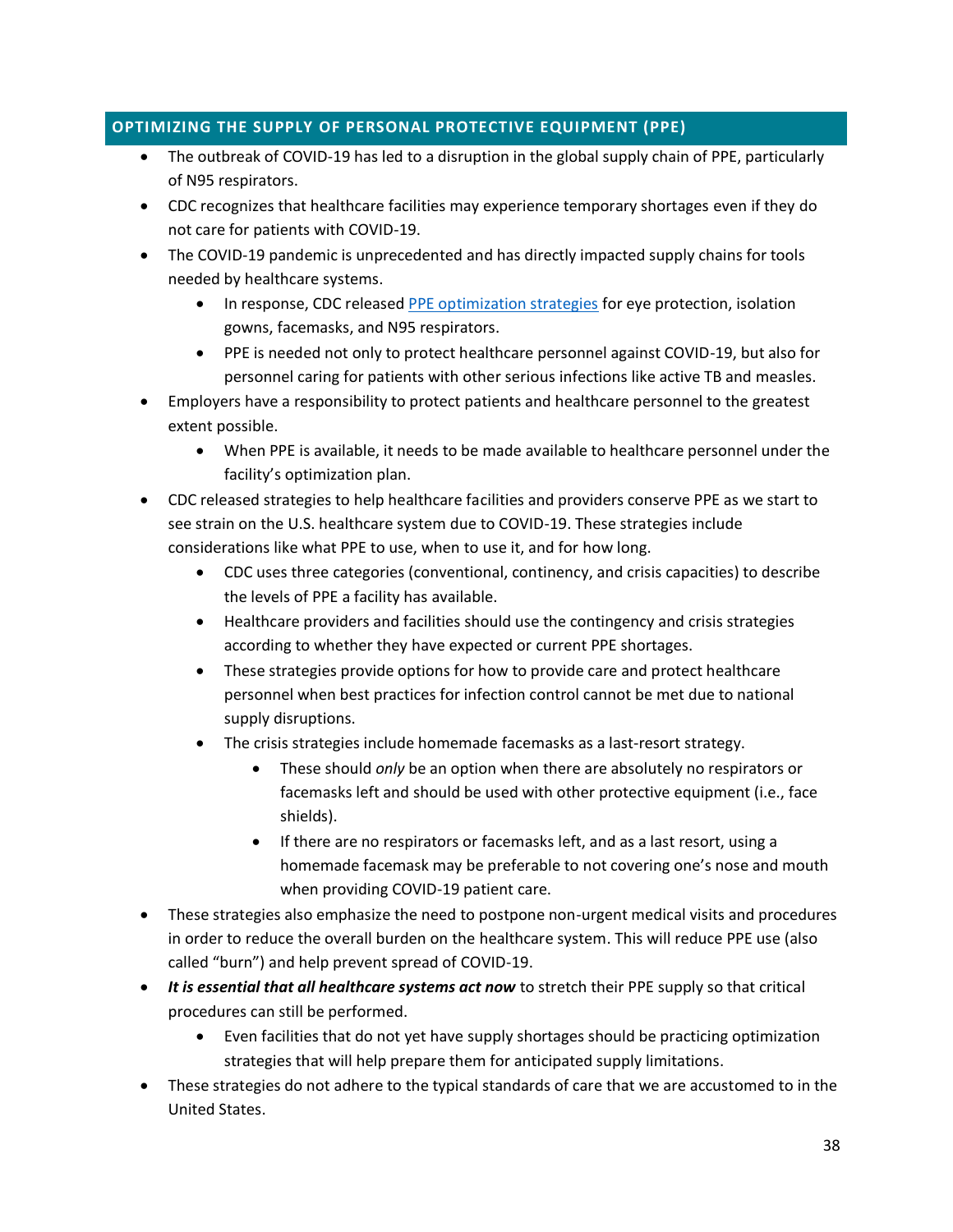## OPTIMIZING THE SUPPLY OF PERSONAL PROTECTIVE EQUIPMENT (PPE)

- The outbreak of COVID-19 has led to a disruption in the global supply chain of PPE, particularly of N95 respirators.
- CDC recognizes that healthcare facilities may experience temporary shortages even if they do not care for patients with COVID-19.
- The COVID-19 pandemic is unprecedented and has directly impacted supply chains for tools needed by healthcare systems.
  - In response, CDC released [PPE optimization strategies]() for eye protection, isolation gowns, facemasks, and N95 respirators.
  - PPE is needed not only to protect healthcare personnel against COVID-19, but also for personnel caring for patients with other serious infections like active TB and measles.
- Employers have a responsibility to protect patients and healthcare personnel to the greatest extent possible.
  - When PPE is available, it needs to be made available to healthcare personnel under the facility's optimization plan.
- CDC released strategies to help healthcare facilities and providers conserve PPE as we start to see strain on the U.S. healthcare system due to COVID-19. These strategies include considerations like what PPE to use, when to use it, and for how long.
  - CDC uses three categories (conventional, continency, and crisis capacities) to describe the levels of PPE a facility has available.
  - Healthcare providers and facilities should use the contingency and crisis strategies according to whether they have expected or current PPE shortages.
  - These strategies provide options for how to provide care and protect healthcare personnel when best practices for infection control cannot be met due to national supply disruptions.
  - The crisis strategies include homemade facemasks as a last-resort strategy.
    - These should *only* be an option when there are absolutely no respirators or facemasks left and should be used with other protective equipment (i.e., face shields).
    - If there are no respirators or facemasks left, and as a last resort, using a homemade facemask may be preferable to not covering one's nose and mouth when providing COVID-19 patient care.
- These strategies also emphasize the need to postpone non-urgent medical visits and procedures in order to reduce the overall burden on the healthcare system. This will reduce PPE use (also called "burn") and help prevent spread of COVID-19.
- ***It is essential that all healthcare systems act now*** to stretch their PPE supply so that critical procedures can still be performed.
  - Even facilities that do not yet have supply shortages should be practicing optimization strategies that will help prepare them for anticipated supply limitations.
- These strategies do not adhere to the typical standards of care that we are accustomed to in the United States.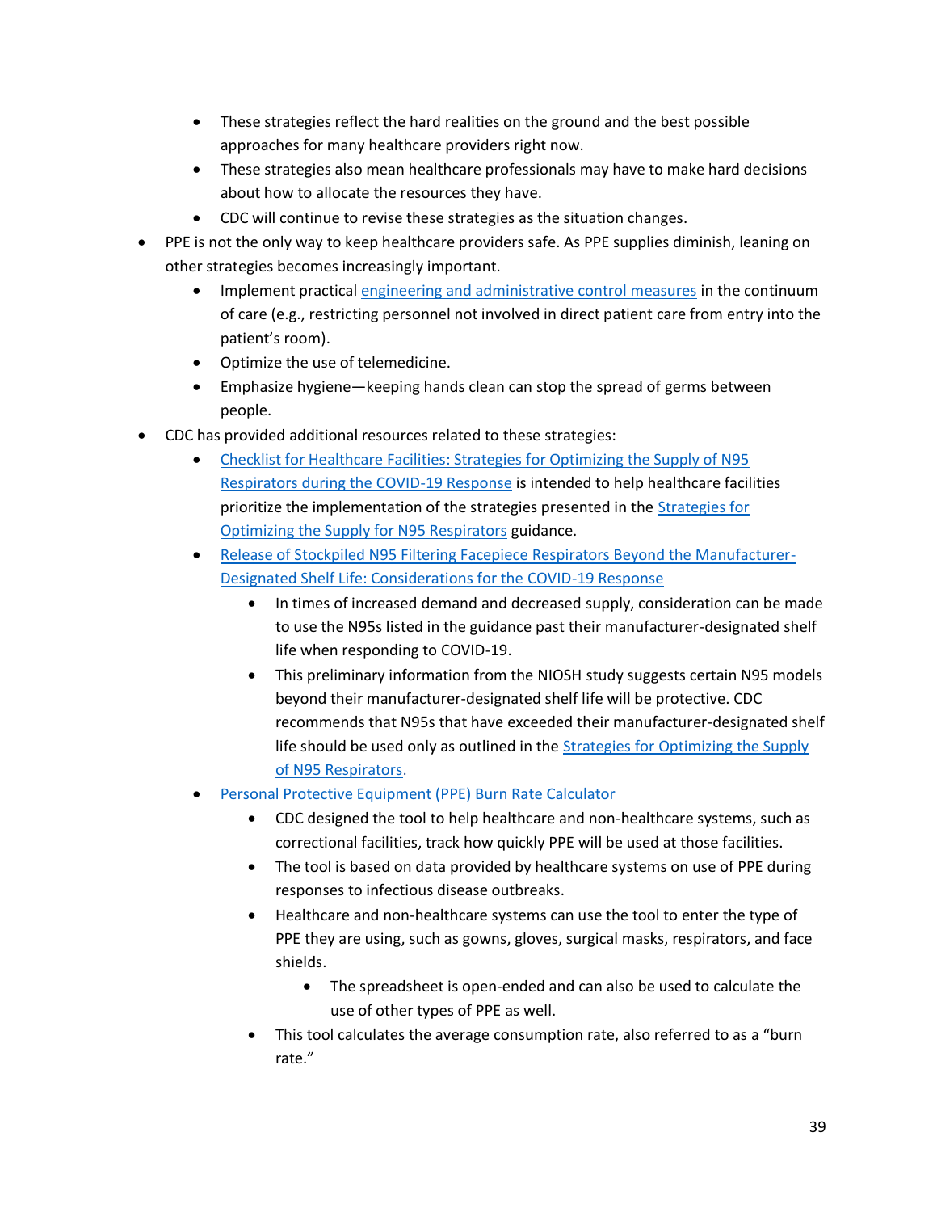- These strategies reflect the hard realities on the ground and the best possible approaches for many healthcare providers right now.
    - These strategies also mean healthcare professionals may have to make hard decisions about how to allocate the resources they have.
    - CDC will continue to revise these strategies as the situation changes.
- PPE is not the only way to keep healthcare providers safe. As PPE supplies diminish, leaning on other strategies becomes increasingly important.
    - Implement practical engineering and administrative control measures in the continuum of care (e.g., restricting personnel not involved in direct patient care from entry into the patient's room).
    - Optimize the use of telemedicine.
    - Emphasize hygiene—keeping hands clean can stop the spread of germs between people.
- CDC has provided additional resources related to these strategies:
    - Checklist for Healthcare Facilities: Strategies for Optimizing the Supply of N95 Respirators during the COVID-19 Response is intended to help healthcare facilities prioritize the implementation of the strategies presented in the Strategies for Optimizing the Supply for N95 Respirators guidance.
    - Release of Stockpiled N95 Filtering Facepiece Respirators Beyond the Manufacturer-Designated Shelf Life: Considerations for the COVID-19 Response
        - In times of increased demand and decreased supply, consideration can be made to use the N95s listed in the guidance past their manufacturer-designated shelf life when responding to COVID-19.
        - This preliminary information from the NIOSH study suggests certain N95 models beyond their manufacturer-designated shelf life will be protective. CDC recommends that N95s that have exceeded their manufacturer-designated shelf life should be used only as outlined in the Strategies for Optimizing the Supply of N95 Respirators.
    - Personal Protective Equipment (PPE) Burn Rate Calculator
        - CDC designed the tool to help healthcare and non-healthcare systems, such as correctional facilities, track how quickly PPE will be used at those facilities.
        - The tool is based on data provided by healthcare systems on use of PPE during responses to infectious disease outbreaks.
        - Healthcare and non-healthcare systems can use the tool to enter the type of PPE they are using, such as gowns, gloves, surgical masks, respirators, and face shields.
            - The spreadsheet is open-ended and can also be used to calculate the use of other types of PPE as well.
        - This tool calculates the average consumption rate, also referred to as a "burn rate."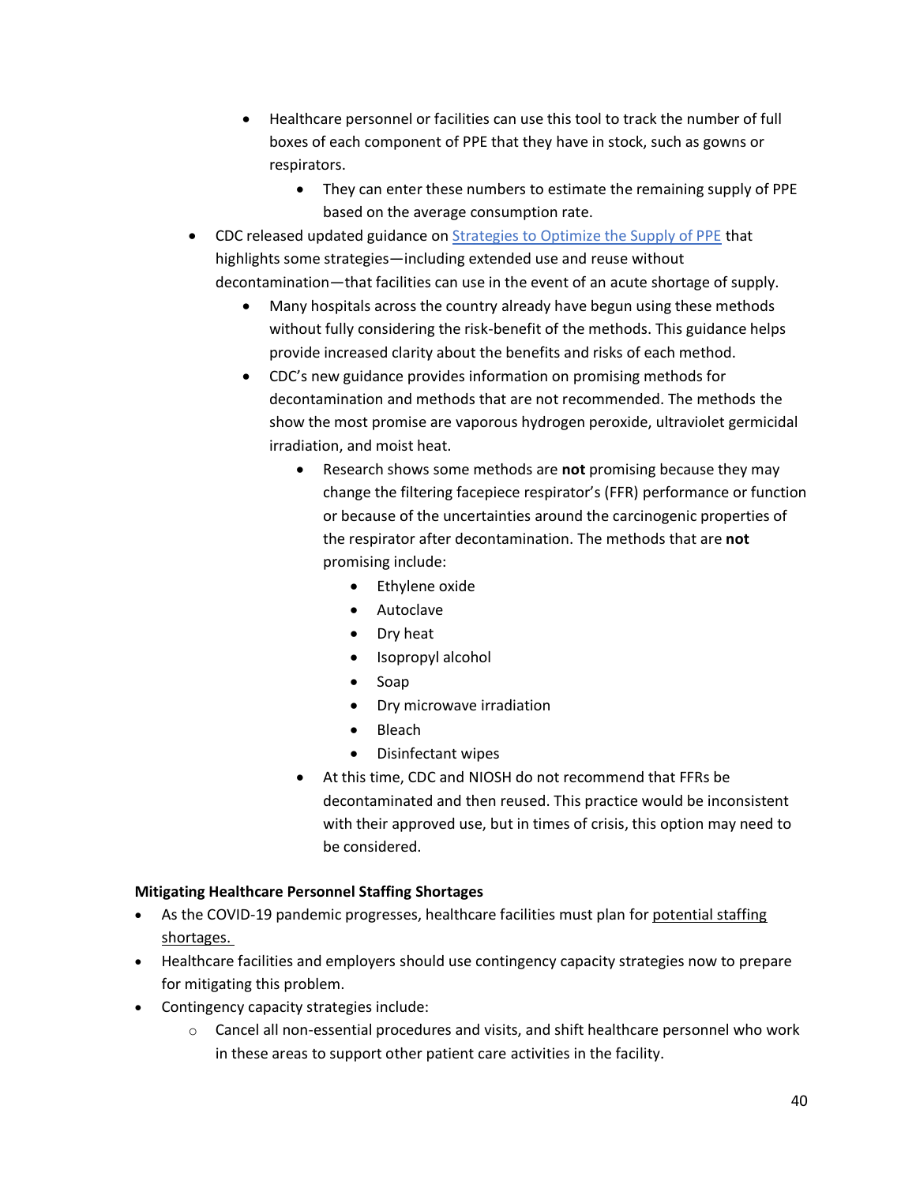- Healthcare personnel or facilities can use this tool to track the number of full boxes of each component of PPE that they have in stock, such as gowns or respirators.
            - They can enter these numbers to estimate the remaining supply of PPE based on the average consumption rate.
    - CDC released updated guidance on [Strategies to Optimize the Supply of PPE]() that highlights some strategies—including extended use and reuse without decontamination—that facilities can use in the event of an acute shortage of supply.
        - Many hospitals across the country already have begun using these methods without fully considering the risk-benefit of the methods. This guidance helps provide increased clarity about the benefits and risks of each method.
        - CDC's new guidance provides information on promising methods for decontamination and methods that are not recommended. The methods the show the most promise are vaporous hydrogen peroxide, ultraviolet germicidal irradiation, and moist heat.
            - Research shows some methods are **not** promising because they may change the filtering facepiece respirator's (FFR) performance or function or because of the uncertainties around the carcinogenic properties of the respirator after decontamination. The methods that are **not** promising include:
                - Ethylene oxide
                - Autoclave
                - Dry heat
                - Isopropyl alcohol
                - Soap
                - Dry microwave irradiation
                - Bleach
                - Disinfectant wipes
            - At this time, CDC and NIOSH do not recommend that FFRs be decontaminated and then reused. This practice would be inconsistent with their approved use, but in times of crisis, this option may need to be considered.

**Mitigating Healthcare Personnel Staffing Shortages**

- As the COVID-19 pandemic progresses, healthcare facilities must plan for potential staffing shortages.
- Healthcare facilities and employers should use contingency capacity strategies now to prepare for mitigating this problem.
- Contingency capacity strategies include:
    - Cancel all non-essential procedures and visits, and shift healthcare personnel who work in these areas to support other patient care activities in the facility.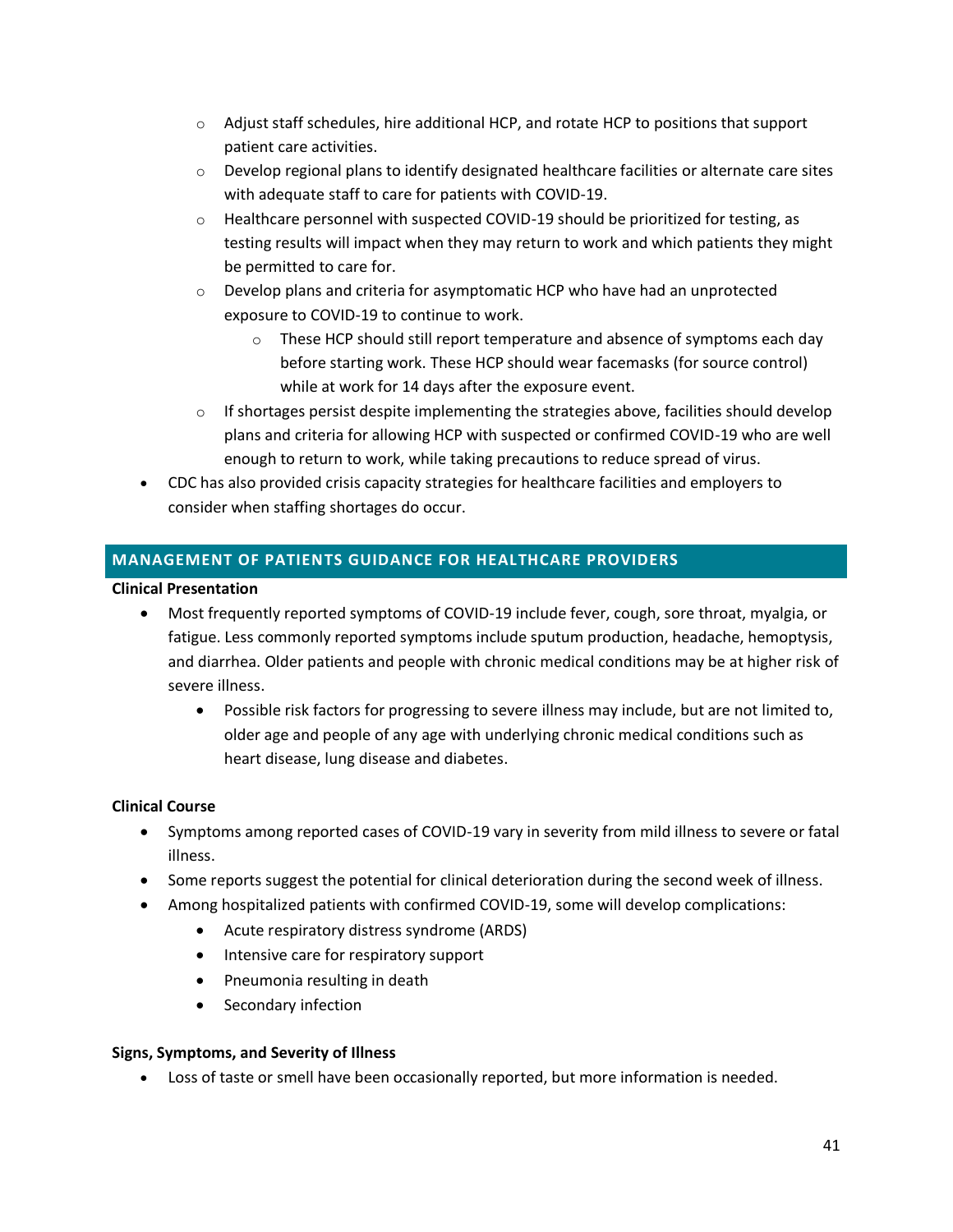- Adjust staff schedules, hire additional HCP, and rotate HCP to positions that support patient care activities.
  - Develop regional plans to identify designated healthcare facilities or alternate care sites with adequate staff to care for patients with COVID-19.
  - Healthcare personnel with suspected COVID-19 should be prioritized for testing, as testing results will impact when they may return to work and which patients they might be permitted to care for.
  - Develop plans and criteria for asymptomatic HCP who have had an unprotected exposure to COVID-19 to continue to work.
    - These HCP should still report temperature and absence of symptoms each day before starting work. These HCP should wear facemasks (for source control) while at work for 14 days after the exposure event.
  - If shortages persist despite implementing the strategies above, facilities should develop plans and criteria for allowing HCP with suspected or confirmed COVID-19 who are well enough to return to work, while taking precautions to reduce spread of virus.
- CDC has also provided crisis capacity strategies for healthcare facilities and employers to consider when staffing shortages do occur.

## MANAGEMENT OF PATIENTS GUIDANCE FOR HEALTHCARE PROVIDERS

**Clinical Presentation**

- Most frequently reported symptoms of COVID-19 include fever, cough, sore throat, myalgia, or fatigue. Less commonly reported symptoms include sputum production, headache, hemoptysis, and diarrhea. Older patients and people with chronic medical conditions may be at higher risk of severe illness.
  - Possible risk factors for progressing to severe illness may include, but are not limited to, older age and people of any age with underlying chronic medical conditions such as heart disease, lung disease and diabetes.

**Clinical Course**

- Symptoms among reported cases of COVID-19 vary in severity from mild illness to severe or fatal illness.
- Some reports suggest the potential for clinical deterioration during the second week of illness.
- Among hospitalized patients with confirmed COVID-19, some will develop complications:
  - Acute respiratory distress syndrome (ARDS)
  - Intensive care for respiratory support
  - Pneumonia resulting in death
  - Secondary infection

**Signs, Symptoms, and Severity of Illness**

- Loss of taste or smell have been occasionally reported, but more information is needed.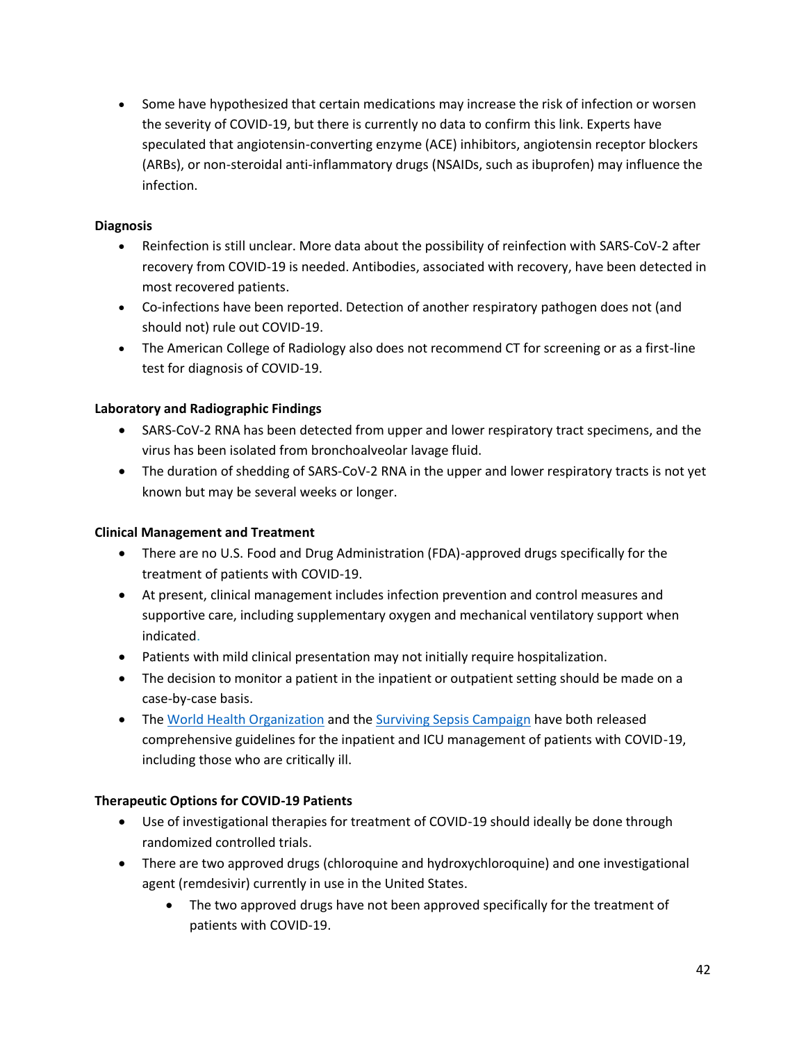- Some have hypothesized that certain medications may increase the risk of infection or worsen the severity of COVID-19, but there is currently no data to confirm this link. Experts have speculated that angiotensin-converting enzyme (ACE) inhibitors, angiotensin receptor blockers (ARBs), or non-steroidal anti-inflammatory drugs (NSAIDs, such as ibuprofen) may influence the infection.

**Diagnosis**

- Reinfection is still unclear. More data about the possibility of reinfection with SARS-CoV-2 after recovery from COVID-19 is needed. Antibodies, associated with recovery, have been detected in most recovered patients.
- Co-infections have been reported. Detection of another respiratory pathogen does not (and should not) rule out COVID-19.
- The American College of Radiology also does not recommend CT for screening or as a first-line test for diagnosis of COVID-19.

**Laboratory and Radiographic Findings**

- SARS-CoV-2 RNA has been detected from upper and lower respiratory tract specimens, and the virus has been isolated from bronchoalveolar lavage fluid.
- The duration of shedding of SARS-CoV-2 RNA in the upper and lower respiratory tracts is not yet known but may be several weeks or longer.

**Clinical Management and Treatment**

- There are no U.S. Food and Drug Administration (FDA)-approved drugs specifically for the treatment of patients with COVID-19.
- At present, clinical management includes infection prevention and control measures and supportive care, including supplementary oxygen and mechanical ventilatory support when indicated.
- Patients with mild clinical presentation may not initially require hospitalization.
- The decision to monitor a patient in the inpatient or outpatient setting should be made on a case-by-case basis.
- The World Health Organization and the Surviving Sepsis Campaign have both released comprehensive guidelines for the inpatient and ICU management of patients with COVID-19, including those who are critically ill.

**Therapeutic Options for COVID-19 Patients**

- Use of investigational therapies for treatment of COVID-19 should ideally be done through randomized controlled trials.
- There are two approved drugs (chloroquine and hydroxychloroquine) and one investigational agent (remdesivir) currently in use in the United States.
  - The two approved drugs have not been approved specifically for the treatment of patients with COVID-19.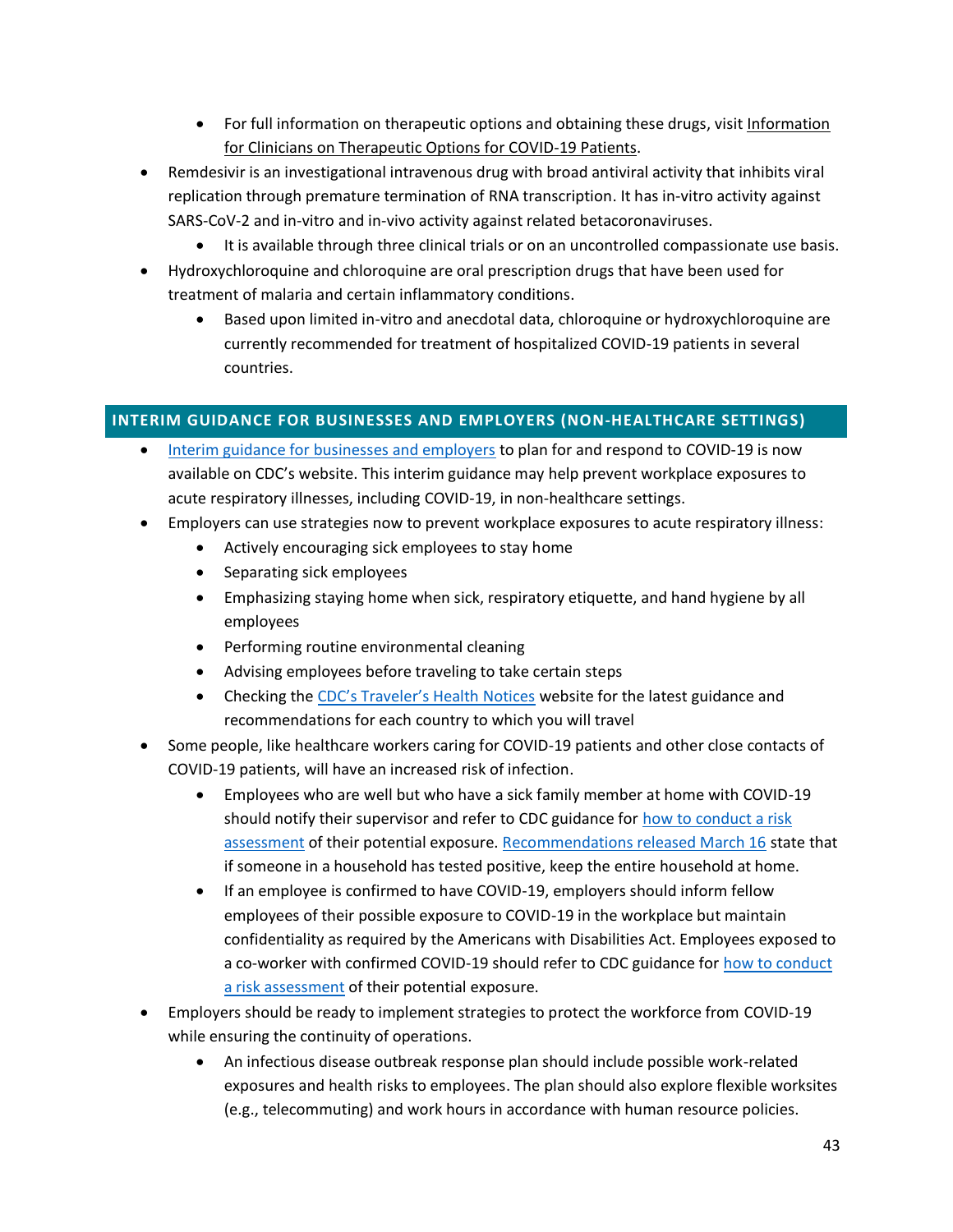- For full information on therapeutic options and obtaining these drugs, visit Information for Clinicians on Therapeutic Options for COVID-19 Patients.
- Remdesivir is an investigational intravenous drug with broad antiviral activity that inhibits viral replication through premature termination of RNA transcription. It has in-vitro activity against SARS-CoV-2 and in-vitro and in-vivo activity against related betacoronaviruses.
    - It is available through three clinical trials or on an uncontrolled compassionate use basis.
- Hydroxychloroquine and chloroquine are oral prescription drugs that have been used for treatment of malaria and certain inflammatory conditions.
    - Based upon limited in-vitro and anecdotal data, chloroquine or hydroxychloroquine are currently recommended for treatment of hospitalized COVID-19 patients in several countries.

## INTERIM GUIDANCE FOR BUSINESSES AND EMPLOYERS (NON-HEALTHCARE SETTINGS)

- Interim guidance for businesses and employers to plan for and respond to COVID-19 is now available on CDC's website. This interim guidance may help prevent workplace exposures to acute respiratory illnesses, including COVID-19, in non-healthcare settings.
- Employers can use strategies now to prevent workplace exposures to acute respiratory illness:
    - Actively encouraging sick employees to stay home
    - Separating sick employees
    - Emphasizing staying home when sick, respiratory etiquette, and hand hygiene by all employees
    - Performing routine environmental cleaning
    - Advising employees before traveling to take certain steps
    - Checking the CDC's Traveler's Health Notices website for the latest guidance and recommendations for each country to which you will travel
- Some people, like healthcare workers caring for COVID-19 patients and other close contacts of COVID-19 patients, will have an increased risk of infection.
    - Employees who are well but who have a sick family member at home with COVID-19 should notify their supervisor and refer to CDC guidance for how to conduct a risk assessment of their potential exposure. Recommendations released March 16 state that if someone in a household has tested positive, keep the entire household at home.
    - If an employee is confirmed to have COVID-19, employers should inform fellow employees of their possible exposure to COVID-19 in the workplace but maintain confidentiality as required by the Americans with Disabilities Act. Employees exposed to a co-worker with confirmed COVID-19 should refer to CDC guidance for how to conduct a risk assessment of their potential exposure.
- Employers should be ready to implement strategies to protect the workforce from COVID-19 while ensuring the continuity of operations.
    - An infectious disease outbreak response plan should include possible work-related exposures and health risks to employees. The plan should also explore flexible worksites (e.g., telecommuting) and work hours in accordance with human resource policies.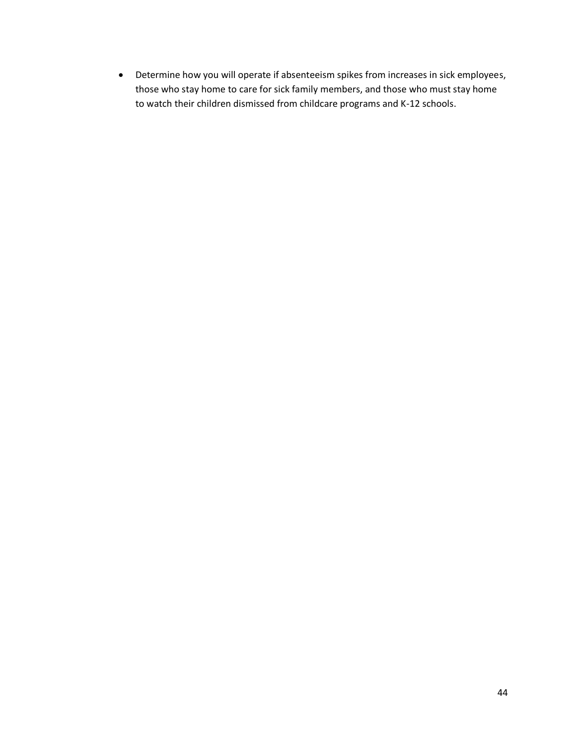- Determine how you will operate if absenteeism spikes from increases in sick employees, those who stay home to care for sick family members, and those who must stay home to watch their children dismissed from childcare programs and K-12 schools.